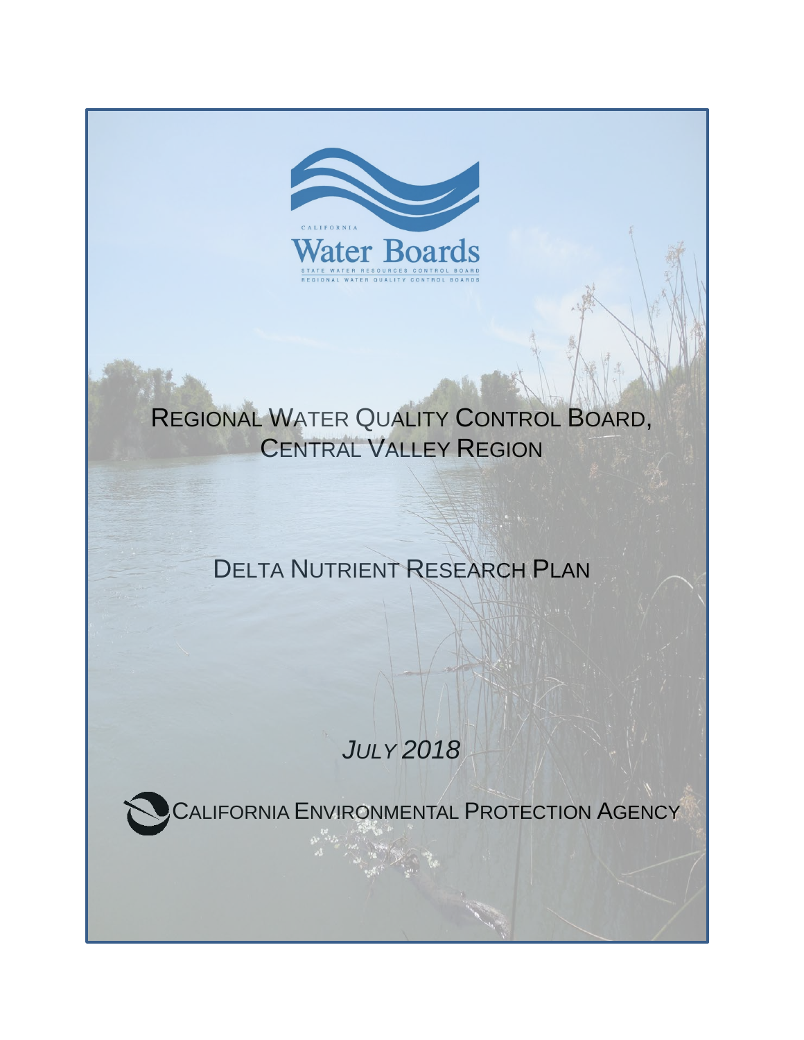CALIFORNIA

Water Boards

STATE WATER RESOURCES CONTROL BOARD
REGIONAL WATER QUALITY CONTROL BOARDS

# REGIONAL WATER QUALITY CONTROL BOARD, CENTRAL VALLEY REGION

# DELTA NUTRIENT RESEARCH PLAN

*JULY 2018*

CALIFORNIA ENVIRONMENTAL PROTECTION AGENCY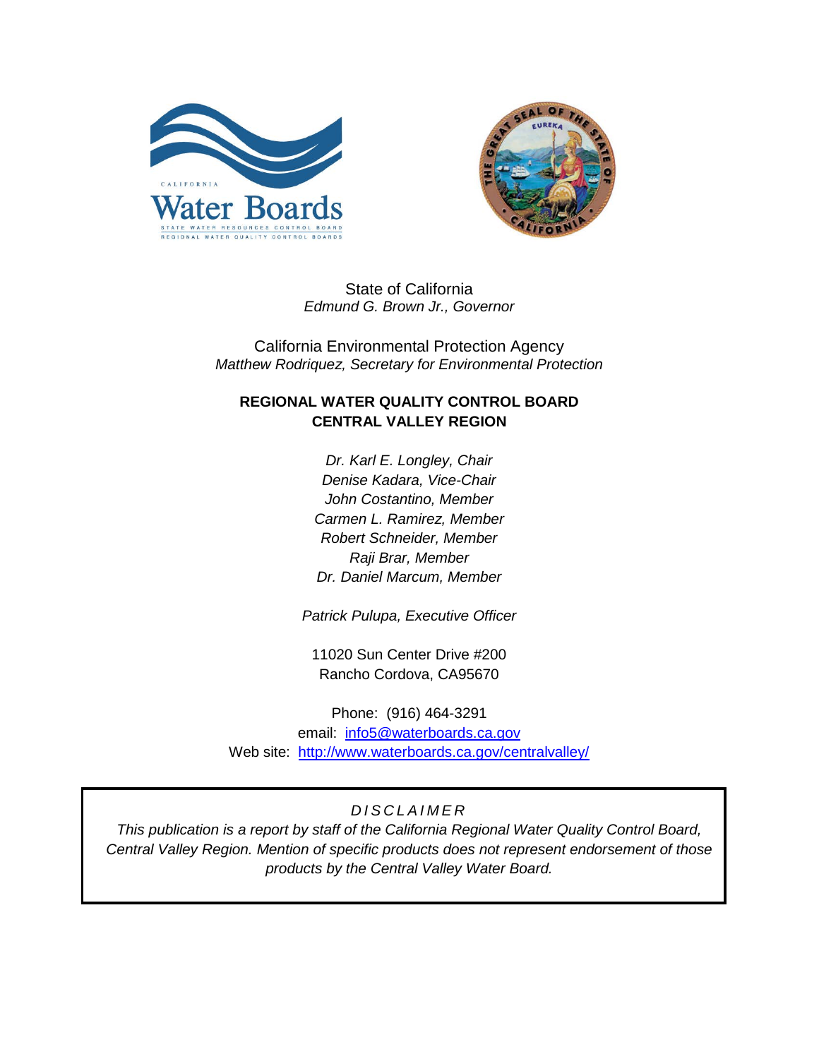State of California
*Edmund G. Brown Jr., Governor*

California Environmental Protection Agency
*Matthew Rodriquez, Secretary for Environmental Protection*

**REGIONAL WATER QUALITY CONTROL BOARD**
**CENTRAL VALLEY REGION**

*Dr. Karl E. Longley, Chair*
*Denise Kadara, Vice-Chair*
*John Costantino, Member*
*Carmen L. Ramirez, Member*
*Robert Schneider, Member*
*Raji Brar, Member*
*Dr. Daniel Marcum, Member*

*Patrick Pulupa, Executive Officer*

11020 Sun Center Drive #200
Rancho Cordova, CA95670

Phone: (916) 464-3291
email: info5@waterboards.ca.gov
Web site: http://www.waterboards.ca.gov/centralvalley/

*DISCLAIMER*
*This publication is a report by staff of the California Regional Water Quality Control Board, Central Valley Region. Mention of specific products does not represent endorsement of those products by the Central Valley Water Board.*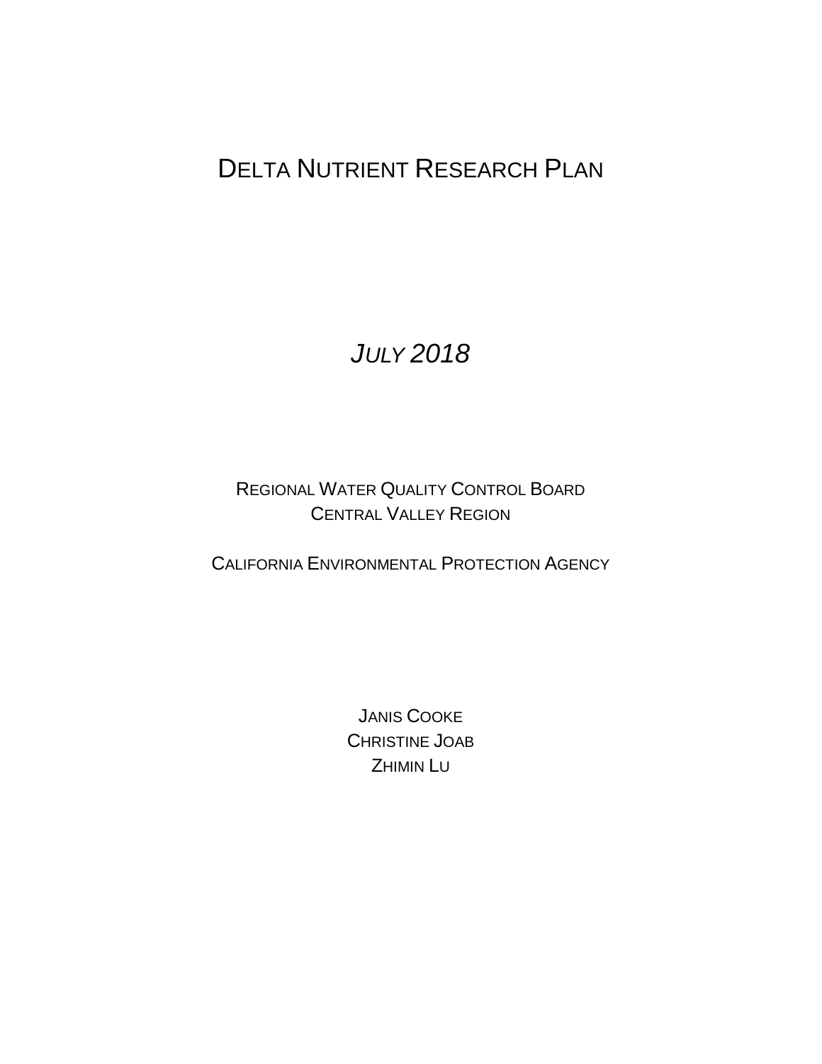# DELTA NUTRIENT RESEARCH PLAN

*JULY 2018*

REGIONAL WATER QUALITY CONTROL BOARD
CENTRAL VALLEY REGION

CALIFORNIA ENVIRONMENTAL PROTECTION AGENCY

JANIS COOKE
CHRISTINE JOAB
ZHIMIN LU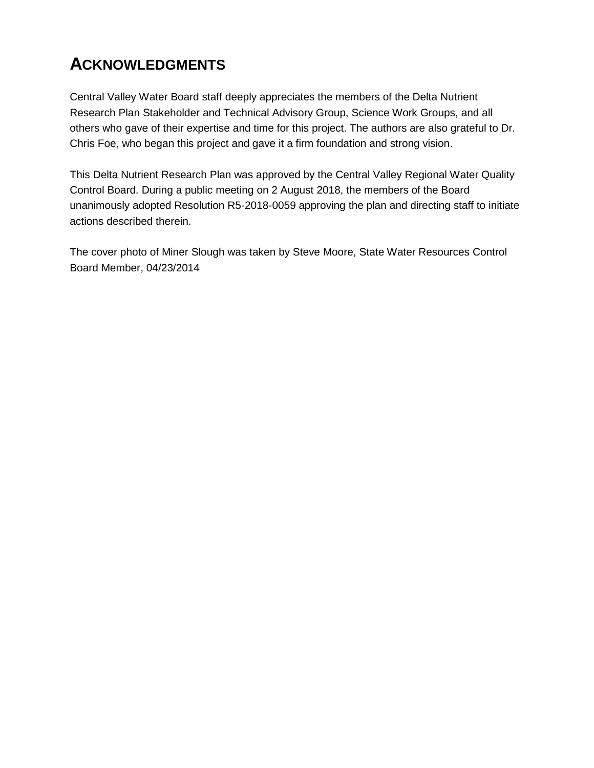# ACKNOWLEDGMENTS

Central Valley Water Board staff deeply appreciates the members of the Delta Nutrient Research Plan Stakeholder and Technical Advisory Group, Science Work Groups, and all others who gave of their expertise and time for this project. The authors are also grateful to Dr. Chris Foe, who began this project and gave it a firm foundation and strong vision.

This Delta Nutrient Research Plan was approved by the Central Valley Regional Water Quality Control Board. During a public meeting on 2 August 2018, the members of the Board unanimously adopted Resolution R5-2018-0059 approving the plan and directing staff to initiate actions described therein.

The cover photo of Miner Slough was taken by Steve Moore, State Water Resources Control Board Member, 04/23/2014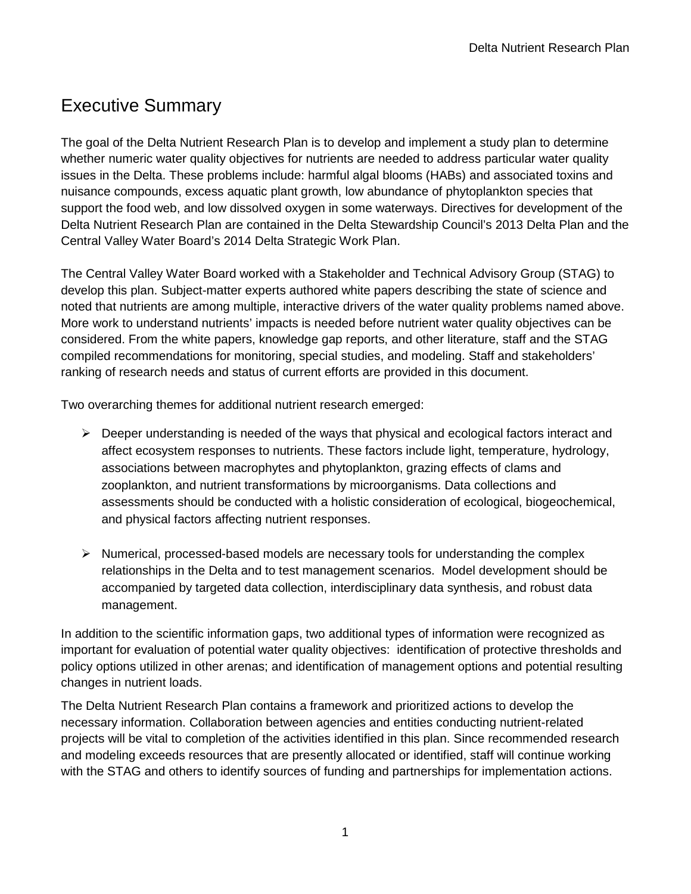# Executive Summary

The goal of the Delta Nutrient Research Plan is to develop and implement a study plan to determine whether numeric water quality objectives for nutrients are needed to address particular water quality issues in the Delta. These problems include: harmful algal blooms (HABs) and associated toxins and nuisance compounds, excess aquatic plant growth, low abundance of phytoplankton species that support the food web, and low dissolved oxygen in some waterways. Directives for development of the Delta Nutrient Research Plan are contained in the Delta Stewardship Council's 2013 Delta Plan and the Central Valley Water Board's 2014 Delta Strategic Work Plan.

The Central Valley Water Board worked with a Stakeholder and Technical Advisory Group (STAG) to develop this plan. Subject-matter experts authored white papers describing the state of science and noted that nutrients are among multiple, interactive drivers of the water quality problems named above. More work to understand nutrients' impacts is needed before nutrient water quality objectives can be considered. From the white papers, knowledge gap reports, and other literature, staff and the STAG compiled recommendations for monitoring, special studies, and modeling. Staff and stakeholders' ranking of research needs and status of current efforts are provided in this document.

Two overarching themes for additional nutrient research emerged:

- Deeper understanding is needed of the ways that physical and ecological factors interact and affect ecosystem responses to nutrients. These factors include light, temperature, hydrology, associations between macrophytes and phytoplankton, grazing effects of clams and zooplankton, and nutrient transformations by microorganisms. Data collections and assessments should be conducted with a holistic consideration of ecological, biogeochemical, and physical factors affecting nutrient responses.

- Numerical, processed-based models are necessary tools for understanding the complex relationships in the Delta and to test management scenarios. Model development should be accompanied by targeted data collection, interdisciplinary data synthesis, and robust data management.

In addition to the scientific information gaps, two additional types of information were recognized as important for evaluation of potential water quality objectives: identification of protective thresholds and policy options utilized in other arenas; and identification of management options and potential resulting changes in nutrient loads.

The Delta Nutrient Research Plan contains a framework and prioritized actions to develop the necessary information. Collaboration between agencies and entities conducting nutrient-related projects will be vital to completion of the activities identified in this plan. Since recommended research and modeling exceeds resources that are presently allocated or identified, staff will continue working with the STAG and others to identify sources of funding and partnerships for implementation actions.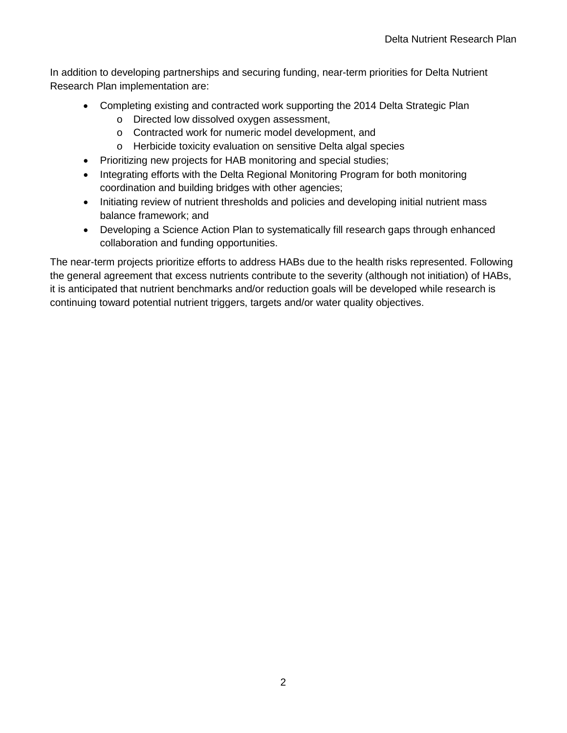In addition to developing partnerships and securing funding, near-term priorities for Delta Nutrient Research Plan implementation are:

- Completing existing and contracted work supporting the 2014 Delta Strategic Plan
    - Directed low dissolved oxygen assessment,
    - Contracted work for numeric model development, and
    - Herbicide toxicity evaluation on sensitive Delta algal species
- Prioritizing new projects for HAB monitoring and special studies;
- Integrating efforts with the Delta Regional Monitoring Program for both monitoring coordination and building bridges with other agencies;
- Initiating review of nutrient thresholds and policies and developing initial nutrient mass balance framework; and
- Developing a Science Action Plan to systematically fill research gaps through enhanced collaboration and funding opportunities.

The near-term projects prioritize efforts to address HABs due to the health risks represented. Following the general agreement that excess nutrients contribute to the severity (although not initiation) of HABs, it is anticipated that nutrient benchmarks and/or reduction goals will be developed while research is continuing toward potential nutrient triggers, targets and/or water quality objectives.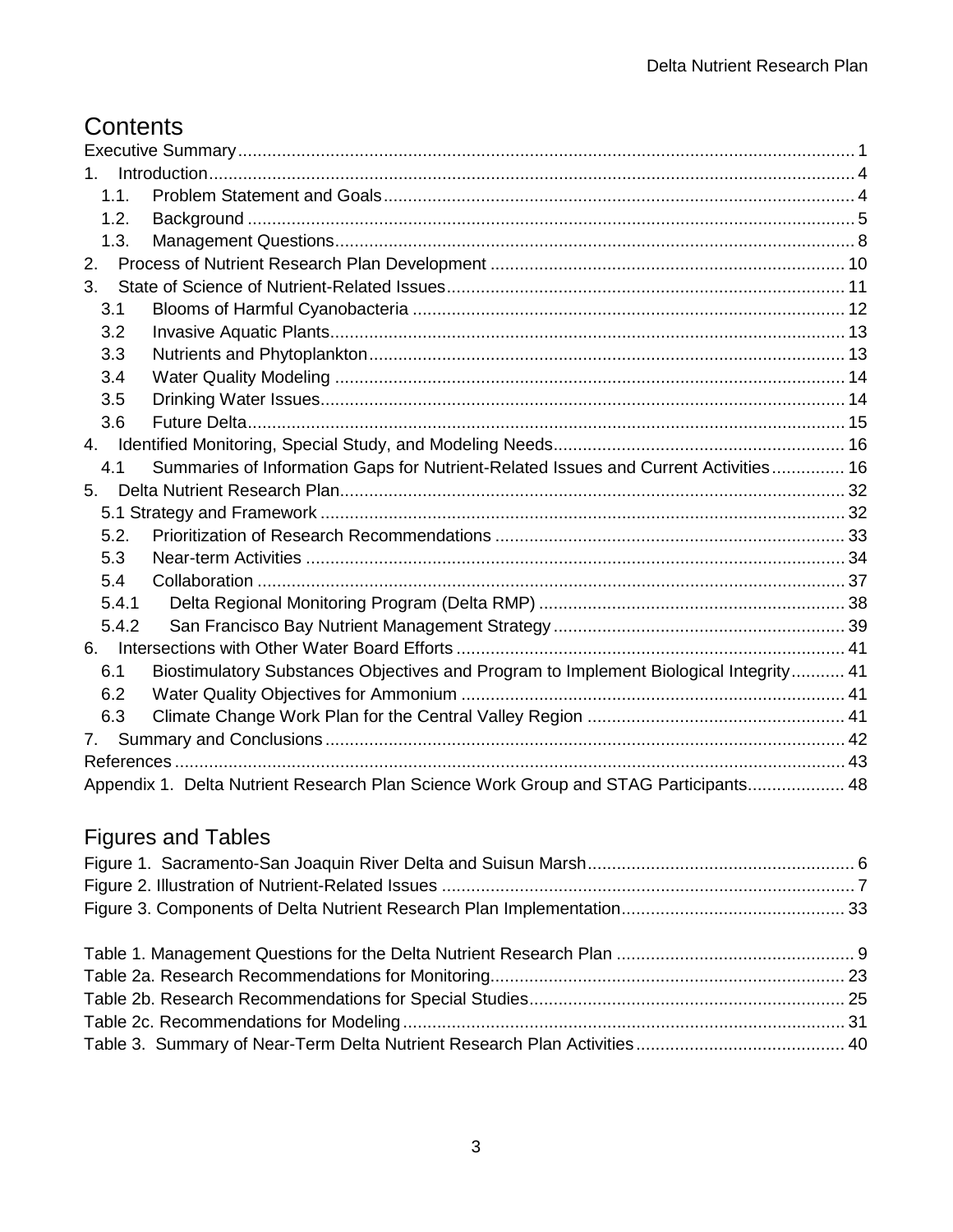# Contents

Executive Summary ... 1

1. Introduction ... 4
   - 1.1. Problem Statement and Goals ... 4
   - 1.2. Background ... 5
   - 1.3. Management Questions ... 8
2. Process of Nutrient Research Plan Development ... 10
3. State of Science of Nutrient-Related Issues ... 11
   - 3.1 Blooms of Harmful Cyanobacteria ... 12
   - 3.2 Invasive Aquatic Plants ... 13
   - 3.3 Nutrients and Phytoplankton ... 13
   - 3.4 Water Quality Modeling ... 14
   - 3.5 Drinking Water Issues ... 14
   - 3.6 Future Delta ... 15
4. Identified Monitoring, Special Study, and Modeling Needs ... 16
   - 4.1 Summaries of Information Gaps for Nutrient-Related Issues and Current Activities ... 16
5. Delta Nutrient Research Plan ... 32
   - 5.1 Strategy and Framework ... 32
   - 5.2. Prioritization of Research Recommendations ... 33
   - 5.3 Near-term Activities ... 34
   - 5.4 Collaboration ... 37
   - 5.4.1 Delta Regional Monitoring Program (Delta RMP) ... 38
   - 5.4.2 San Francisco Bay Nutrient Management Strategy ... 39
6. Intersections with Other Water Board Efforts ... 41
   - 6.1 Biostimulatory Substances Objectives and Program to Implement Biological Integrity ... 41
   - 6.2 Water Quality Objectives for Ammonium ... 41
   - 6.3 Climate Change Work Plan for the Central Valley Region ... 41
7. Summary and Conclusions ... 42

References ... 43

Appendix 1. Delta Nutrient Research Plan Science Work Group and STAG Participants ... 48

# Figures and Tables

Figure 1. Sacramento-San Joaquin River Delta and Suisun Marsh ... 6

Figure 2. Illustration of Nutrient-Related Issues ... 7

Figure 3. Components of Delta Nutrient Research Plan Implementation ... 33

Table 1. Management Questions for the Delta Nutrient Research Plan ... 9

Table 2a. Research Recommendations for Monitoring ... 23

Table 2b. Research Recommendations for Special Studies ... 25

Table 2c. Recommendations for Modeling ... 31

Table 3. Summary of Near-Term Delta Nutrient Research Plan Activities ... 40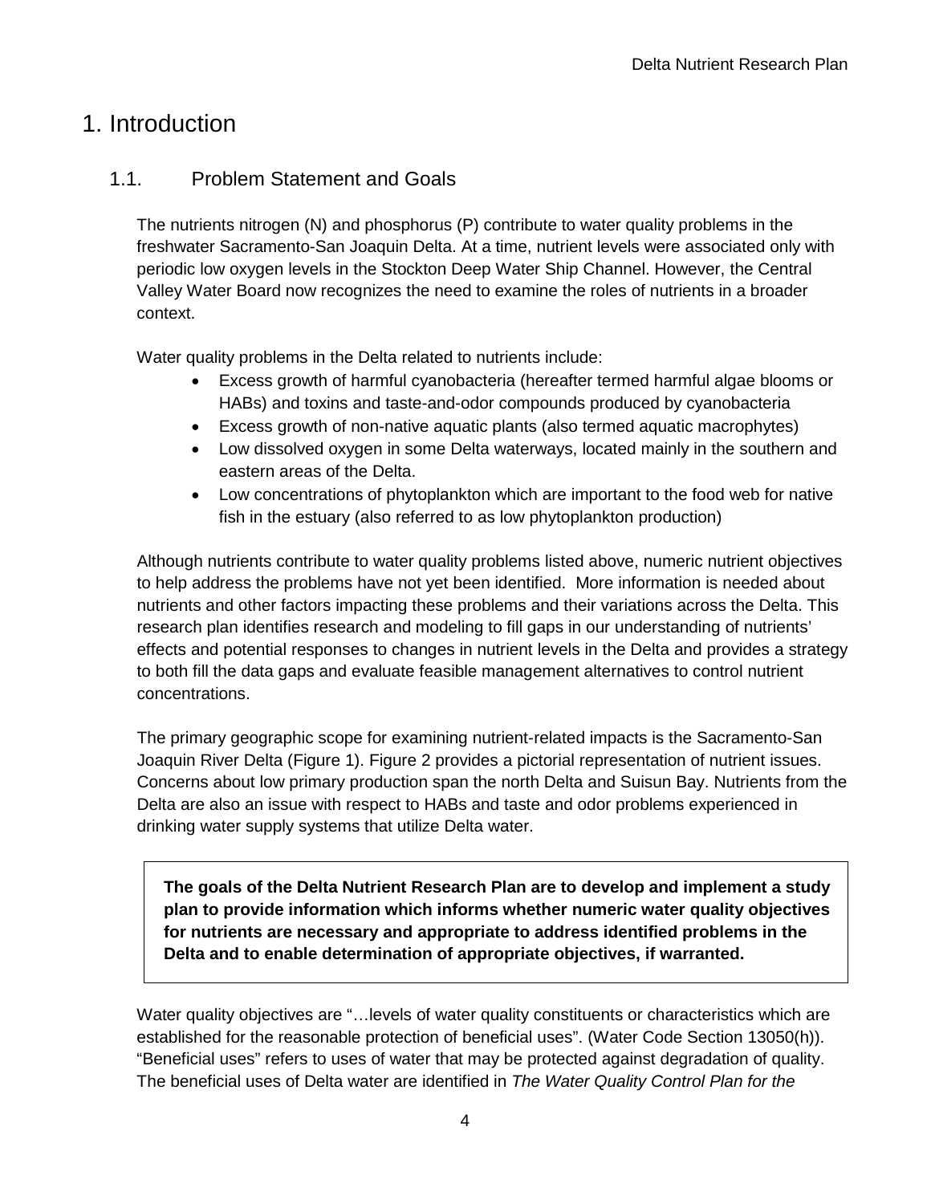# 1. Introduction

## 1.1. Problem Statement and Goals

The nutrients nitrogen (N) and phosphorus (P) contribute to water quality problems in the freshwater Sacramento-San Joaquin Delta. At a time, nutrient levels were associated only with periodic low oxygen levels in the Stockton Deep Water Ship Channel. However, the Central Valley Water Board now recognizes the need to examine the roles of nutrients in a broader context.

Water quality problems in the Delta related to nutrients include:

- Excess growth of harmful cyanobacteria (hereafter termed harmful algae blooms or HABs) and toxins and taste-and-odor compounds produced by cyanobacteria
- Excess growth of non-native aquatic plants (also termed aquatic macrophytes)
- Low dissolved oxygen in some Delta waterways, located mainly in the southern and eastern areas of the Delta.
- Low concentrations of phytoplankton which are important to the food web for native fish in the estuary (also referred to as low phytoplankton production)

Although nutrients contribute to water quality problems listed above, numeric nutrient objectives to help address the problems have not yet been identified. More information is needed about nutrients and other factors impacting these problems and their variations across the Delta. This research plan identifies research and modeling to fill gaps in our understanding of nutrients' effects and potential responses to changes in nutrient levels in the Delta and provides a strategy to both fill the data gaps and evaluate feasible management alternatives to control nutrient concentrations.

The primary geographic scope for examining nutrient-related impacts is the Sacramento-San Joaquin River Delta (Figure 1). Figure 2 provides a pictorial representation of nutrient issues. Concerns about low primary production span the north Delta and Suisun Bay. Nutrients from the Delta are also an issue with respect to HABs and taste and odor problems experienced in drinking water supply systems that utilize Delta water.

**The goals of the Delta Nutrient Research Plan are to develop and implement a study plan to provide information which informs whether numeric water quality objectives for nutrients are necessary and appropriate to address identified problems in the Delta and to enable determination of appropriate objectives, if warranted.**

Water quality objectives are "…levels of water quality constituents or characteristics which are established for the reasonable protection of beneficial uses". (Water Code Section 13050(h)). "Beneficial uses" refers to uses of water that may be protected against degradation of quality. The beneficial uses of Delta water are identified in *The Water Quality Control Plan for the*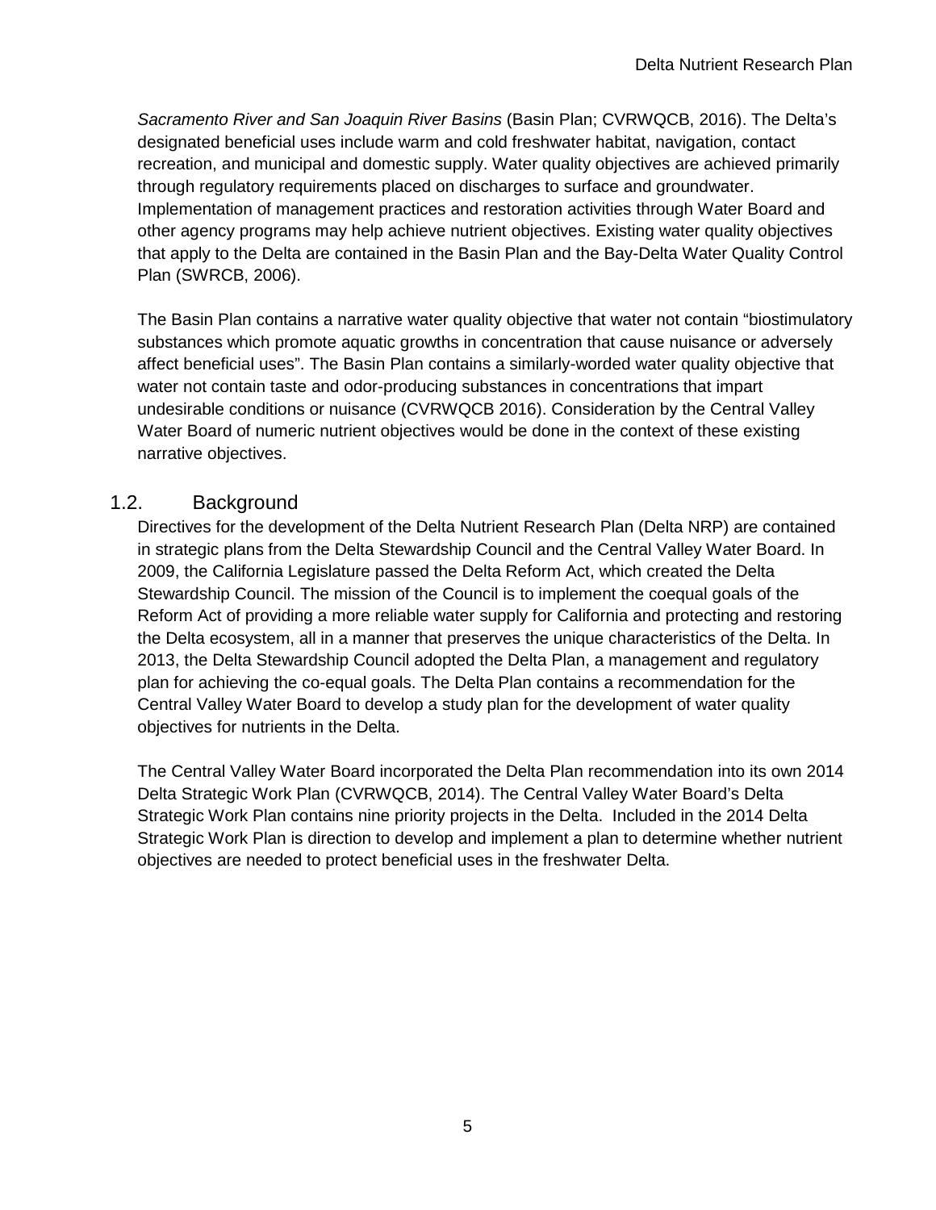*Sacramento River and San Joaquin River Basins* (Basin Plan; CVRWQCB, 2016). The Delta's designated beneficial uses include warm and cold freshwater habitat, navigation, contact recreation, and municipal and domestic supply. Water quality objectives are achieved primarily through regulatory requirements placed on discharges to surface and groundwater. Implementation of management practices and restoration activities through Water Board and other agency programs may help achieve nutrient objectives. Existing water quality objectives that apply to the Delta are contained in the Basin Plan and the Bay-Delta Water Quality Control Plan (SWRCB, 2006).

The Basin Plan contains a narrative water quality objective that water not contain "biostimulatory substances which promote aquatic growths in concentration that cause nuisance or adversely affect beneficial uses". The Basin Plan contains a similarly-worded water quality objective that water not contain taste and odor-producing substances in concentrations that impart undesirable conditions or nuisance (CVRWQCB 2016). Consideration by the Central Valley Water Board of numeric nutrient objectives would be done in the context of these existing narrative objectives.

## 1.2. Background

Directives for the development of the Delta Nutrient Research Plan (Delta NRP) are contained in strategic plans from the Delta Stewardship Council and the Central Valley Water Board. In 2009, the California Legislature passed the Delta Reform Act, which created the Delta Stewardship Council. The mission of the Council is to implement the coequal goals of the Reform Act of providing a more reliable water supply for California and protecting and restoring the Delta ecosystem, all in a manner that preserves the unique characteristics of the Delta. In 2013, the Delta Stewardship Council adopted the Delta Plan, a management and regulatory plan for achieving the co-equal goals. The Delta Plan contains a recommendation for the Central Valley Water Board to develop a study plan for the development of water quality objectives for nutrients in the Delta.

The Central Valley Water Board incorporated the Delta Plan recommendation into its own 2014 Delta Strategic Work Plan (CVRWQCB, 2014). The Central Valley Water Board's Delta Strategic Work Plan contains nine priority projects in the Delta. Included in the 2014 Delta Strategic Work Plan is direction to develop and implement a plan to determine whether nutrient objectives are needed to protect beneficial uses in the freshwater Delta.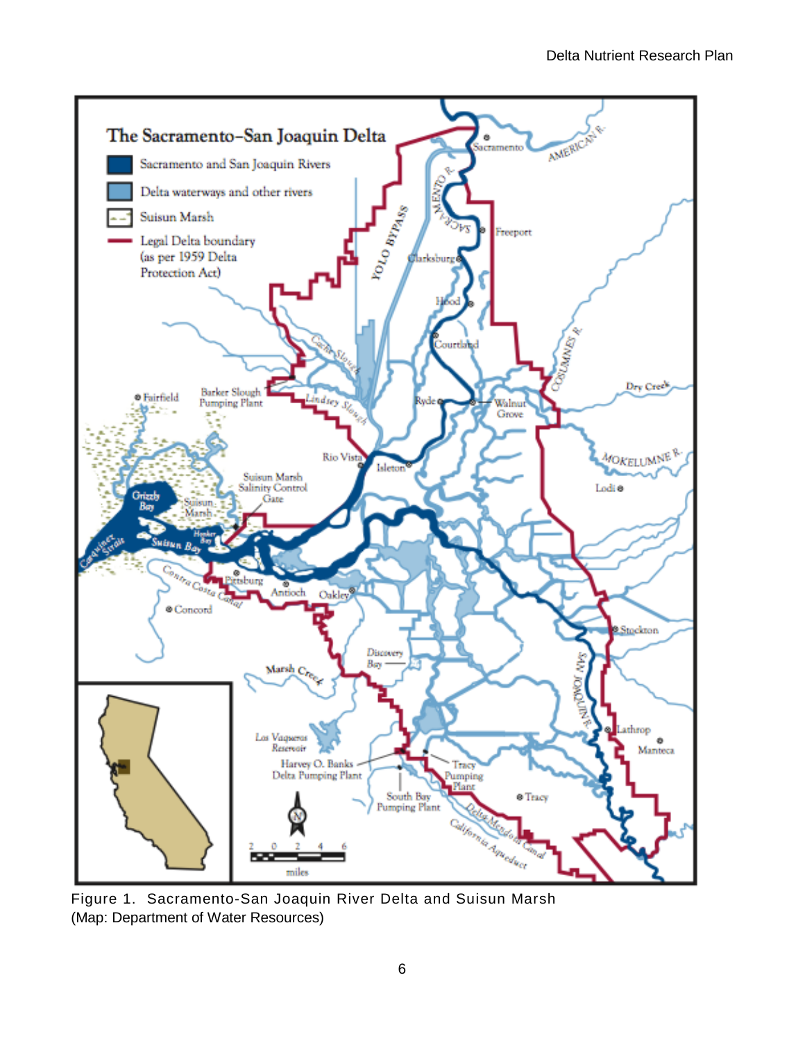Figure 1. Sacramento-San Joaquin River Delta and Suisun Marsh (Map: Department of Water Resources)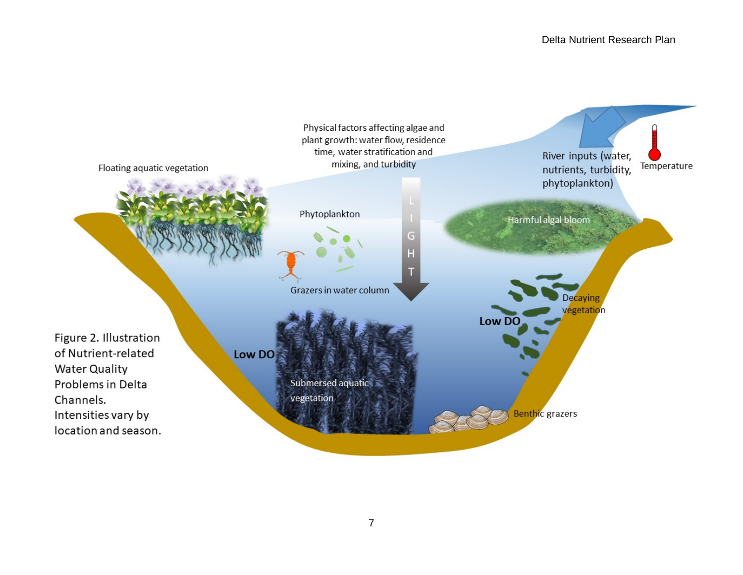Physical factors affecting algae and plant growth: water flow, residence time, water stratification and mixing, and turbidity

Floating aquatic vegetation

River inputs (water, nutrients, turbidity, phytoplankton)

Temperature

Phytoplankton

LIGHT

Harmful algal bloom

Grazers in water column

Decaying vegetation

Low DO

Low DO

Submersed aquatic vegetation

Benthic grazers

Figure 2. Illustration of Nutrient-related Water Quality Problems in Delta Channels. Intensities vary by location and season.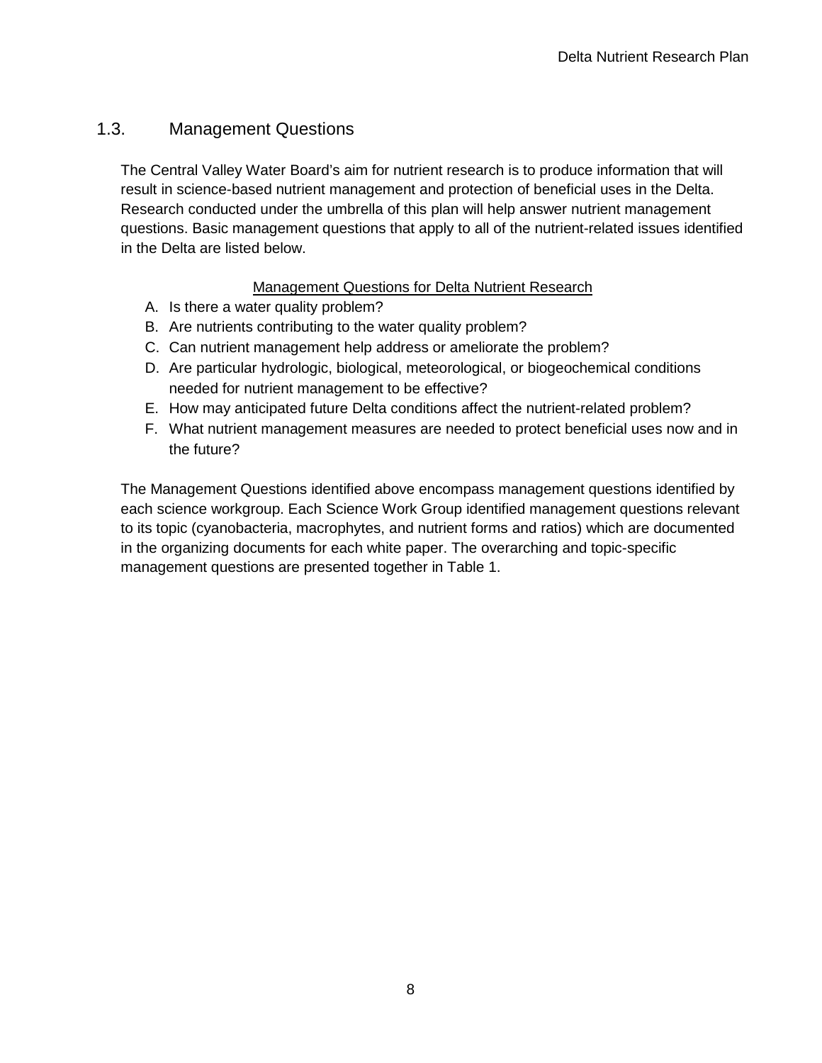## 1.3. Management Questions

The Central Valley Water Board's aim for nutrient research is to produce information that will result in science-based nutrient management and protection of beneficial uses in the Delta. Research conducted under the umbrella of this plan will help answer nutrient management questions. Basic management questions that apply to all of the nutrient-related issues identified in the Delta are listed below.

<u>Management Questions for Delta Nutrient Research</u>

A. Is there a water quality problem?
B. Are nutrients contributing to the water quality problem?
C. Can nutrient management help address or ameliorate the problem?
D. Are particular hydrologic, biological, meteorological, or biogeochemical conditions needed for nutrient management to be effective?
E. How may anticipated future Delta conditions affect the nutrient-related problem?
F. What nutrient management measures are needed to protect beneficial uses now and in the future?

The Management Questions identified above encompass management questions identified by each science workgroup. Each Science Work Group identified management questions relevant to its topic (cyanobacteria, macrophytes, and nutrient forms and ratios) which are documented in the organizing documents for each white paper. The overarching and topic-specific management questions are presented together in Table 1.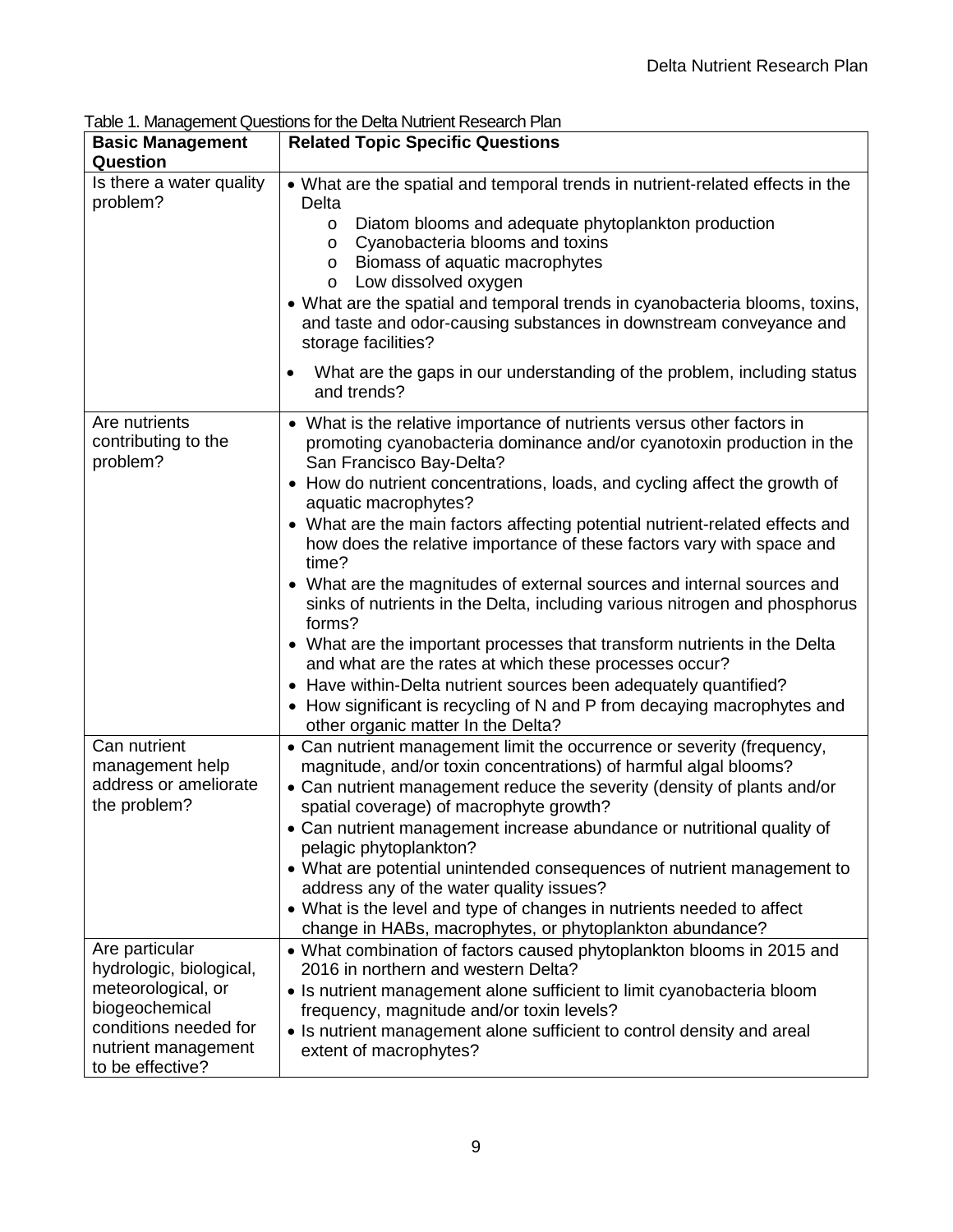Table 1. Management Questions for the Delta Nutrient Research Plan

| Basic Management Question | Related Topic Specific Questions |
|---|---|
| Is there a water quality problem? | • What are the spatial and temporal trends in nutrient-related effects in the Delta<br>o Diatom blooms and adequate phytoplankton production<br>o Cyanobacteria blooms and toxins<br>o Biomass of aquatic macrophytes<br>o Low dissolved oxygen<br>• What are the spatial and temporal trends in cyanobacteria blooms, toxins, and taste and odor-causing substances in downstream conveyance and storage facilities?<br>• What are the gaps in our understanding of the problem, including status and trends? |
| Are nutrients contributing to the problem? | • What is the relative importance of nutrients versus other factors in promoting cyanobacteria dominance and/or cyanotoxin production in the San Francisco Bay-Delta?<br>• How do nutrient concentrations, loads, and cycling affect the growth of aquatic macrophytes?<br>• What are the main factors affecting potential nutrient-related effects and how does the relative importance of these factors vary with space and time?<br>• What are the magnitudes of external sources and internal sources and sinks of nutrients in the Delta, including various nitrogen and phosphorus forms?<br>• What are the important processes that transform nutrients in the Delta and what are the rates at which these processes occur?<br>• Have within-Delta nutrient sources been adequately quantified?<br>• How significant is recycling of N and P from decaying macrophytes and other organic matter In the Delta? |
| Can nutrient management help address or ameliorate the problem? | • Can nutrient management limit the occurrence or severity (frequency, magnitude, and/or toxin concentrations) of harmful algal blooms?<br>• Can nutrient management reduce the severity (density of plants and/or spatial coverage) of macrophyte growth?<br>• Can nutrient management increase abundance or nutritional quality of pelagic phytoplankton?<br>• What are potential unintended consequences of nutrient management to address any of the water quality issues?<br>• What is the level and type of changes in nutrients needed to affect change in HABs, macrophytes, or phytoplankton abundance? |
| Are particular hydrologic, biological, meteorological, or biogeochemical conditions needed for nutrient management to be effective? | • What combination of factors caused phytoplankton blooms in 2015 and 2016 in northern and western Delta?<br>• Is nutrient management alone sufficient to limit cyanobacteria bloom frequency, magnitude and/or toxin levels?<br>• Is nutrient management alone sufficient to control density and areal extent of macrophytes? |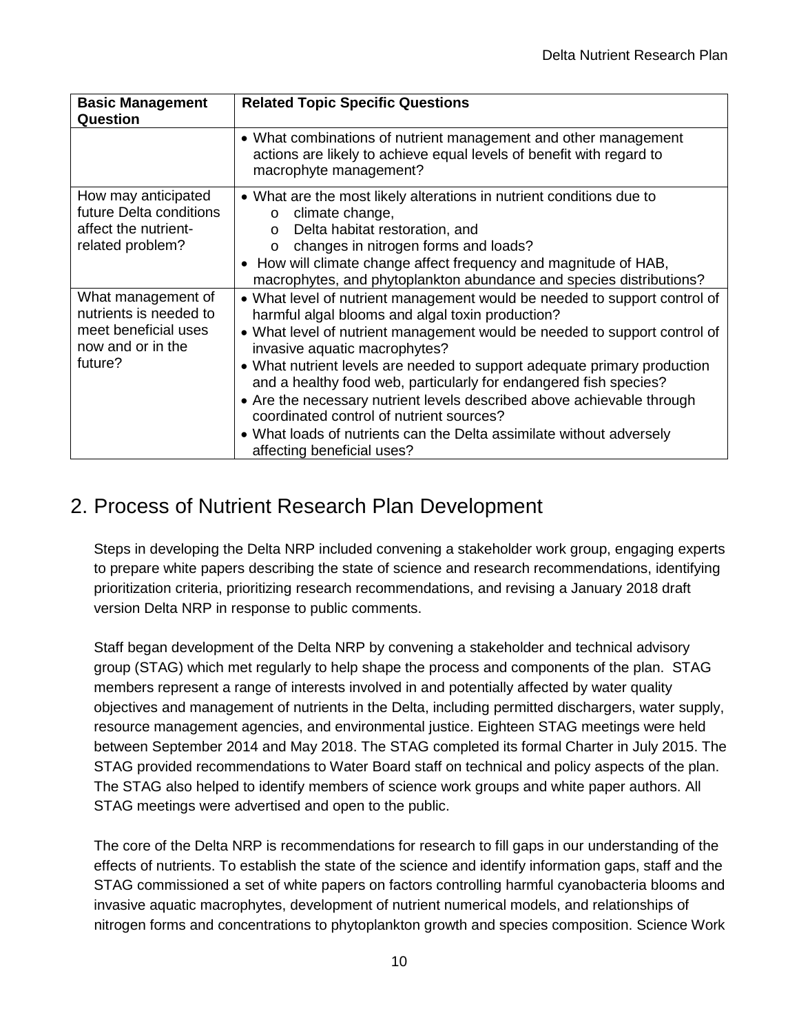| Basic Management Question | Related Topic Specific Questions |
|---|---|
| | • What combinations of nutrient management and other management actions are likely to achieve equal levels of benefit with regard to macrophyte management? |
| How may anticipated future Delta conditions affect the nutrient-related problem? | • What are the most likely alterations in nutrient conditions due to<br>o climate change,<br>o Delta habitat restoration, and<br>o changes in nitrogen forms and loads?<br>• How will climate change affect frequency and magnitude of HAB, macrophytes, and phytoplankton abundance and species distributions? |
| What management of nutrients is needed to meet beneficial uses now and or in the future? | • What level of nutrient management would be needed to support control of harmful algal blooms and algal toxin production?<br>• What level of nutrient management would be needed to support control of invasive aquatic macrophytes?<br>• What nutrient levels are needed to support adequate primary production and a healthy food web, particularly for endangered fish species?<br>• Are the necessary nutrient levels described above achievable through coordinated control of nutrient sources?<br>• What loads of nutrients can the Delta assimilate without adversely affecting beneficial uses? |

# 2. Process of Nutrient Research Plan Development

Steps in developing the Delta NRP included convening a stakeholder work group, engaging experts to prepare white papers describing the state of science and research recommendations, identifying prioritization criteria, prioritizing research recommendations, and revising a January 2018 draft version Delta NRP in response to public comments.

Staff began development of the Delta NRP by convening a stakeholder and technical advisory group (STAG) which met regularly to help shape the process and components of the plan. STAG members represent a range of interests involved in and potentially affected by water quality objectives and management of nutrients in the Delta, including permitted dischargers, water supply, resource management agencies, and environmental justice. Eighteen STAG meetings were held between September 2014 and May 2018. The STAG completed its formal Charter in July 2015. The STAG provided recommendations to Water Board staff on technical and policy aspects of the plan. The STAG also helped to identify members of science work groups and white paper authors. All STAG meetings were advertised and open to the public.

The core of the Delta NRP is recommendations for research to fill gaps in our understanding of the effects of nutrients. To establish the state of the science and identify information gaps, staff and the STAG commissioned a set of white papers on factors controlling harmful cyanobacteria blooms and invasive aquatic macrophytes, development of nutrient numerical models, and relationships of nitrogen forms and concentrations to phytoplankton growth and species composition. Science Work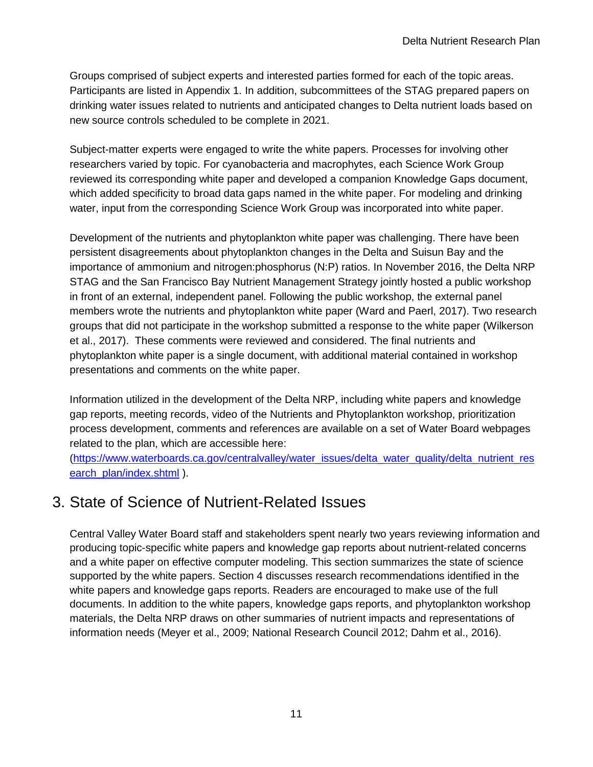Groups comprised of subject experts and interested parties formed for each of the topic areas. Participants are listed in Appendix 1. In addition, subcommittees of the STAG prepared papers on drinking water issues related to nutrients and anticipated changes to Delta nutrient loads based on new source controls scheduled to be complete in 2021.

Subject-matter experts were engaged to write the white papers. Processes for involving other researchers varied by topic. For cyanobacteria and macrophytes, each Science Work Group reviewed its corresponding white paper and developed a companion Knowledge Gaps document, which added specificity to broad data gaps named in the white paper. For modeling and drinking water, input from the corresponding Science Work Group was incorporated into white paper.

Development of the nutrients and phytoplankton white paper was challenging. There have been persistent disagreements about phytoplankton changes in the Delta and Suisun Bay and the importance of ammonium and nitrogen:phosphorus (N:P) ratios. In November 2016, the Delta NRP STAG and the San Francisco Bay Nutrient Management Strategy jointly hosted a public workshop in front of an external, independent panel. Following the public workshop, the external panel members wrote the nutrients and phytoplankton white paper (Ward and Paerl, 2017). Two research groups that did not participate in the workshop submitted a response to the white paper (Wilkerson et al., 2017). These comments were reviewed and considered. The final nutrients and phytoplankton white paper is a single document, with additional material contained in workshop presentations and comments on the white paper.

Information utilized in the development of the Delta NRP, including white papers and knowledge gap reports, meeting records, video of the Nutrients and Phytoplankton workshop, prioritization process development, comments and references are available on a set of Water Board webpages related to the plan, which are accessible here: (https://www.waterboards.ca.gov/centralvalley/water_issues/delta_water_quality/delta_nutrient_research_plan/index.shtml ).

# 3. State of Science of Nutrient-Related Issues

Central Valley Water Board staff and stakeholders spent nearly two years reviewing information and producing topic-specific white papers and knowledge gap reports about nutrient-related concerns and a white paper on effective computer modeling. This section summarizes the state of science supported by the white papers. Section 4 discusses research recommendations identified in the white papers and knowledge gaps reports. Readers are encouraged to make use of the full documents. In addition to the white papers, knowledge gaps reports, and phytoplankton workshop materials, the Delta NRP draws on other summaries of nutrient impacts and representations of information needs (Meyer et al., 2009; National Research Council 2012; Dahm et al., 2016).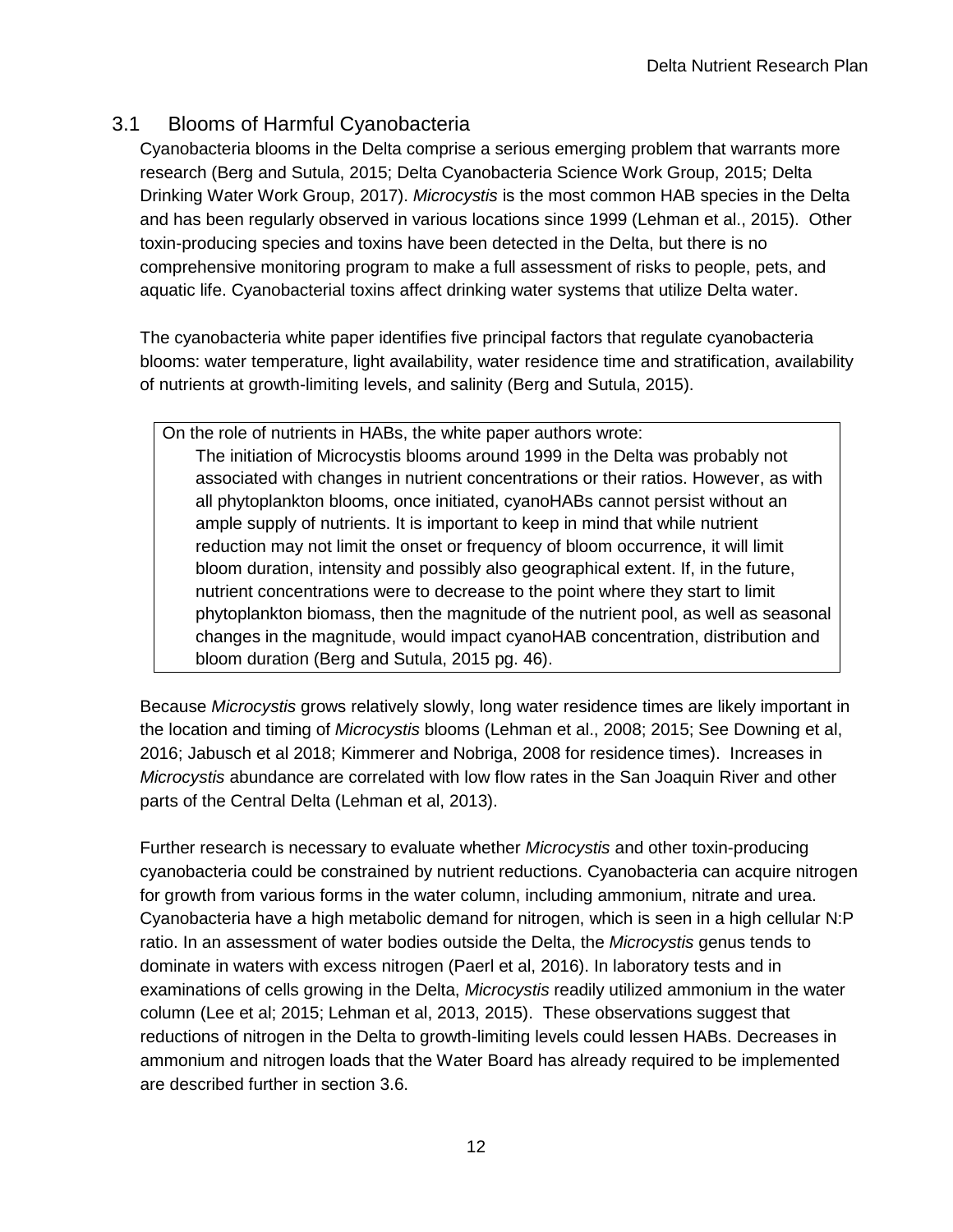## 3.1 Blooms of Harmful Cyanobacteria

Cyanobacteria blooms in the Delta comprise a serious emerging problem that warrants more research (Berg and Sutula, 2015; Delta Cyanobacteria Science Work Group, 2015; Delta Drinking Water Work Group, 2017). *Microcystis* is the most common HAB species in the Delta and has been regularly observed in various locations since 1999 (Lehman et al., 2015). Other toxin-producing species and toxins have been detected in the Delta, but there is no comprehensive monitoring program to make a full assessment of risks to people, pets, and aquatic life. Cyanobacterial toxins affect drinking water systems that utilize Delta water.

The cyanobacteria white paper identifies five principal factors that regulate cyanobacteria blooms: water temperature, light availability, water residence time and stratification, availability of nutrients at growth-limiting levels, and salinity (Berg and Sutula, 2015).

On the role of nutrients in HABs, the white paper authors wrote:

> The initiation of Microcystis blooms around 1999 in the Delta was probably not associated with changes in nutrient concentrations or their ratios. However, as with all phytoplankton blooms, once initiated, cyanoHABs cannot persist without an ample supply of nutrients. It is important to keep in mind that while nutrient reduction may not limit the onset or frequency of bloom occurrence, it will limit bloom duration, intensity and possibly also geographical extent. If, in the future, nutrient concentrations were to decrease to the point where they start to limit phytoplankton biomass, then the magnitude of the nutrient pool, as well as seasonal changes in the magnitude, would impact cyanoHAB concentration, distribution and bloom duration (Berg and Sutula, 2015 pg. 46).

Because *Microcystis* grows relatively slowly, long water residence times are likely important in the location and timing of *Microcystis* blooms (Lehman et al., 2008; 2015; See Downing et al, 2016; Jabusch et al 2018; Kimmerer and Nobriga, 2008 for residence times). Increases in *Microcystis* abundance are correlated with low flow rates in the San Joaquin River and other parts of the Central Delta (Lehman et al, 2013).

Further research is necessary to evaluate whether *Microcystis* and other toxin-producing cyanobacteria could be constrained by nutrient reductions. Cyanobacteria can acquire nitrogen for growth from various forms in the water column, including ammonium, nitrate and urea. Cyanobacteria have a high metabolic demand for nitrogen, which is seen in a high cellular N:P ratio. In an assessment of water bodies outside the Delta, the *Microcystis* genus tends to dominate in waters with excess nitrogen (Paerl et al, 2016). In laboratory tests and in examinations of cells growing in the Delta, *Microcystis* readily utilized ammonium in the water column (Lee et al; 2015; Lehman et al, 2013, 2015). These observations suggest that reductions of nitrogen in the Delta to growth-limiting levels could lessen HABs. Decreases in ammonium and nitrogen loads that the Water Board has already required to be implemented are described further in section 3.6.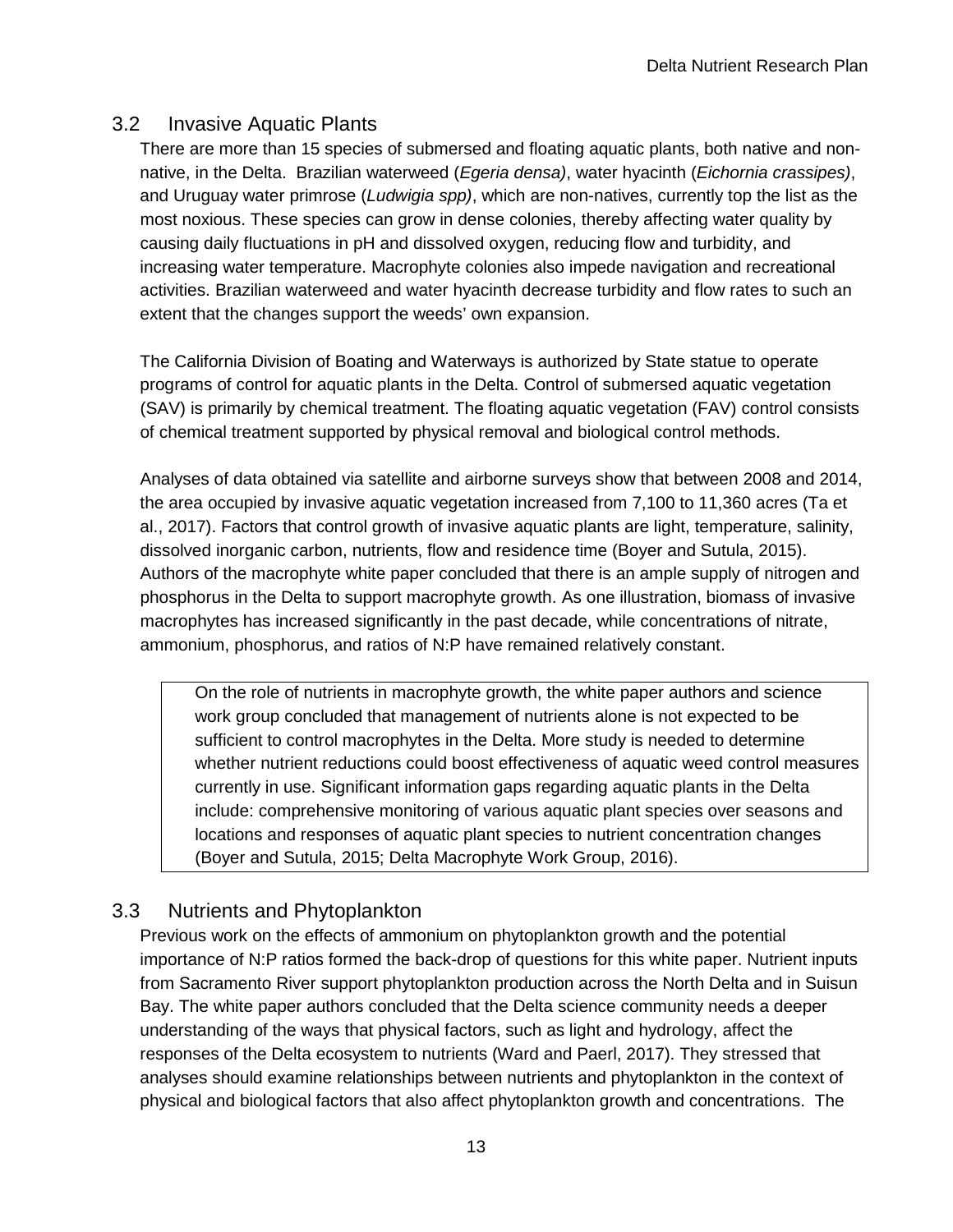## 3.2 Invasive Aquatic Plants

There are more than 15 species of submersed and floating aquatic plants, both native and non-native, in the Delta. Brazilian waterweed (*Egeria densa)*, water hyacinth (*Eichornia crassipes)*, and Uruguay water primrose (*Ludwigia spp)*, which are non-natives, currently top the list as the most noxious. These species can grow in dense colonies, thereby affecting water quality by causing daily fluctuations in pH and dissolved oxygen, reducing flow and turbidity, and increasing water temperature. Macrophyte colonies also impede navigation and recreational activities. Brazilian waterweed and water hyacinth decrease turbidity and flow rates to such an extent that the changes support the weeds' own expansion.

The California Division of Boating and Waterways is authorized by State statue to operate programs of control for aquatic plants in the Delta. Control of submersed aquatic vegetation (SAV) is primarily by chemical treatment. The floating aquatic vegetation (FAV) control consists of chemical treatment supported by physical removal and biological control methods.

Analyses of data obtained via satellite and airborne surveys show that between 2008 and 2014, the area occupied by invasive aquatic vegetation increased from 7,100 to 11,360 acres (Ta et al., 2017). Factors that control growth of invasive aquatic plants are light, temperature, salinity, dissolved inorganic carbon, nutrients, flow and residence time (Boyer and Sutula, 2015). Authors of the macrophyte white paper concluded that there is an ample supply of nitrogen and phosphorus in the Delta to support macrophyte growth. As one illustration, biomass of invasive macrophytes has increased significantly in the past decade, while concentrations of nitrate, ammonium, phosphorus, and ratios of N:P have remained relatively constant.

> On the role of nutrients in macrophyte growth, the white paper authors and science work group concluded that management of nutrients alone is not expected to be sufficient to control macrophytes in the Delta. More study is needed to determine whether nutrient reductions could boost effectiveness of aquatic weed control measures currently in use. Significant information gaps regarding aquatic plants in the Delta include: comprehensive monitoring of various aquatic plant species over seasons and locations and responses of aquatic plant species to nutrient concentration changes (Boyer and Sutula, 2015; Delta Macrophyte Work Group, 2016).

## 3.3 Nutrients and Phytoplankton

Previous work on the effects of ammonium on phytoplankton growth and the potential importance of N:P ratios formed the back-drop of questions for this white paper. Nutrient inputs from Sacramento River support phytoplankton production across the North Delta and in Suisun Bay. The white paper authors concluded that the Delta science community needs a deeper understanding of the ways that physical factors, such as light and hydrology, affect the responses of the Delta ecosystem to nutrients (Ward and Paerl, 2017). They stressed that analyses should examine relationships between nutrients and phytoplankton in the context of physical and biological factors that also affect phytoplankton growth and concentrations. The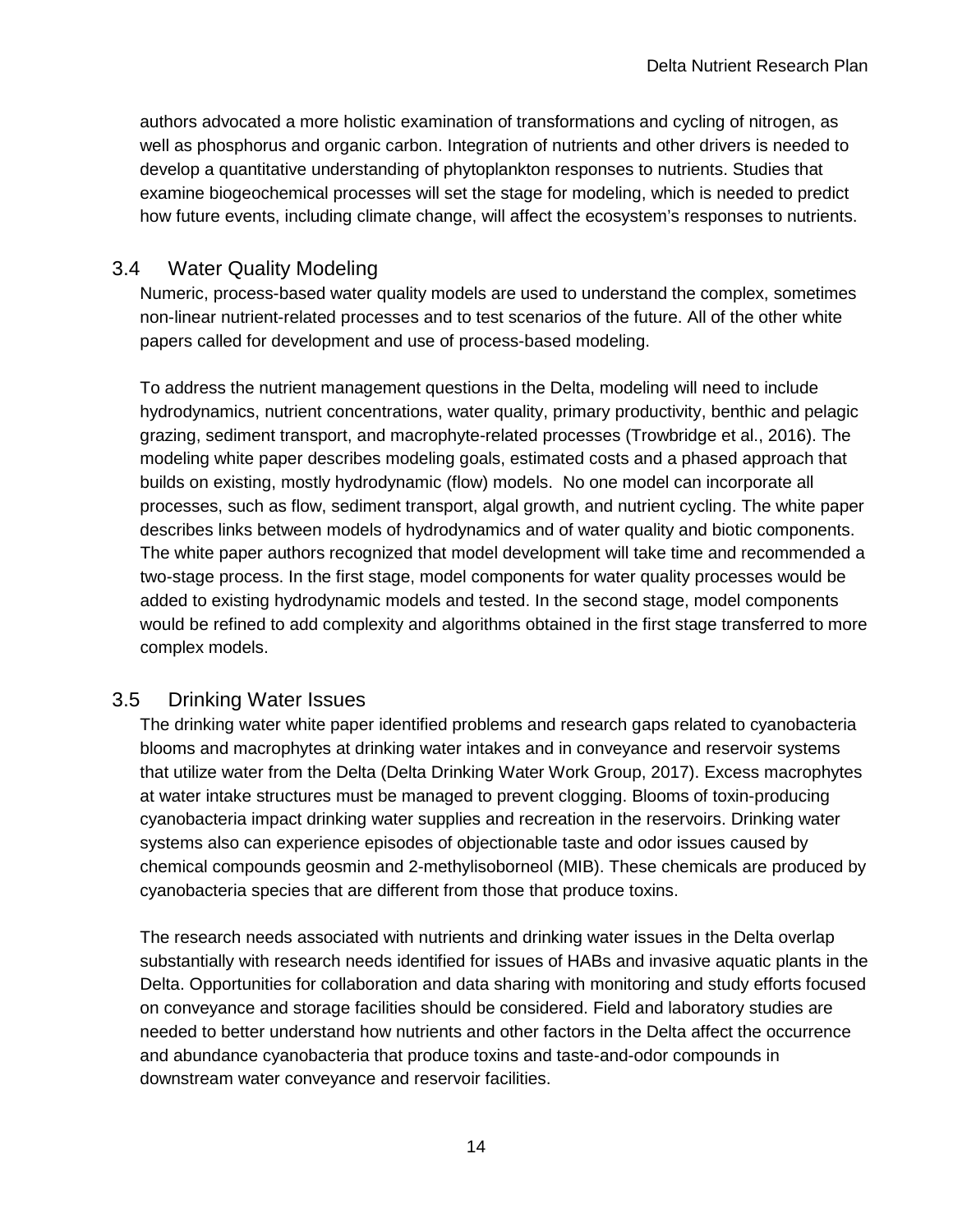authors advocated a more holistic examination of transformations and cycling of nitrogen, as well as phosphorus and organic carbon. Integration of nutrients and other drivers is needed to develop a quantitative understanding of phytoplankton responses to nutrients. Studies that examine biogeochemical processes will set the stage for modeling, which is needed to predict how future events, including climate change, will affect the ecosystem's responses to nutrients.

## 3.4 Water Quality Modeling

Numeric, process-based water quality models are used to understand the complex, sometimes non-linear nutrient-related processes and to test scenarios of the future. All of the other white papers called for development and use of process-based modeling.

To address the nutrient management questions in the Delta, modeling will need to include hydrodynamics, nutrient concentrations, water quality, primary productivity, benthic and pelagic grazing, sediment transport, and macrophyte-related processes (Trowbridge et al., 2016). The modeling white paper describes modeling goals, estimated costs and a phased approach that builds on existing, mostly hydrodynamic (flow) models. No one model can incorporate all processes, such as flow, sediment transport, algal growth, and nutrient cycling. The white paper describes links between models of hydrodynamics and of water quality and biotic components. The white paper authors recognized that model development will take time and recommended a two-stage process. In the first stage, model components for water quality processes would be added to existing hydrodynamic models and tested. In the second stage, model components would be refined to add complexity and algorithms obtained in the first stage transferred to more complex models.

## 3.5 Drinking Water Issues

The drinking water white paper identified problems and research gaps related to cyanobacteria blooms and macrophytes at drinking water intakes and in conveyance and reservoir systems that utilize water from the Delta (Delta Drinking Water Work Group, 2017). Excess macrophytes at water intake structures must be managed to prevent clogging. Blooms of toxin-producing cyanobacteria impact drinking water supplies and recreation in the reservoirs. Drinking water systems also can experience episodes of objectionable taste and odor issues caused by chemical compounds geosmin and 2-methylisoborneol (MIB). These chemicals are produced by cyanobacteria species that are different from those that produce toxins.

The research needs associated with nutrients and drinking water issues in the Delta overlap substantially with research needs identified for issues of HABs and invasive aquatic plants in the Delta. Opportunities for collaboration and data sharing with monitoring and study efforts focused on conveyance and storage facilities should be considered. Field and laboratory studies are needed to better understand how nutrients and other factors in the Delta affect the occurrence and abundance cyanobacteria that produce toxins and taste-and-odor compounds in downstream water conveyance and reservoir facilities.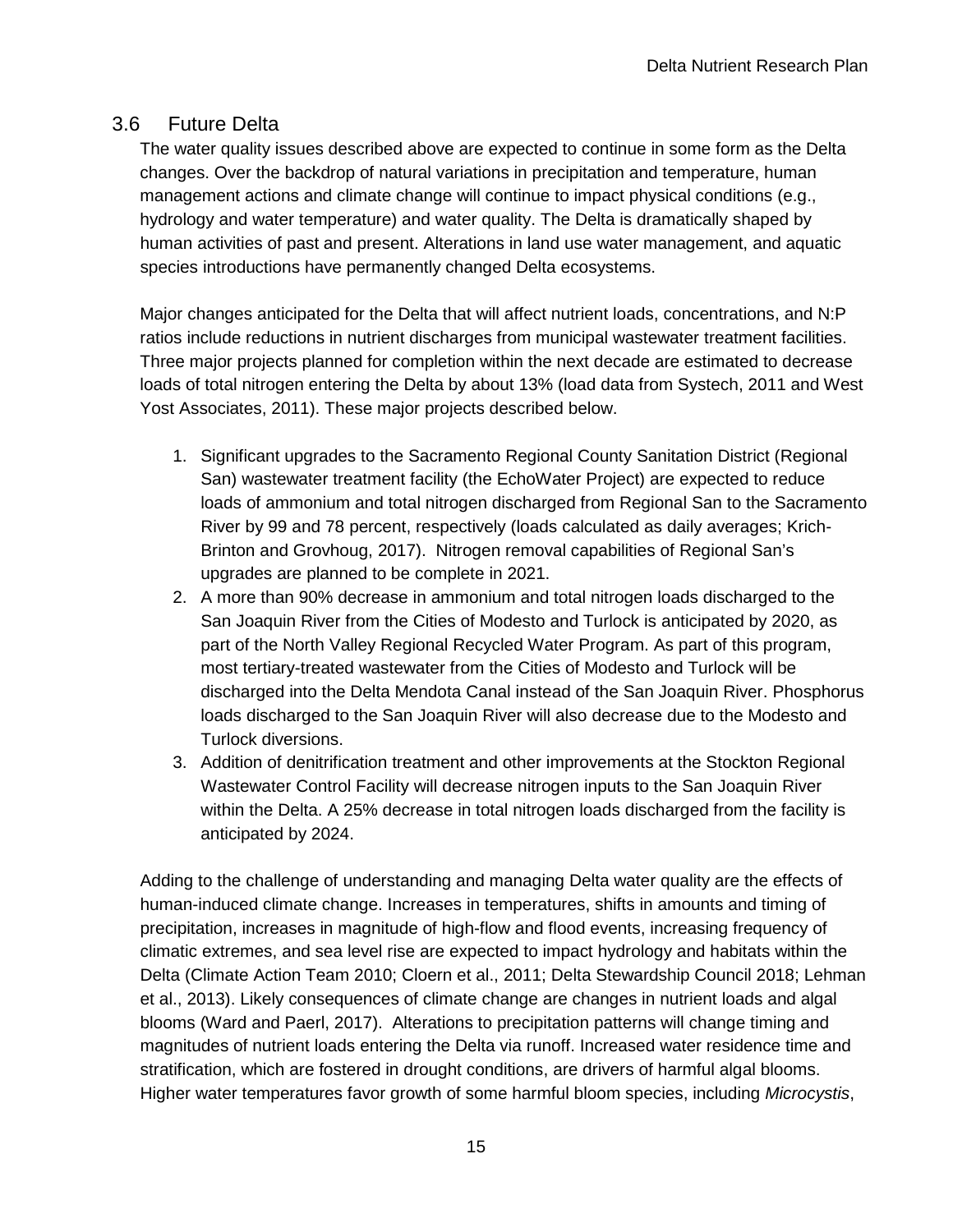## 3.6 Future Delta

The water quality issues described above are expected to continue in some form as the Delta changes. Over the backdrop of natural variations in precipitation and temperature, human management actions and climate change will continue to impact physical conditions (e.g., hydrology and water temperature) and water quality. The Delta is dramatically shaped by human activities of past and present. Alterations in land use water management, and aquatic species introductions have permanently changed Delta ecosystems.

Major changes anticipated for the Delta that will affect nutrient loads, concentrations, and N:P ratios include reductions in nutrient discharges from municipal wastewater treatment facilities. Three major projects planned for completion within the next decade are estimated to decrease loads of total nitrogen entering the Delta by about 13% (load data from Systech, 2011 and West Yost Associates, 2011). These major projects described below.

1. Significant upgrades to the Sacramento Regional County Sanitation District (Regional San) wastewater treatment facility (the EchoWater Project) are expected to reduce loads of ammonium and total nitrogen discharged from Regional San to the Sacramento River by 99 and 78 percent, respectively (loads calculated as daily averages; Krich-Brinton and Grovhoug, 2017). Nitrogen removal capabilities of Regional San's upgrades are planned to be complete in 2021.
2. A more than 90% decrease in ammonium and total nitrogen loads discharged to the San Joaquin River from the Cities of Modesto and Turlock is anticipated by 2020, as part of the North Valley Regional Recycled Water Program. As part of this program, most tertiary-treated wastewater from the Cities of Modesto and Turlock will be discharged into the Delta Mendota Canal instead of the San Joaquin River. Phosphorus loads discharged to the San Joaquin River will also decrease due to the Modesto and Turlock diversions.
3. Addition of denitrification treatment and other improvements at the Stockton Regional Wastewater Control Facility will decrease nitrogen inputs to the San Joaquin River within the Delta. A 25% decrease in total nitrogen loads discharged from the facility is anticipated by 2024.

Adding to the challenge of understanding and managing Delta water quality are the effects of human-induced climate change. Increases in temperatures, shifts in amounts and timing of precipitation, increases in magnitude of high-flow and flood events, increasing frequency of climatic extremes, and sea level rise are expected to impact hydrology and habitats within the Delta (Climate Action Team 2010; Cloern et al., 2011; Delta Stewardship Council 2018; Lehman et al., 2013). Likely consequences of climate change are changes in nutrient loads and algal blooms (Ward and Paerl, 2017). Alterations to precipitation patterns will change timing and magnitudes of nutrient loads entering the Delta via runoff. Increased water residence time and stratification, which are fostered in drought conditions, are drivers of harmful algal blooms. Higher water temperatures favor growth of some harmful bloom species, including *Microcystis*,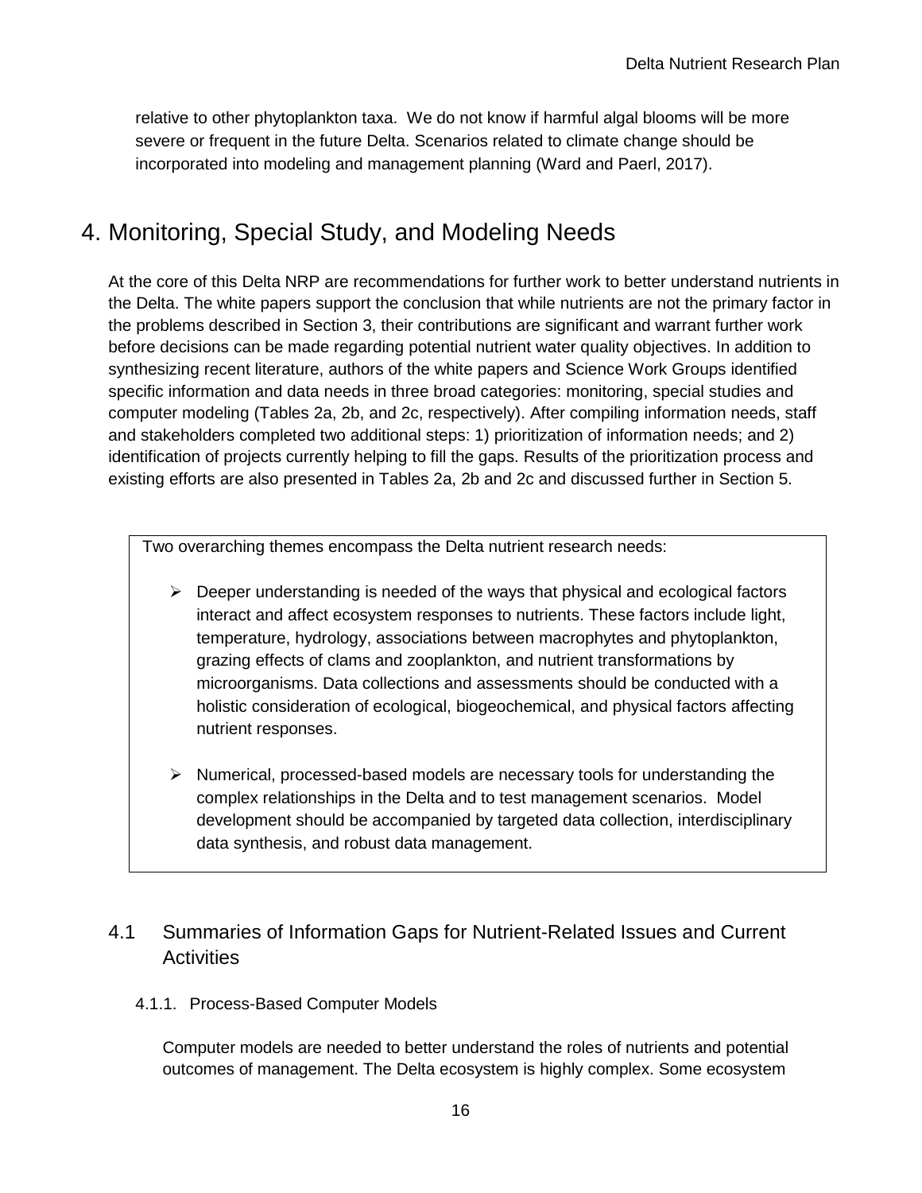relative to other phytoplankton taxa. We do not know if harmful algal blooms will be more severe or frequent in the future Delta. Scenarios related to climate change should be incorporated into modeling and management planning (Ward and Paerl, 2017).

# 4. Monitoring, Special Study, and Modeling Needs

At the core of this Delta NRP are recommendations for further work to better understand nutrients in the Delta. The white papers support the conclusion that while nutrients are not the primary factor in the problems described in Section 3, their contributions are significant and warrant further work before decisions can be made regarding potential nutrient water quality objectives. In addition to synthesizing recent literature, authors of the white papers and Science Work Groups identified specific information and data needs in three broad categories: monitoring, special studies and computer modeling (Tables 2a, 2b, and 2c, respectively). After compiling information needs, staff and stakeholders completed two additional steps: 1) prioritization of information needs; and 2) identification of projects currently helping to fill the gaps. Results of the prioritization process and existing efforts are also presented in Tables 2a, 2b and 2c and discussed further in Section 5.

Two overarching themes encompass the Delta nutrient research needs:

- Deeper understanding is needed of the ways that physical and ecological factors interact and affect ecosystem responses to nutrients. These factors include light, temperature, hydrology, associations between macrophytes and phytoplankton, grazing effects of clams and zooplankton, and nutrient transformations by microorganisms. Data collections and assessments should be conducted with a holistic consideration of ecological, biogeochemical, and physical factors affecting nutrient responses.
- Numerical, processed-based models are necessary tools for understanding the complex relationships in the Delta and to test management scenarios. Model development should be accompanied by targeted data collection, interdisciplinary data synthesis, and robust data management.

## 4.1 Summaries of Information Gaps for Nutrient-Related Issues and Current Activities

### 4.1.1. Process-Based Computer Models

Computer models are needed to better understand the roles of nutrients and potential outcomes of management. The Delta ecosystem is highly complex. Some ecosystem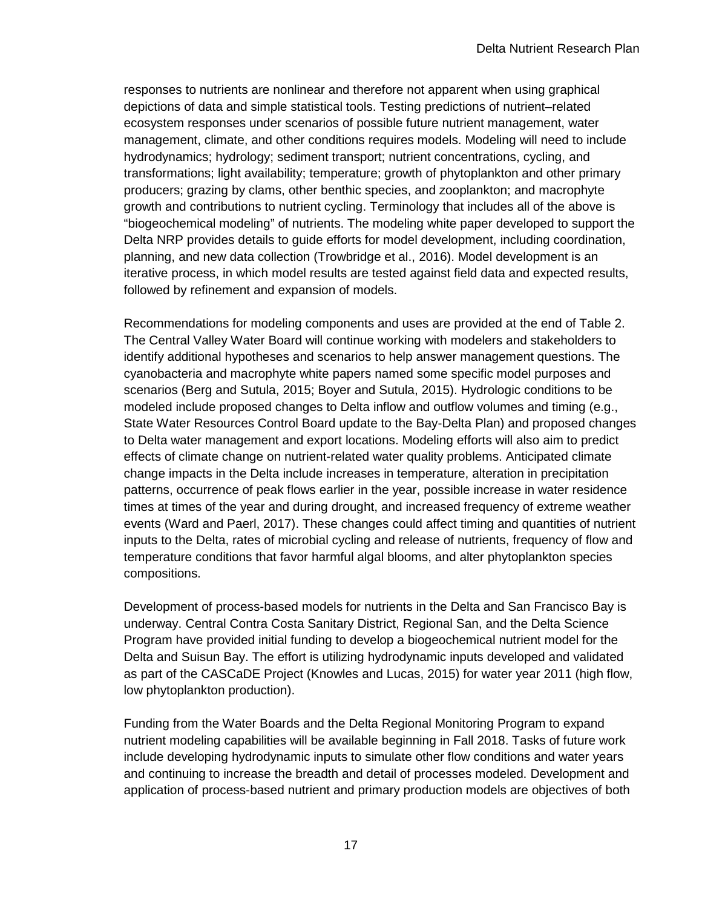responses to nutrients are nonlinear and therefore not apparent when using graphical depictions of data and simple statistical tools. Testing predictions of nutrient–related ecosystem responses under scenarios of possible future nutrient management, water management, climate, and other conditions requires models. Modeling will need to include hydrodynamics; hydrology; sediment transport; nutrient concentrations, cycling, and transformations; light availability; temperature; growth of phytoplankton and other primary producers; grazing by clams, other benthic species, and zooplankton; and macrophyte growth and contributions to nutrient cycling. Terminology that includes all of the above is "biogeochemical modeling" of nutrients. The modeling white paper developed to support the Delta NRP provides details to guide efforts for model development, including coordination, planning, and new data collection (Trowbridge et al., 2016). Model development is an iterative process, in which model results are tested against field data and expected results, followed by refinement and expansion of models.

Recommendations for modeling components and uses are provided at the end of Table 2. The Central Valley Water Board will continue working with modelers and stakeholders to identify additional hypotheses and scenarios to help answer management questions. The cyanobacteria and macrophyte white papers named some specific model purposes and scenarios (Berg and Sutula, 2015; Boyer and Sutula, 2015). Hydrologic conditions to be modeled include proposed changes to Delta inflow and outflow volumes and timing (e.g., State Water Resources Control Board update to the Bay-Delta Plan) and proposed changes to Delta water management and export locations. Modeling efforts will also aim to predict effects of climate change on nutrient-related water quality problems. Anticipated climate change impacts in the Delta include increases in temperature, alteration in precipitation patterns, occurrence of peak flows earlier in the year, possible increase in water residence times at times of the year and during drought, and increased frequency of extreme weather events (Ward and Paerl, 2017). These changes could affect timing and quantities of nutrient inputs to the Delta, rates of microbial cycling and release of nutrients, frequency of flow and temperature conditions that favor harmful algal blooms, and alter phytoplankton species compositions.

Development of process-based models for nutrients in the Delta and San Francisco Bay is underway. Central Contra Costa Sanitary District, Regional San, and the Delta Science Program have provided initial funding to develop a biogeochemical nutrient model for the Delta and Suisun Bay. The effort is utilizing hydrodynamic inputs developed and validated as part of the CASCaDE Project (Knowles and Lucas, 2015) for water year 2011 (high flow, low phytoplankton production).

Funding from the Water Boards and the Delta Regional Monitoring Program to expand nutrient modeling capabilities will be available beginning in Fall 2018. Tasks of future work include developing hydrodynamic inputs to simulate other flow conditions and water years and continuing to increase the breadth and detail of processes modeled. Development and application of process-based nutrient and primary production models are objectives of both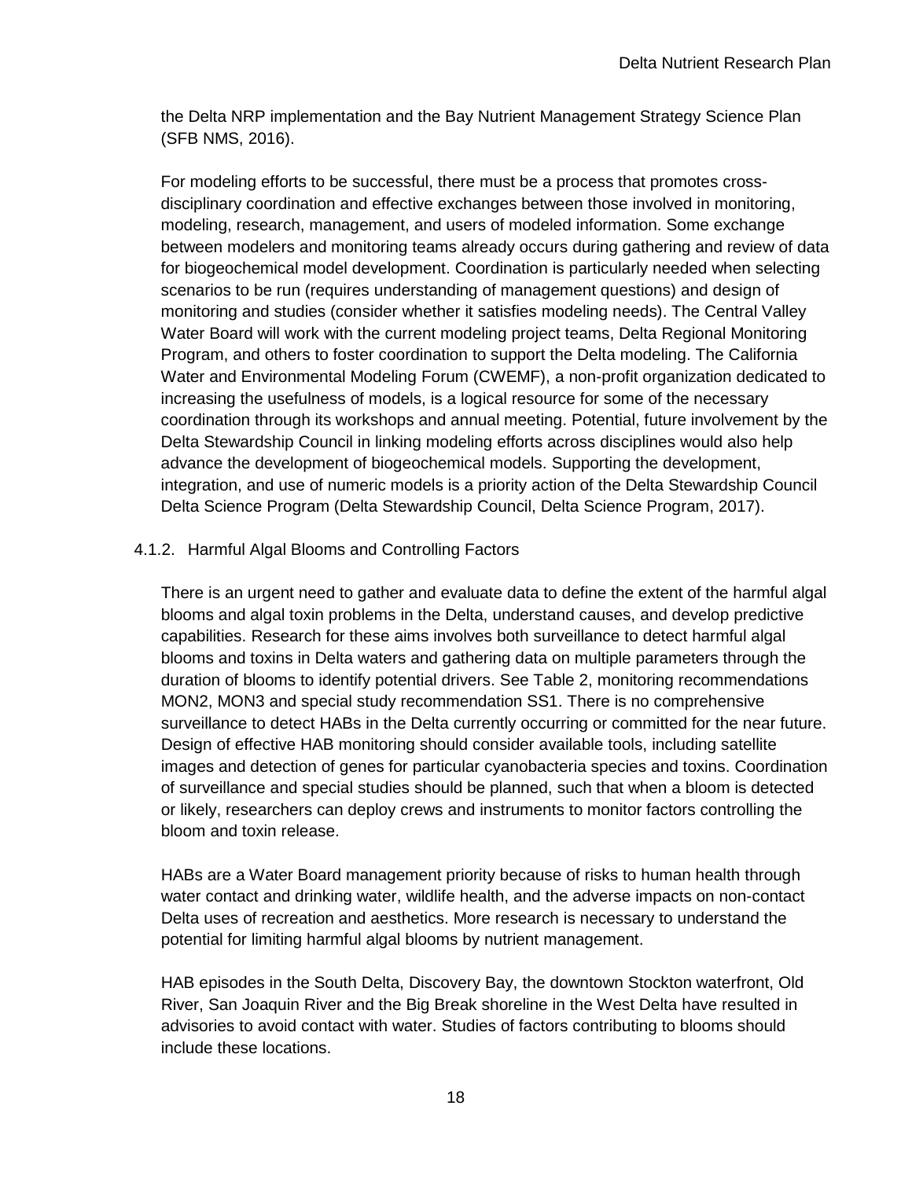the Delta NRP implementation and the Bay Nutrient Management Strategy Science Plan (SFB NMS, 2016).

For modeling efforts to be successful, there must be a process that promotes cross-disciplinary coordination and effective exchanges between those involved in monitoring, modeling, research, management, and users of modeled information. Some exchange between modelers and monitoring teams already occurs during gathering and review of data for biogeochemical model development. Coordination is particularly needed when selecting scenarios to be run (requires understanding of management questions) and design of monitoring and studies (consider whether it satisfies modeling needs). The Central Valley Water Board will work with the current modeling project teams, Delta Regional Monitoring Program, and others to foster coordination to support the Delta modeling. The California Water and Environmental Modeling Forum (CWEMF), a non-profit organization dedicated to increasing the usefulness of models, is a logical resource for some of the necessary coordination through its workshops and annual meeting. Potential, future involvement by the Delta Stewardship Council in linking modeling efforts across disciplines would also help advance the development of biogeochemical models. Supporting the development, integration, and use of numeric models is a priority action of the Delta Stewardship Council Delta Science Program (Delta Stewardship Council, Delta Science Program, 2017).

#### 4.1.2. Harmful Algal Blooms and Controlling Factors

There is an urgent need to gather and evaluate data to define the extent of the harmful algal blooms and algal toxin problems in the Delta, understand causes, and develop predictive capabilities. Research for these aims involves both surveillance to detect harmful algal blooms and toxins in Delta waters and gathering data on multiple parameters through the duration of blooms to identify potential drivers. See Table 2, monitoring recommendations MON2, MON3 and special study recommendation SS1. There is no comprehensive surveillance to detect HABs in the Delta currently occurring or committed for the near future. Design of effective HAB monitoring should consider available tools, including satellite images and detection of genes for particular cyanobacteria species and toxins. Coordination of surveillance and special studies should be planned, such that when a bloom is detected or likely, researchers can deploy crews and instruments to monitor factors controlling the bloom and toxin release.

HABs are a Water Board management priority because of risks to human health through water contact and drinking water, wildlife health, and the adverse impacts on non-contact Delta uses of recreation and aesthetics. More research is necessary to understand the potential for limiting harmful algal blooms by nutrient management.

HAB episodes in the South Delta, Discovery Bay, the downtown Stockton waterfront, Old River, San Joaquin River and the Big Break shoreline in the West Delta have resulted in advisories to avoid contact with water. Studies of factors contributing to blooms should include these locations.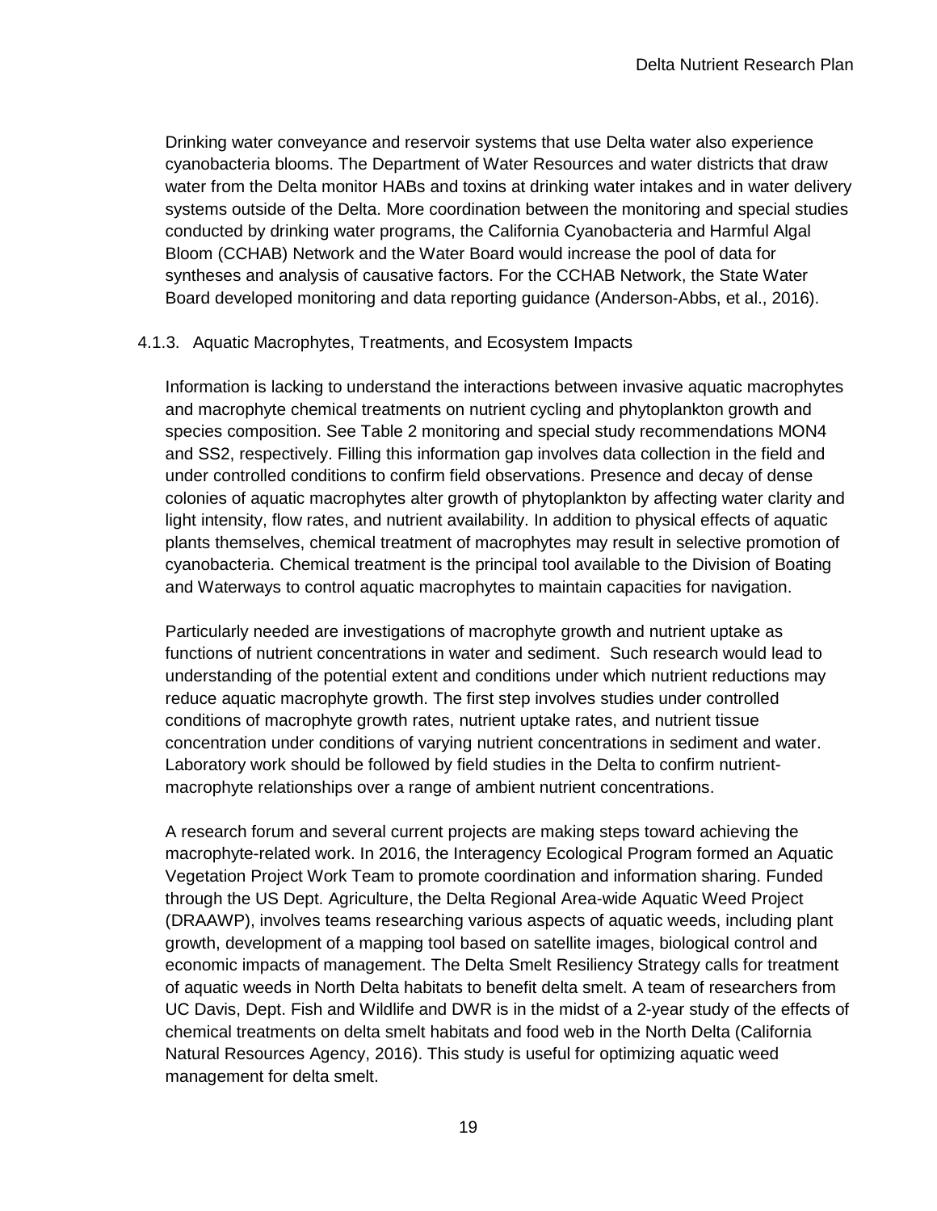Drinking water conveyance and reservoir systems that use Delta water also experience cyanobacteria blooms. The Department of Water Resources and water districts that draw water from the Delta monitor HABs and toxins at drinking water intakes and in water delivery systems outside of the Delta. More coordination between the monitoring and special studies conducted by drinking water programs, the California Cyanobacteria and Harmful Algal Bloom (CCHAB) Network and the Water Board would increase the pool of data for syntheses and analysis of causative factors. For the CCHAB Network, the State Water Board developed monitoring and data reporting guidance (Anderson-Abbs, et al., 2016).

### 4.1.3. Aquatic Macrophytes, Treatments, and Ecosystem Impacts

Information is lacking to understand the interactions between invasive aquatic macrophytes and macrophyte chemical treatments on nutrient cycling and phytoplankton growth and species composition. See Table 2 monitoring and special study recommendations MON4 and SS2, respectively. Filling this information gap involves data collection in the field and under controlled conditions to confirm field observations. Presence and decay of dense colonies of aquatic macrophytes alter growth of phytoplankton by affecting water clarity and light intensity, flow rates, and nutrient availability. In addition to physical effects of aquatic plants themselves, chemical treatment of macrophytes may result in selective promotion of cyanobacteria. Chemical treatment is the principal tool available to the Division of Boating and Waterways to control aquatic macrophytes to maintain capacities for navigation.

Particularly needed are investigations of macrophyte growth and nutrient uptake as functions of nutrient concentrations in water and sediment. Such research would lead to understanding of the potential extent and conditions under which nutrient reductions may reduce aquatic macrophyte growth. The first step involves studies under controlled conditions of macrophyte growth rates, nutrient uptake rates, and nutrient tissue concentration under conditions of varying nutrient concentrations in sediment and water. Laboratory work should be followed by field studies in the Delta to confirm nutrient-macrophyte relationships over a range of ambient nutrient concentrations.

A research forum and several current projects are making steps toward achieving the macrophyte-related work. In 2016, the Interagency Ecological Program formed an Aquatic Vegetation Project Work Team to promote coordination and information sharing. Funded through the US Dept. Agriculture, the Delta Regional Area-wide Aquatic Weed Project (DRAAWP), involves teams researching various aspects of aquatic weeds, including plant growth, development of a mapping tool based on satellite images, biological control and economic impacts of management. The Delta Smelt Resiliency Strategy calls for treatment of aquatic weeds in North Delta habitats to benefit delta smelt. A team of researchers from UC Davis, Dept. Fish and Wildlife and DWR is in the midst of a 2-year study of the effects of chemical treatments on delta smelt habitats and food web in the North Delta (California Natural Resources Agency, 2016). This study is useful for optimizing aquatic weed management for delta smelt.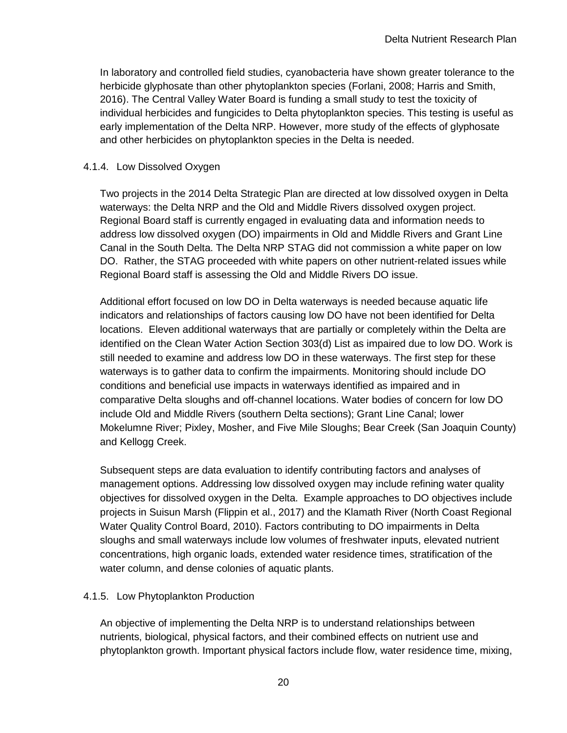In laboratory and controlled field studies, cyanobacteria have shown greater tolerance to the herbicide glyphosate than other phytoplankton species (Forlani, 2008; Harris and Smith, 2016). The Central Valley Water Board is funding a small study to test the toxicity of individual herbicides and fungicides to Delta phytoplankton species. This testing is useful as early implementation of the Delta NRP. However, more study of the effects of glyphosate and other herbicides on phytoplankton species in the Delta is needed.

### 4.1.4. Low Dissolved Oxygen

Two projects in the 2014 Delta Strategic Plan are directed at low dissolved oxygen in Delta waterways: the Delta NRP and the Old and Middle Rivers dissolved oxygen project. Regional Board staff is currently engaged in evaluating data and information needs to address low dissolved oxygen (DO) impairments in Old and Middle Rivers and Grant Line Canal in the South Delta. The Delta NRP STAG did not commission a white paper on low DO. Rather, the STAG proceeded with white papers on other nutrient-related issues while Regional Board staff is assessing the Old and Middle Rivers DO issue.

Additional effort focused on low DO in Delta waterways is needed because aquatic life indicators and relationships of factors causing low DO have not been identified for Delta locations. Eleven additional waterways that are partially or completely within the Delta are identified on the Clean Water Action Section 303(d) List as impaired due to low DO. Work is still needed to examine and address low DO in these waterways. The first step for these waterways is to gather data to confirm the impairments. Monitoring should include DO conditions and beneficial use impacts in waterways identified as impaired and in comparative Delta sloughs and off-channel locations. Water bodies of concern for low DO include Old and Middle Rivers (southern Delta sections); Grant Line Canal; lower Mokelumne River; Pixley, Mosher, and Five Mile Sloughs; Bear Creek (San Joaquin County) and Kellogg Creek.

Subsequent steps are data evaluation to identify contributing factors and analyses of management options. Addressing low dissolved oxygen may include refining water quality objectives for dissolved oxygen in the Delta. Example approaches to DO objectives include projects in Suisun Marsh (Flippin et al., 2017) and the Klamath River (North Coast Regional Water Quality Control Board, 2010). Factors contributing to DO impairments in Delta sloughs and small waterways include low volumes of freshwater inputs, elevated nutrient concentrations, high organic loads, extended water residence times, stratification of the water column, and dense colonies of aquatic plants.

### 4.1.5. Low Phytoplankton Production

An objective of implementing the Delta NRP is to understand relationships between nutrients, biological, physical factors, and their combined effects on nutrient use and phytoplankton growth. Important physical factors include flow, water residence time, mixing,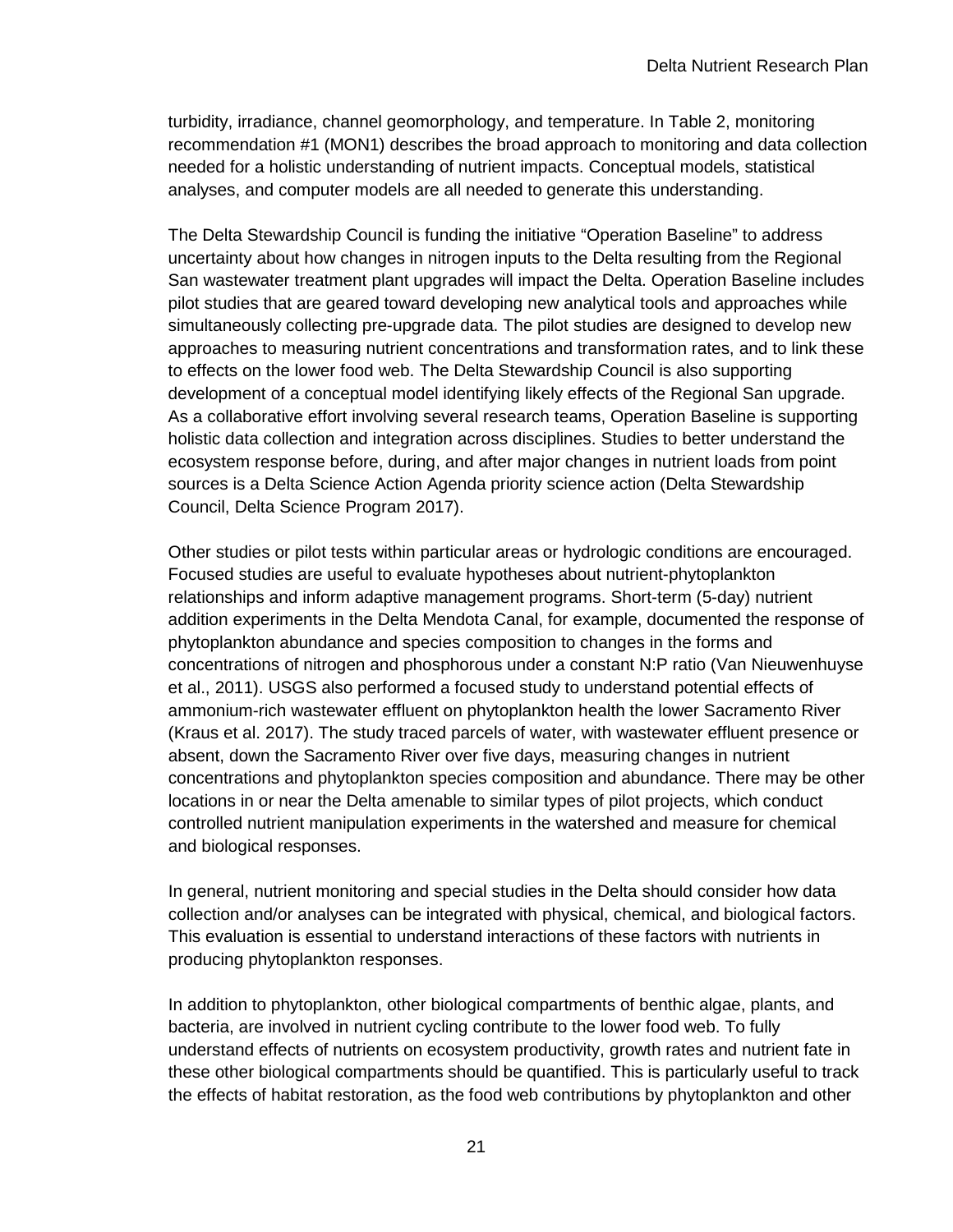turbidity, irradiance, channel geomorphology, and temperature. In Table 2, monitoring recommendation #1 (MON1) describes the broad approach to monitoring and data collection needed for a holistic understanding of nutrient impacts. Conceptual models, statistical analyses, and computer models are all needed to generate this understanding.

The Delta Stewardship Council is funding the initiative “Operation Baseline” to address uncertainty about how changes in nitrogen inputs to the Delta resulting from the Regional San wastewater treatment plant upgrades will impact the Delta. Operation Baseline includes pilot studies that are geared toward developing new analytical tools and approaches while simultaneously collecting pre-upgrade data. The pilot studies are designed to develop new approaches to measuring nutrient concentrations and transformation rates, and to link these to effects on the lower food web. The Delta Stewardship Council is also supporting development of a conceptual model identifying likely effects of the Regional San upgrade. As a collaborative effort involving several research teams, Operation Baseline is supporting holistic data collection and integration across disciplines. Studies to better understand the ecosystem response before, during, and after major changes in nutrient loads from point sources is a Delta Science Action Agenda priority science action (Delta Stewardship Council, Delta Science Program 2017).

Other studies or pilot tests within particular areas or hydrologic conditions are encouraged. Focused studies are useful to evaluate hypotheses about nutrient-phytoplankton relationships and inform adaptive management programs. Short-term (5-day) nutrient addition experiments in the Delta Mendota Canal, for example, documented the response of phytoplankton abundance and species composition to changes in the forms and concentrations of nitrogen and phosphorous under a constant N:P ratio (Van Nieuwenhuyse et al., 2011). USGS also performed a focused study to understand potential effects of ammonium-rich wastewater effluent on phytoplankton health the lower Sacramento River (Kraus et al. 2017). The study traced parcels of water, with wastewater effluent presence or absent, down the Sacramento River over five days, measuring changes in nutrient concentrations and phytoplankton species composition and abundance. There may be other locations in or near the Delta amenable to similar types of pilot projects, which conduct controlled nutrient manipulation experiments in the watershed and measure for chemical and biological responses.

In general, nutrient monitoring and special studies in the Delta should consider how data collection and/or analyses can be integrated with physical, chemical, and biological factors. This evaluation is essential to understand interactions of these factors with nutrients in producing phytoplankton responses.

In addition to phytoplankton, other biological compartments of benthic algae, plants, and bacteria, are involved in nutrient cycling contribute to the lower food web. To fully understand effects of nutrients on ecosystem productivity, growth rates and nutrient fate in these other biological compartments should be quantified. This is particularly useful to track the effects of habitat restoration, as the food web contributions by phytoplankton and other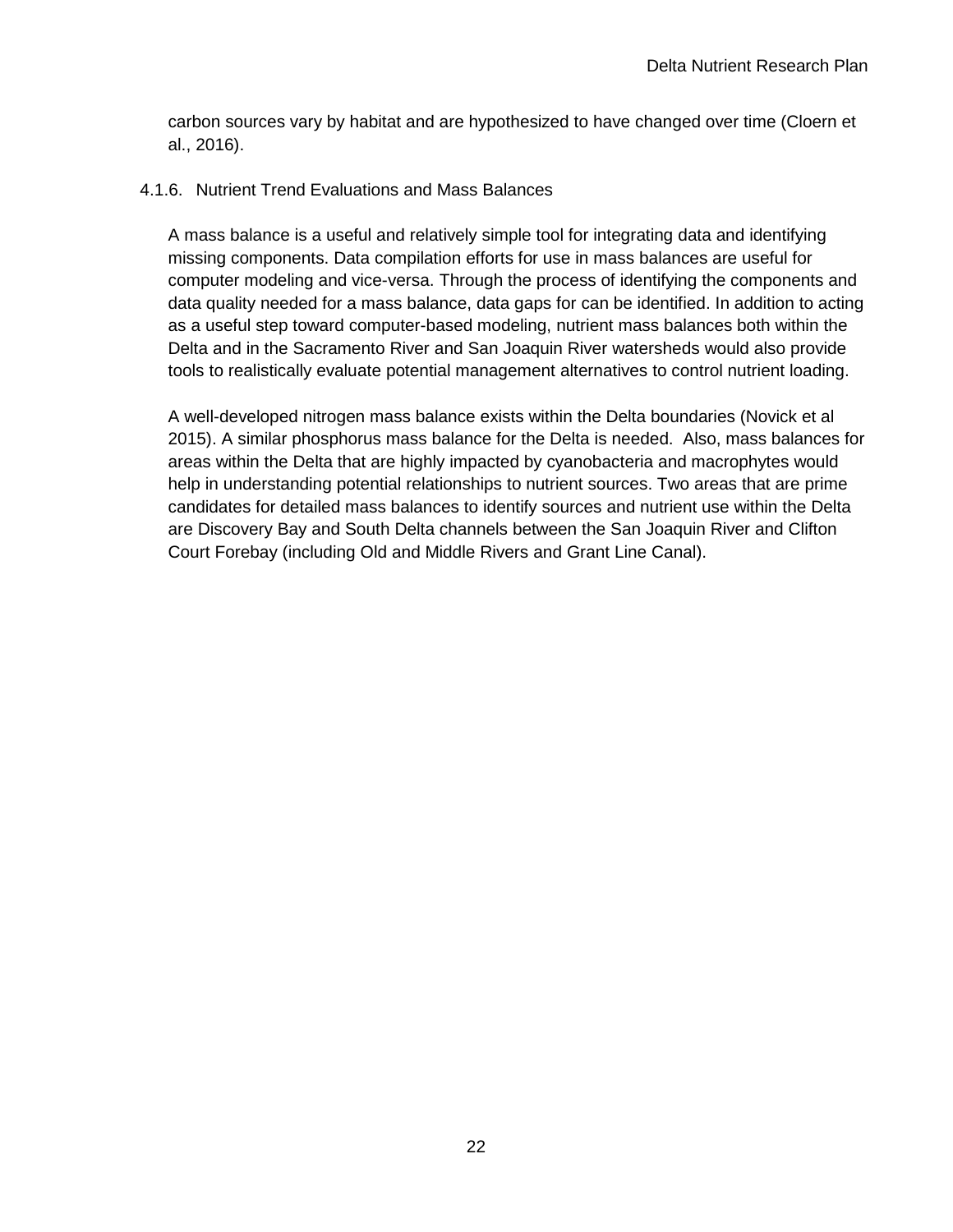carbon sources vary by habitat and are hypothesized to have changed over time (Cloern et al., 2016).

#### 4.1.6. Nutrient Trend Evaluations and Mass Balances

A mass balance is a useful and relatively simple tool for integrating data and identifying missing components. Data compilation efforts for use in mass balances are useful for computer modeling and vice-versa. Through the process of identifying the components and data quality needed for a mass balance, data gaps for can be identified. In addition to acting as a useful step toward computer-based modeling, nutrient mass balances both within the Delta and in the Sacramento River and San Joaquin River watersheds would also provide tools to realistically evaluate potential management alternatives to control nutrient loading.

A well-developed nitrogen mass balance exists within the Delta boundaries (Novick et al 2015). A similar phosphorus mass balance for the Delta is needed. Also, mass balances for areas within the Delta that are highly impacted by cyanobacteria and macrophytes would help in understanding potential relationships to nutrient sources. Two areas that are prime candidates for detailed mass balances to identify sources and nutrient use within the Delta are Discovery Bay and South Delta channels between the San Joaquin River and Clifton Court Forebay (including Old and Middle Rivers and Grant Line Canal).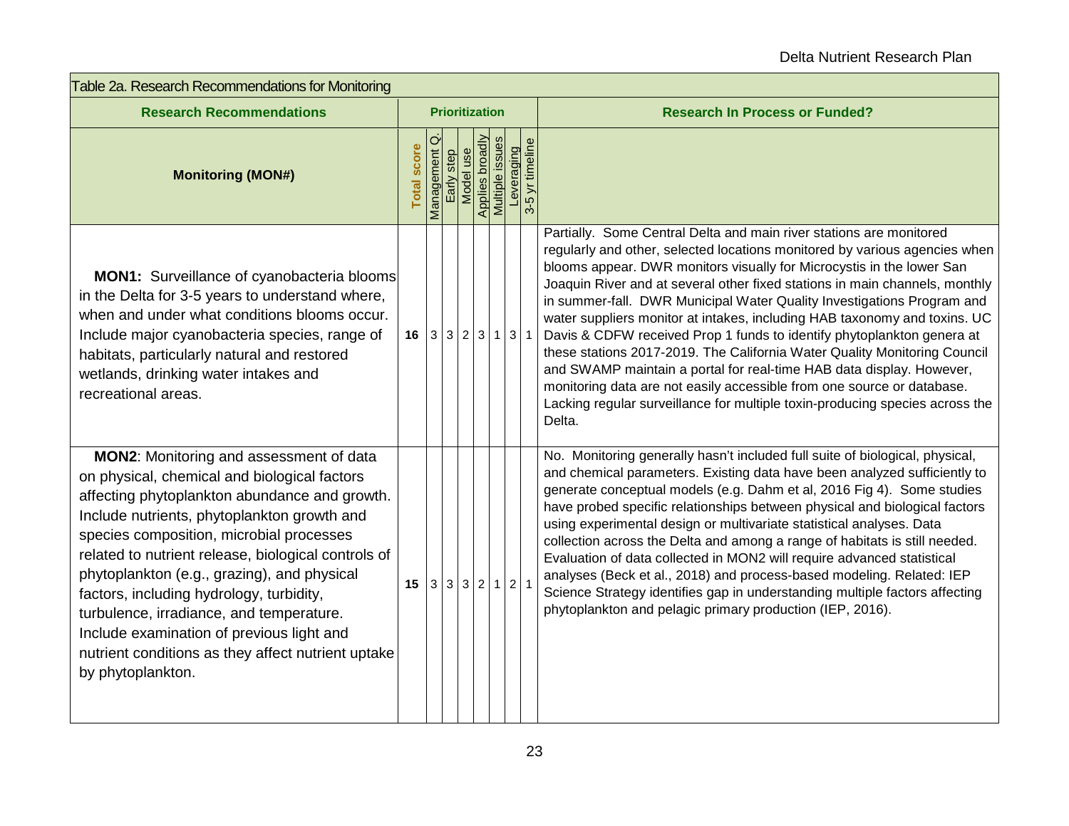Table 2a. Research Recommendations for Monitoring

| Research Recommendations | Prioritization | | | | | | | | Research In Process or Funded? |
|---|---|---|---|---|---|---|---|---|---|
| **Monitoring (MON#)** | **Total score** | Management Q. | Early step | Model use | Applies broadly | Multiple issues | Leveraging | 3-5 yr timeline | |
| **MON1:** Surveillance of cyanobacteria blooms in the Delta for 3-5 years to understand where, when and under what conditions blooms occur. Include major cyanobacteria species, range of habitats, particularly natural and restored wetlands, drinking water intakes and recreational areas. | **16** | 3 | 3 | 2 | 3 | 1 | 3 | 1 | Partially. Some Central Delta and main river stations are monitored regularly and other, selected locations monitored by various agencies when blooms appear. DWR monitors visually for Microcystis in the lower San Joaquin River and at several other fixed stations in main channels, monthly in summer-fall. DWR Municipal Water Quality Investigations Program and water suppliers monitor at intakes, including HAB taxonomy and toxins. UC Davis & CDFW received Prop 1 funds to identify phytoplankton genera at these stations 2017-2019. The California Water Quality Monitoring Council and SWAMP maintain a portal for real-time HAB data display. However, monitoring data are not easily accessible from one source or database. Lacking regular surveillance for multiple toxin-producing species across the Delta. |
| **MON2**: Monitoring and assessment of data on physical, chemical and biological factors affecting phytoplankton abundance and growth. Include nutrients, phytoplankton growth and species composition, microbial processes related to nutrient release, biological controls of phytoplankton (e.g., grazing), and physical factors, including hydrology, turbidity, turbulence, irradiance, and temperature. Include examination of previous light and nutrient conditions as they affect nutrient uptake by phytoplankton. | **15** | 3 | 3 | 3 | 2 | 1 | 2 | 1 | No. Monitoring generally hasn't included full suite of biological, physical, and chemical parameters. Existing data have been analyzed sufficiently to generate conceptual models (e.g. Dahm et al, 2016 Fig 4). Some studies have probed specific relationships between physical and biological factors using experimental design or multivariate statistical analyses. Data collection across the Delta and among a range of habitats is still needed. Evaluation of data collected in MON2 will require advanced statistical analyses (Beck et al., 2018) and process-based modeling. Related: IEP Science Strategy identifies gap in understanding multiple factors affecting phytoplankton and pelagic primary production (IEP, 2016). |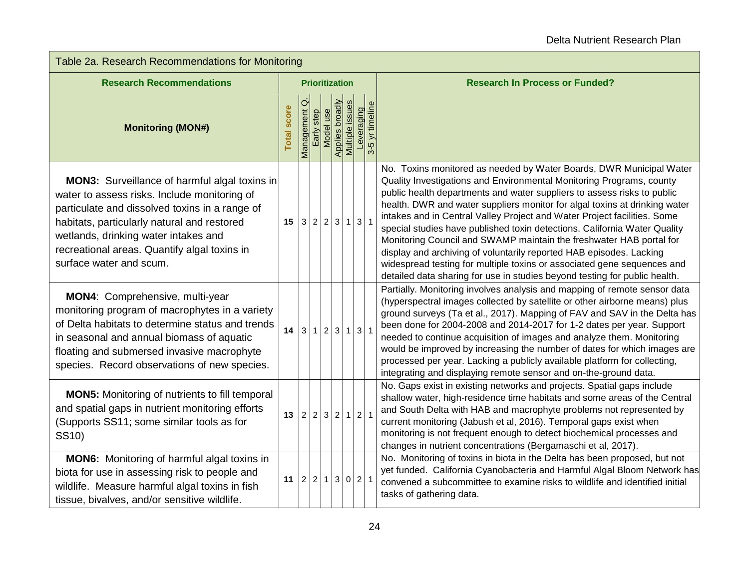Table 2a. Research Recommendations for Monitoring

| Research Recommendations | Prioritization | | | | | | | | Research In Process or Funded? |
|---|---|---|---|---|---|---|---|---|---|
| Monitoring (MON#) | Total score | Management Q. | Early step | Model use | Applies broadly | Multiple issues | Leveraging | 3-5 yr timeline | |
| **MON3:** Surveillance of harmful algal toxins in water to assess risks. Include monitoring of particulate and dissolved toxins in a range of habitats, particularly natural and restored wetlands, drinking water intakes and recreational areas. Quantify algal toxins in surface water and scum. | **15** | 3 | 2 | 2 | 3 | 1 | 3 | 1 | No. Toxins monitored as needed by Water Boards, DWR Municipal Water Quality Investigations and Environmental Monitoring Programs, county public health departments and water suppliers to assess risks to public health. DWR and water suppliers monitor for algal toxins at drinking water intakes and in Central Valley Project and Water Project facilities. Some special studies have published toxin detections. California Water Quality Monitoring Council and SWAMP maintain the freshwater HAB portal for display and archiving of voluntarily reported HAB episodes. Lacking widespread testing for multiple toxins or associated gene sequences and detailed data sharing for use in studies beyond testing for public health. |
| **MON4**: Comprehensive, multi-year monitoring program of macrophytes in a variety of Delta habitats to determine status and trends in seasonal and annual biomass of aquatic floating and submersed invasive macrophyte species. Record observations of new species. | **14** | 3 | 1 | 2 | 3 | 1 | 3 | 1 | Partially. Monitoring involves analysis and mapping of remote sensor data (hyperspectral images collected by satellite or other airborne means) plus ground surveys (Ta et al., 2017). Mapping of FAV and SAV in the Delta has been done for 2004-2008 and 2014-2017 for 1-2 dates per year. Support needed to continue acquisition of images and analyze them. Monitoring would be improved by increasing the number of dates for which images are processed per year. Lacking a publicly available platform for collecting, integrating and displaying remote sensor and on-the-ground data. |
| **MON5:** Monitoring of nutrients to fill temporal and spatial gaps in nutrient monitoring efforts (Supports SS11; some similar tools as for SS10) | **13** | 2 | 2 | 3 | 2 | 1 | 2 | 1 | No. Gaps exist in existing networks and projects. Spatial gaps include shallow water, high-residence time habitats and some areas of the Central and South Delta with HAB and macrophyte problems not represented by current monitoring (Jabush et al, 2016). Temporal gaps exist when monitoring is not frequent enough to detect biochemical processes and changes in nutrient concentrations (Bergamaschi et al, 2017). |
| **MON6:** Monitoring of harmful algal toxins in biota for use in assessing risk to people and wildlife. Measure harmful algal toxins in fish tissue, bivalves, and/or sensitive wildlife. | **11** | 2 | 2 | 1 | 3 | 0 | 2 | 1 | No. Monitoring of toxins in biota in the Delta has been proposed, but not yet funded. California Cyanobacteria and Harmful Algal Bloom Network has convened a subcommittee to examine risks to wildlife and identified initial tasks of gathering data. |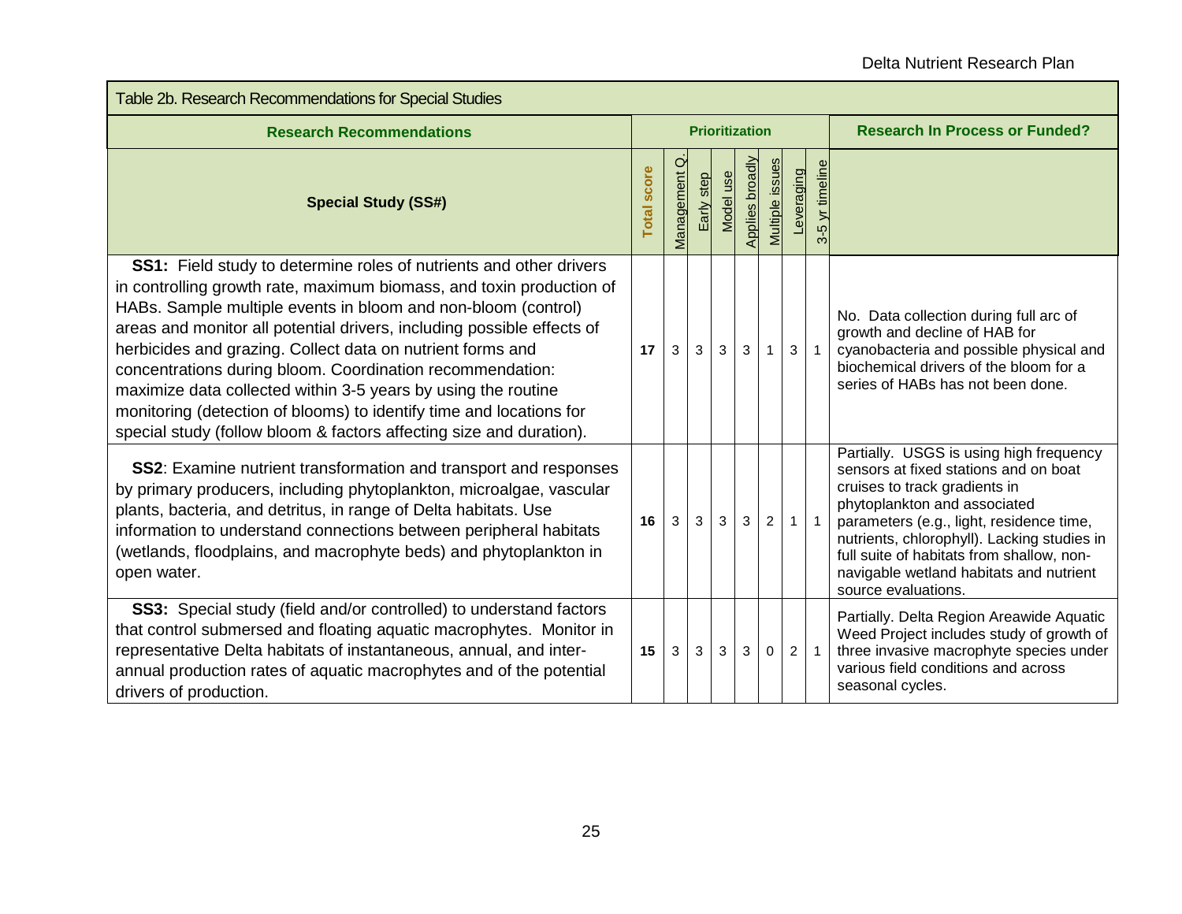| Table 2b. Research Recommendations for Special Studies | | | | | | | | | |
|---|---|---|---|---|---|---|---|---|---|
| **Research Recommendations** | **Prioritization** | | | | | | | | **Research In Process or Funded?** |
| **Special Study (SS#)** | **Total score** | Management Q. | Early step | Model use | Applies broadly | Multiple issues | Leveraging | 3-5 yr timeline | |
| **SS1:** Field study to determine roles of nutrients and other drivers in controlling growth rate, maximum biomass, and toxin production of HABs. Sample multiple events in bloom and non-bloom (control) areas and monitor all potential drivers, including possible effects of herbicides and grazing. Collect data on nutrient forms and concentrations during bloom. Coordination recommendation: maximize data collected within 3-5 years by using the routine monitoring (detection of blooms) to identify time and locations for special study (follow bloom & factors affecting size and duration). | **17** | 3 | 3 | 3 | 3 | 1 | 3 | 1 | No. Data collection during full arc of growth and decline of HAB for cyanobacteria and possible physical and biochemical drivers of the bloom for a series of HABs has not been done. |
| **SS2**: Examine nutrient transformation and transport and responses by primary producers, including phytoplankton, microalgae, vascular plants, bacteria, and detritus, in range of Delta habitats. Use information to understand connections between peripheral habitats (wetlands, floodplains, and macrophyte beds) and phytoplankton in open water. | **16** | 3 | 3 | 3 | 3 | 2 | 1 | 1 | Partially. USGS is using high frequency sensors at fixed stations and on boat cruises to track gradients in phytoplankton and associated parameters (e.g., light, residence time, nutrients, chlorophyll). Lacking studies in full suite of habitats from shallow, non-navigable wetland habitats and nutrient source evaluations. |
| **SS3:** Special study (field and/or controlled) to understand factors that control submersed and floating aquatic macrophytes. Monitor in representative Delta habitats of instantaneous, annual, and inter-annual production rates of aquatic macrophytes and of the potential drivers of production. | **15** | 3 | 3 | 3 | 3 | 0 | 2 | 1 | Partially. Delta Region Areawide Aquatic Weed Project includes study of growth of three invasive macrophyte species under various field conditions and across seasonal cycles. |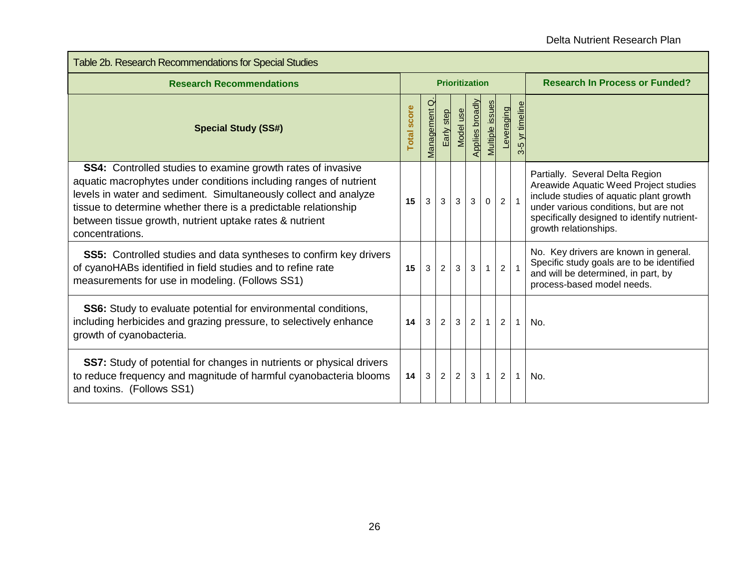Table 2b. Research Recommendations for Special Studies

| Research Recommendations | Prioritization | | | | | | | | Research In Process or Funded? |
|---|---|---|---|---|---|---|---|---|---|
| **Special Study (SS#)** | **Total score** | Management Q. | Early step | Model use | Applies broadly | Multiple issues | Leveraging | 3-5 yr timeline | |
| **SS4:** Controlled studies to examine growth rates of invasive aquatic macrophytes under conditions including ranges of nutrient levels in water and sediment. Simultaneously collect and analyze tissue to determine whether there is a predictable relationship between tissue growth, nutrient uptake rates & nutrient concentrations. | **15** | 3 | 3 | 3 | 3 | 0 | 2 | 1 | Partially. Several Delta Region Areawide Aquatic Weed Project studies include studies of aquatic plant growth under various conditions, but are not specifically designed to identify nutrient-growth relationships. |
| **SS5:** Controlled studies and data syntheses to confirm key drivers of cyanoHABs identified in field studies and to refine rate measurements for use in modeling. (Follows SS1) | **15** | 3 | 2 | 3 | 3 | 1 | 2 | 1 | No. Key drivers are known in general. Specific study goals are to be identified and will be determined, in part, by process-based model needs. |
| **SS6:** Study to evaluate potential for environmental conditions, including herbicides and grazing pressure, to selectively enhance growth of cyanobacteria. | **14** | 3 | 2 | 3 | 2 | 1 | 2 | 1 | No. |
| **SS7:** Study of potential for changes in nutrients or physical drivers to reduce frequency and magnitude of harmful cyanobacteria blooms and toxins. (Follows SS1) | **14** | 3 | 2 | 2 | 3 | 1 | 2 | 1 | No. |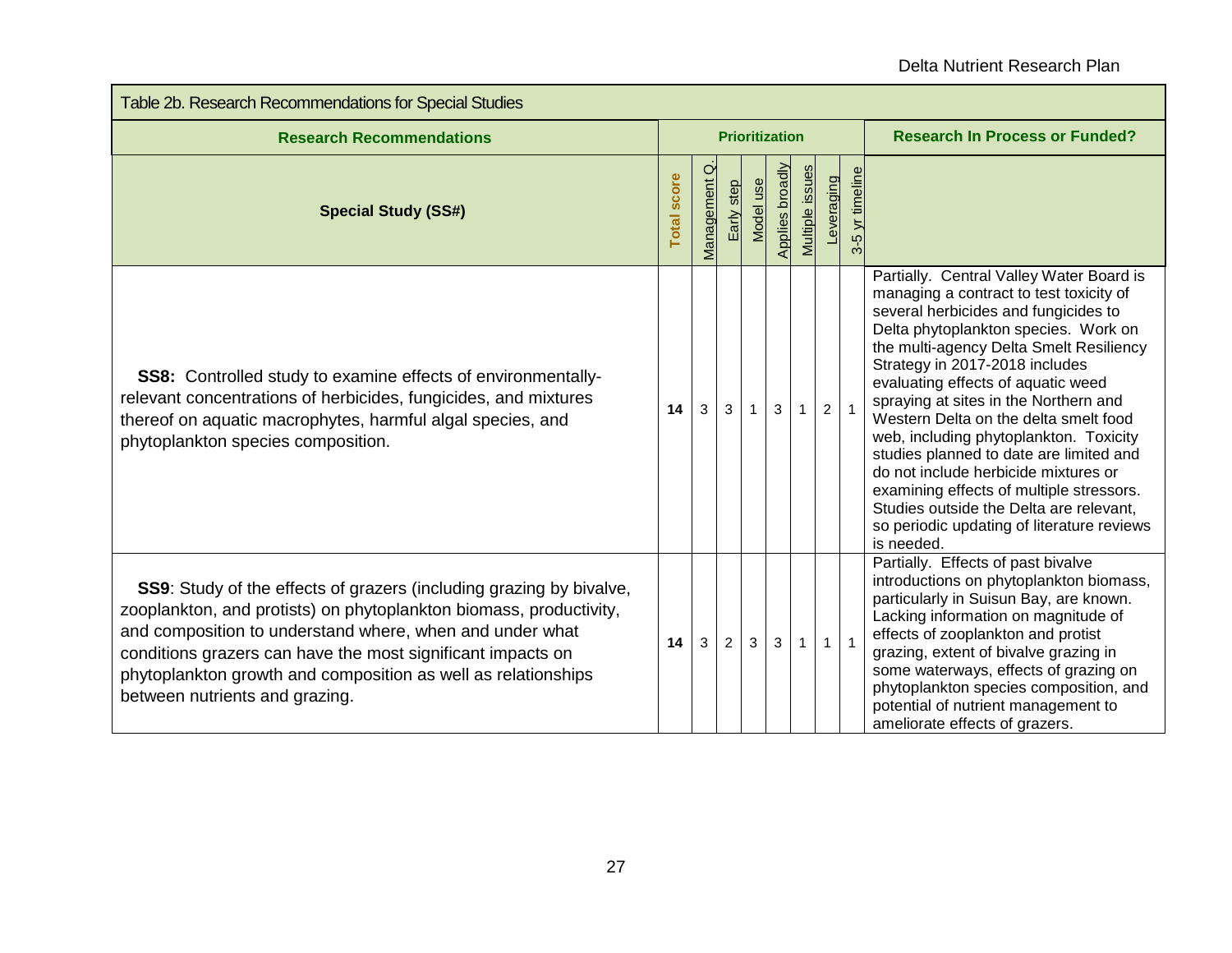Table 2b. Research Recommendations for Special Studies

| Research Recommendations | Prioritization | | | | | | | | Research In Process or Funded? |
|---|---|---|---|---|---|---|---|---|---|
| **Special Study (SS#)** | **Total score** | Management Q. | Early step | Model use | Applies broadly | Multiple issues | Leveraging | 3-5 yr timeline | |
| **SS8:** Controlled study to examine effects of environmentally-relevant concentrations of herbicides, fungicides, and mixtures thereof on aquatic macrophytes, harmful algal species, and phytoplankton species composition. | **14** | 3 | 3 | 1 | 3 | 1 | 2 | 1 | Partially. Central Valley Water Board is managing a contract to test toxicity of several herbicides and fungicides to Delta phytoplankton species. Work on the multi-agency Delta Smelt Resiliency Strategy in 2017-2018 includes evaluating effects of aquatic weed spraying at sites in the Northern and Western Delta on the delta smelt food web, including phytoplankton. Toxicity studies planned to date are limited and do not include herbicide mixtures or examining effects of multiple stressors. Studies outside the Delta are relevant, so periodic updating of literature reviews is needed. |
| **SS9**: Study of the effects of grazers (including grazing by bivalve, zooplankton, and protists) on phytoplankton biomass, productivity, and composition to understand where, when and under what conditions grazers can have the most significant impacts on phytoplankton growth and composition as well as relationships between nutrients and grazing. | **14** | 3 | 2 | 3 | 3 | 1 | 1 | 1 | Partially. Effects of past bivalve introductions on phytoplankton biomass, particularly in Suisun Bay, are known. Lacking information on magnitude of effects of zooplankton and protist grazing, extent of bivalve grazing in some waterways, effects of grazing on phytoplankton species composition, and potential of nutrient management to ameliorate effects of grazers. |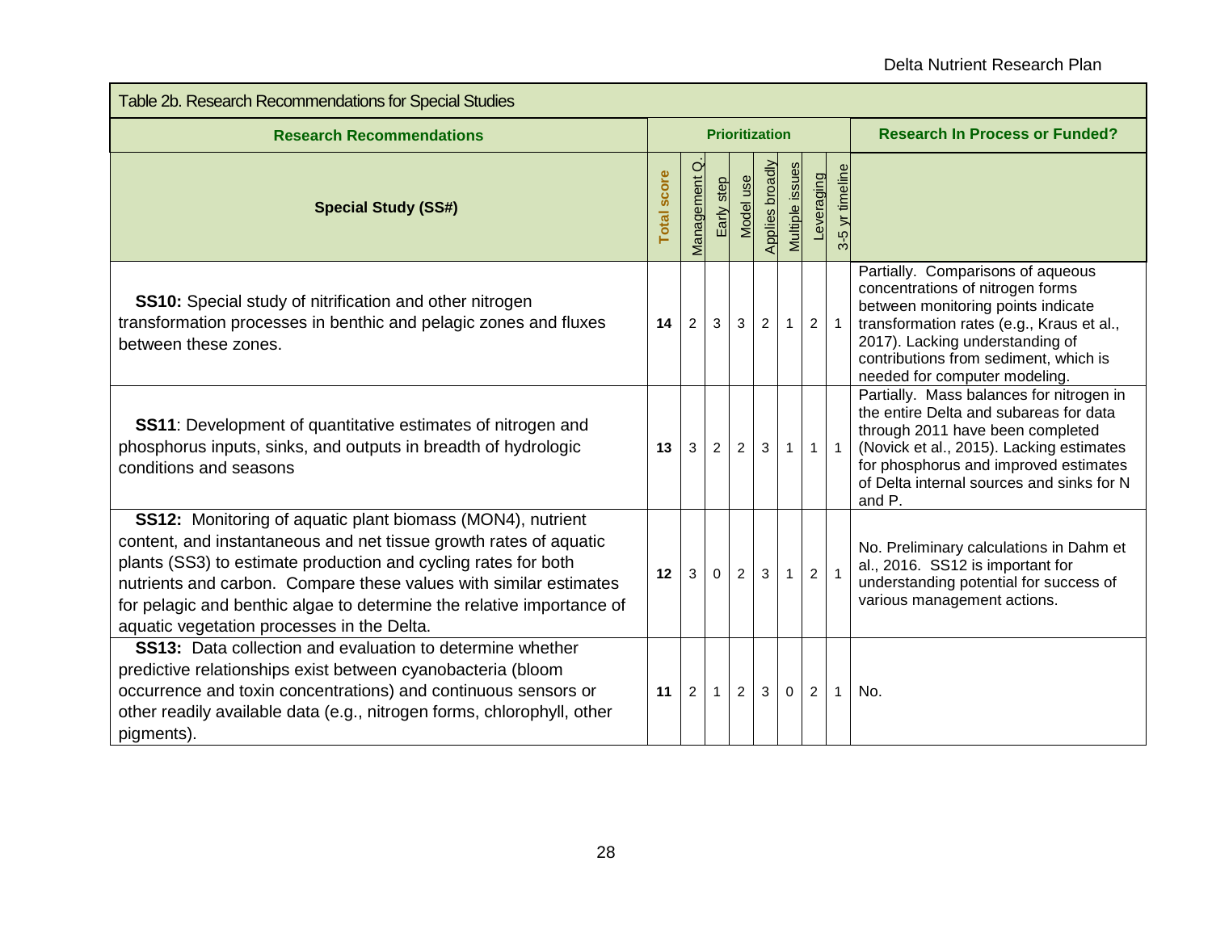| Table 2b. Research Recommendations for Special Studies | | | | | | | | | |
|---|---|---|---|---|---|---|---|---|---|
| **Research Recommendations** | **Prioritization** | | | | | | | | **Research In Process or Funded?** |
| **Special Study (SS#)** | **Total score** | Management Q. | Early step | Model use | Applies broadly | Multiple issues | Leveraging | 3-5 yr timeline | |
| **SS10:** Special study of nitrification and other nitrogen transformation processes in benthic and pelagic zones and fluxes between these zones. | **14** | 2 | 3 | 3 | 2 | 1 | 2 | 1 | Partially. Comparisons of aqueous concentrations of nitrogen forms between monitoring points indicate transformation rates (e.g., Kraus et al., 2017). Lacking understanding of contributions from sediment, which is needed for computer modeling. |
| **SS11**: Development of quantitative estimates of nitrogen and phosphorus inputs, sinks, and outputs in breadth of hydrologic conditions and seasons | **13** | 3 | 2 | 2 | 3 | 1 | 1 | 1 | Partially. Mass balances for nitrogen in the entire Delta and subareas for data through 2011 have been completed (Novick et al., 2015). Lacking estimates for phosphorus and improved estimates of Delta internal sources and sinks for N and P. |
| **SS12:** Monitoring of aquatic plant biomass (MON4), nutrient content, and instantaneous and net tissue growth rates of aquatic plants (SS3) to estimate production and cycling rates for both nutrients and carbon. Compare these values with similar estimates for pelagic and benthic algae to determine the relative importance of aquatic vegetation processes in the Delta. | **12** | 3 | 0 | 2 | 3 | 1 | 2 | 1 | No. Preliminary calculations in Dahm et al., 2016. SS12 is important for understanding potential for success of various management actions. |
| **SS13:** Data collection and evaluation to determine whether predictive relationships exist between cyanobacteria (bloom occurrence and toxin concentrations) and continuous sensors or other readily available data (e.g., nitrogen forms, chlorophyll, other pigments). | **11** | 2 | 1 | 2 | 3 | 0 | 2 | 1 | No. |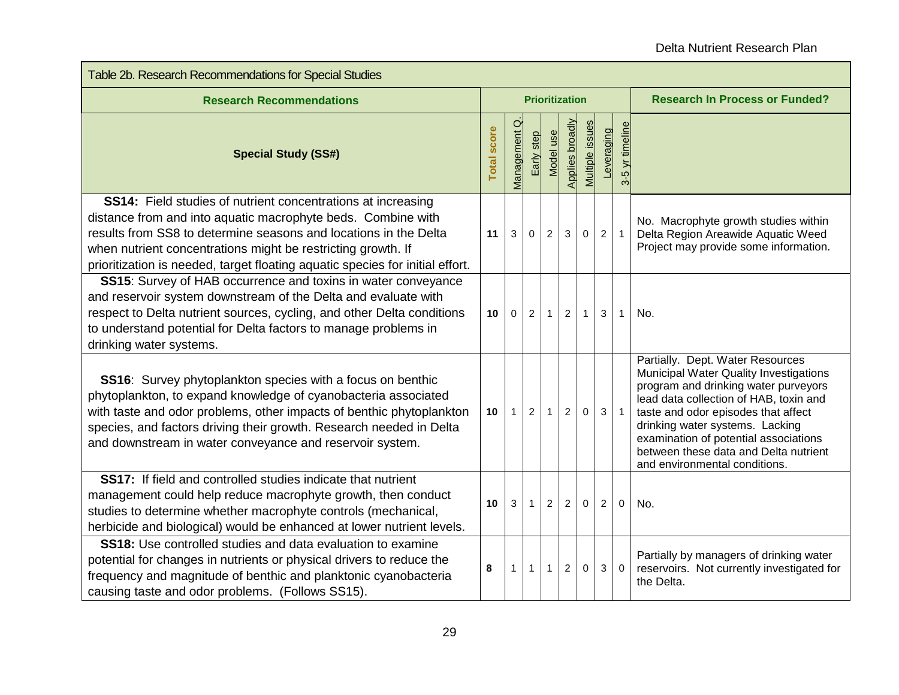Table 2b. Research Recommendations for Special Studies

| Research Recommendations | Prioritization | | | | | | | | Research In Process or Funded? |
|---|---|---|---|---|---|---|---|---|---|
| **Special Study (SS#)** | **Total score** | Management Q. | Early step | Model use | Applies broadly | Multiple issues | Leveraging | 3-5 yr timeline | |
| **SS14:** Field studies of nutrient concentrations at increasing distance from and into aquatic macrophyte beds. Combine with results from SS8 to determine seasons and locations in the Delta when nutrient concentrations might be restricting growth. If prioritization is needed, target floating aquatic species for initial effort. | **11** | 3 | 0 | 2 | 3 | 0 | 2 | 1 | No. Macrophyte growth studies within Delta Region Areawide Aquatic Weed Project may provide some information. |
| **SS15**: Survey of HAB occurrence and toxins in water conveyance and reservoir system downstream of the Delta and evaluate with respect to Delta nutrient sources, cycling, and other Delta conditions to understand potential for Delta factors to manage problems in drinking water systems. | **10** | 0 | 2 | 1 | 2 | 1 | 3 | 1 | No. |
| **SS16**: Survey phytoplankton species with a focus on benthic phytoplankton, to expand knowledge of cyanobacteria associated with taste and odor problems, other impacts of benthic phytoplankton species, and factors driving their growth. Research needed in Delta and downstream in water conveyance and reservoir system. | **10** | 1 | 2 | 1 | 2 | 0 | 3 | 1 | Partially. Dept. Water Resources Municipal Water Quality Investigations program and drinking water purveyors lead data collection of HAB, toxin and taste and odor episodes that affect drinking water systems. Lacking examination of potential associations between these data and Delta nutrient and environmental conditions. |
| **SS17:** If field and controlled studies indicate that nutrient management could help reduce macrophyte growth, then conduct studies to determine whether macrophyte controls (mechanical, herbicide and biological) would be enhanced at lower nutrient levels. | **10** | 3 | 1 | 2 | 2 | 0 | 2 | 0 | No. |
| **SS18:** Use controlled studies and data evaluation to examine potential for changes in nutrients or physical drivers to reduce the frequency and magnitude of benthic and planktonic cyanobacteria causing taste and odor problems. (Follows SS15). | **8** | 1 | 1 | 1 | 2 | 0 | 3 | 0 | Partially by managers of drinking water reservoirs. Not currently investigated for the Delta. |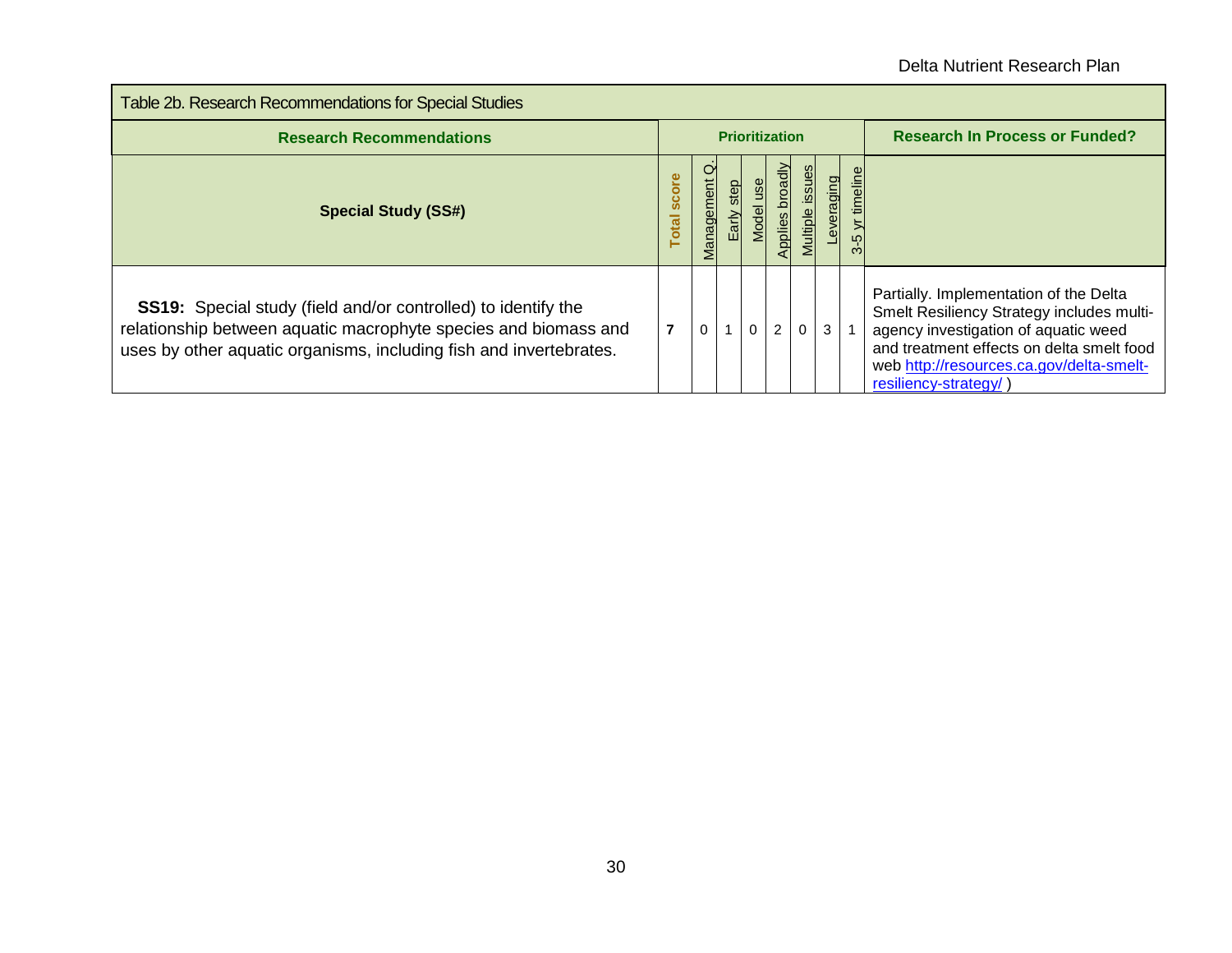Table 2b. Research Recommendations for Special Studies

| Research Recommendations | Prioritization | | | | | | | | Research In Process or Funded? |
|---|---|---|---|---|---|---|---|---|---|
| **Special Study (SS#)** | **Total score** | Management Q. | Early step | Model use | Applies broadly | Multiple issues | Leveraging | 3-5 yr timeline | |
| **SS19:** Special study (field and/or controlled) to identify the relationship between aquatic macrophyte species and biomass and uses by other aquatic organisms, including fish and invertebrates. | **7** | 0 | 1 | 0 | 2 | 0 | 3 | 1 | Partially. Implementation of the Delta Smelt Resiliency Strategy includes multi-agency investigation of aquatic weed and treatment effects on delta smelt food web [http://resources.ca.gov/delta-smelt-resiliency-strategy/](http://resources.ca.gov/delta-smelt-resiliency-strategy/) ) |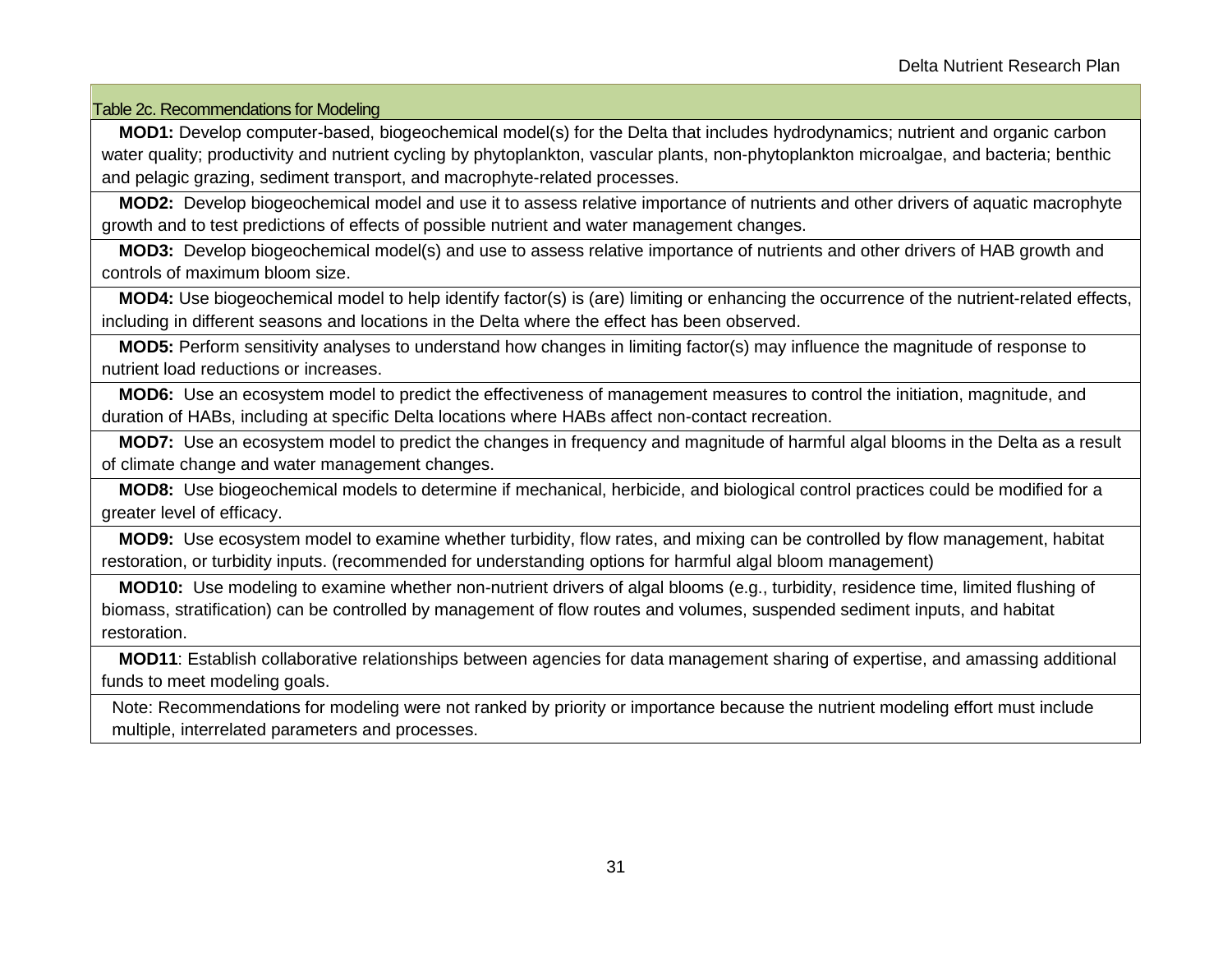| Table 2c. Recommendations for Modeling |
| --- |
| **MOD1:** Develop computer-based, biogeochemical model(s) for the Delta that includes hydrodynamics; nutrient and organic carbon water quality; productivity and nutrient cycling by phytoplankton, vascular plants, non-phytoplankton microalgae, and bacteria; benthic and pelagic grazing, sediment transport, and macrophyte-related processes. |
| **MOD2:** Develop biogeochemical model and use it to assess relative importance of nutrients and other drivers of aquatic macrophyte growth and to test predictions of effects of possible nutrient and water management changes. |
| **MOD3:** Develop biogeochemical model(s) and use to assess relative importance of nutrients and other drivers of HAB growth and controls of maximum bloom size. |
| **MOD4:** Use biogeochemical model to help identify factor(s) is (are) limiting or enhancing the occurrence of the nutrient-related effects, including in different seasons and locations in the Delta where the effect has been observed. |
| **MOD5:** Perform sensitivity analyses to understand how changes in limiting factor(s) may influence the magnitude of response to nutrient load reductions or increases. |
| **MOD6:** Use an ecosystem model to predict the effectiveness of management measures to control the initiation, magnitude, and duration of HABs, including at specific Delta locations where HABs affect non-contact recreation. |
| **MOD7:** Use an ecosystem model to predict the changes in frequency and magnitude of harmful algal blooms in the Delta as a result of climate change and water management changes. |
| **MOD8:** Use biogeochemical models to determine if mechanical, herbicide, and biological control practices could be modified for a greater level of efficacy. |
| **MOD9:** Use ecosystem model to examine whether turbidity, flow rates, and mixing can be controlled by flow management, habitat restoration, or turbidity inputs. (recommended for understanding options for harmful algal bloom management) |
| **MOD10:** Use modeling to examine whether non-nutrient drivers of algal blooms (e.g., turbidity, residence time, limited flushing of biomass, stratification) can be controlled by management of flow routes and volumes, suspended sediment inputs, and habitat restoration. |
| **MOD11**: Establish collaborative relationships between agencies for data management sharing of expertise, and amassing additional funds to meet modeling goals. |
| Note: Recommendations for modeling were not ranked by priority or importance because the nutrient modeling effort must include multiple, interrelated parameters and processes. |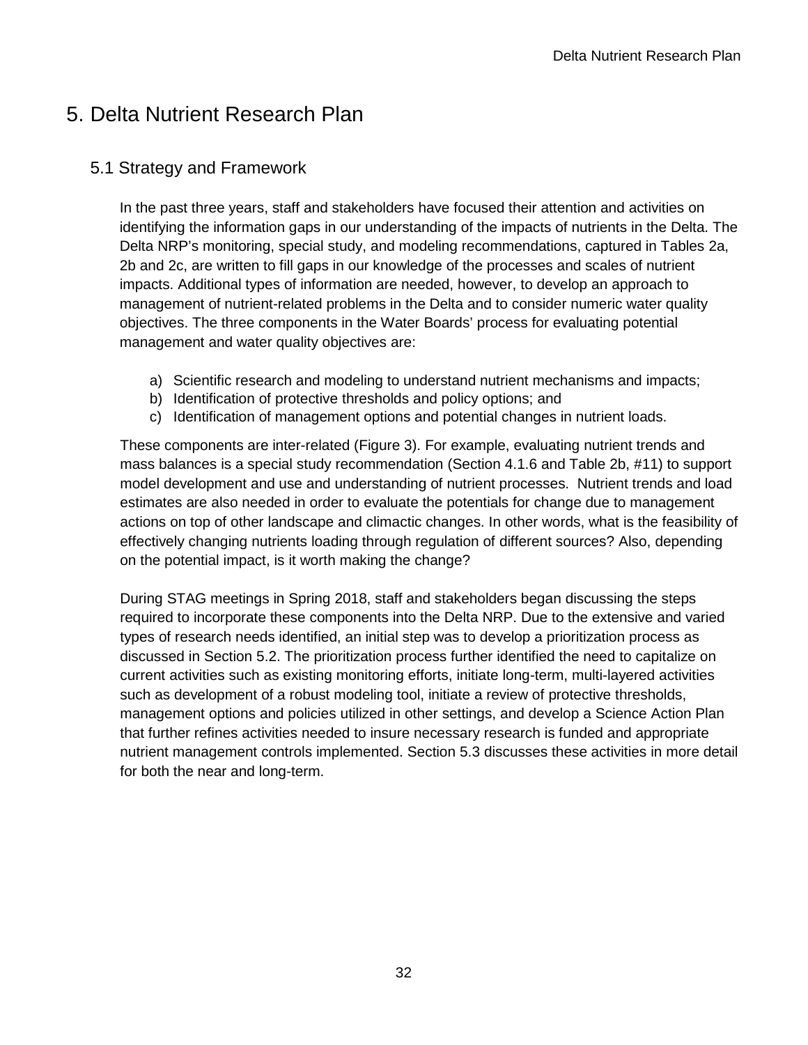# 5. Delta Nutrient Research Plan

## 5.1 Strategy and Framework

In the past three years, staff and stakeholders have focused their attention and activities on identifying the information gaps in our understanding of the impacts of nutrients in the Delta. The Delta NRP's monitoring, special study, and modeling recommendations, captured in Tables 2a, 2b and 2c, are written to fill gaps in our knowledge of the processes and scales of nutrient impacts. Additional types of information are needed, however, to develop an approach to management of nutrient-related problems in the Delta and to consider numeric water quality objectives. The three components in the Water Boards' process for evaluating potential management and water quality objectives are:

a) Scientific research and modeling to understand nutrient mechanisms and impacts;
b) Identification of protective thresholds and policy options; and
c) Identification of management options and potential changes in nutrient loads.

These components are inter-related (Figure 3). For example, evaluating nutrient trends and mass balances is a special study recommendation (Section 4.1.6 and Table 2b, #11) to support model development and use and understanding of nutrient processes. Nutrient trends and load estimates are also needed in order to evaluate the potentials for change due to management actions on top of other landscape and climactic changes. In other words, what is the feasibility of effectively changing nutrients loading through regulation of different sources? Also, depending on the potential impact, is it worth making the change?

During STAG meetings in Spring 2018, staff and stakeholders began discussing the steps required to incorporate these components into the Delta NRP. Due to the extensive and varied types of research needs identified, an initial step was to develop a prioritization process as discussed in Section 5.2. The prioritization process further identified the need to capitalize on current activities such as existing monitoring efforts, initiate long-term, multi-layered activities such as development of a robust modeling tool, initiate a review of protective thresholds, management options and policies utilized in other settings, and develop a Science Action Plan that further refines activities needed to insure necessary research is funded and appropriate nutrient management controls implemented. Section 5.3 discusses these activities in more detail for both the near and long-term.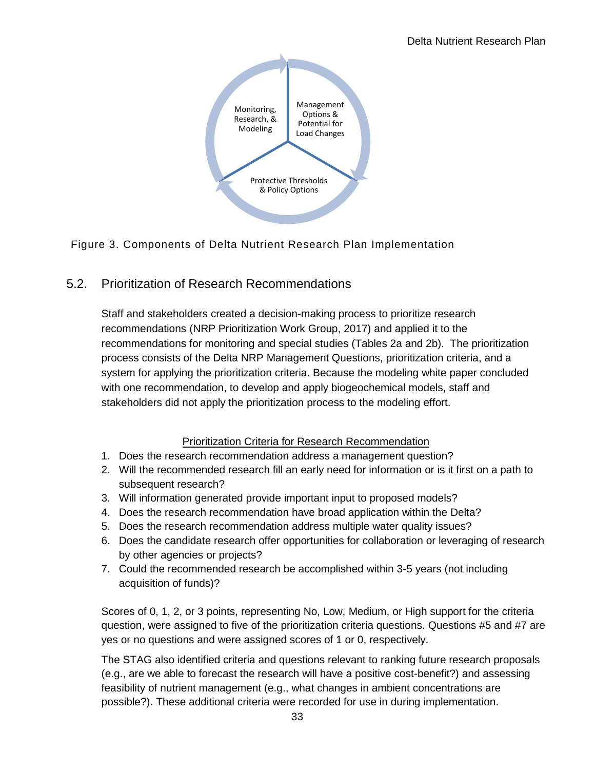Monitoring, Research, & Modeling

Management Options & Potential for Load Changes

Protective Thresholds & Policy Options

Figure 3. Components of Delta Nutrient Research Plan Implementation

## 5.2. Prioritization of Research Recommendations

Staff and stakeholders created a decision-making process to prioritize research recommendations (NRP Prioritization Work Group, 2017) and applied it to the recommendations for monitoring and special studies (Tables 2a and 2b). The prioritization process consists of the Delta NRP Management Questions, prioritization criteria, and a system for applying the prioritization criteria. Because the modeling white paper concluded with one recommendation, to develop and apply biogeochemical models, staff and stakeholders did not apply the prioritization process to the modeling effort.

<u>Prioritization Criteria for Research Recommendation</u>

1. Does the research recommendation address a management question?
2. Will the recommended research fill an early need for information or is it first on a path to subsequent research?
3. Will information generated provide important input to proposed models?
4. Does the research recommendation have broad application within the Delta?
5. Does the research recommendation address multiple water quality issues?
6. Does the candidate research offer opportunities for collaboration or leveraging of research by other agencies or projects?
7. Could the recommended research be accomplished within 3-5 years (not including acquisition of funds)?

Scores of 0, 1, 2, or 3 points, representing No, Low, Medium, or High support for the criteria question, were assigned to five of the prioritization criteria questions. Questions #5 and #7 are yes or no questions and were assigned scores of 1 or 0, respectively.

The STAG also identified criteria and questions relevant to ranking future research proposals (e.g., are we able to forecast the research will have a positive cost-benefit?) and assessing feasibility of nutrient management (e.g., what changes in ambient concentrations are possible?). These additional criteria were recorded for use in during implementation.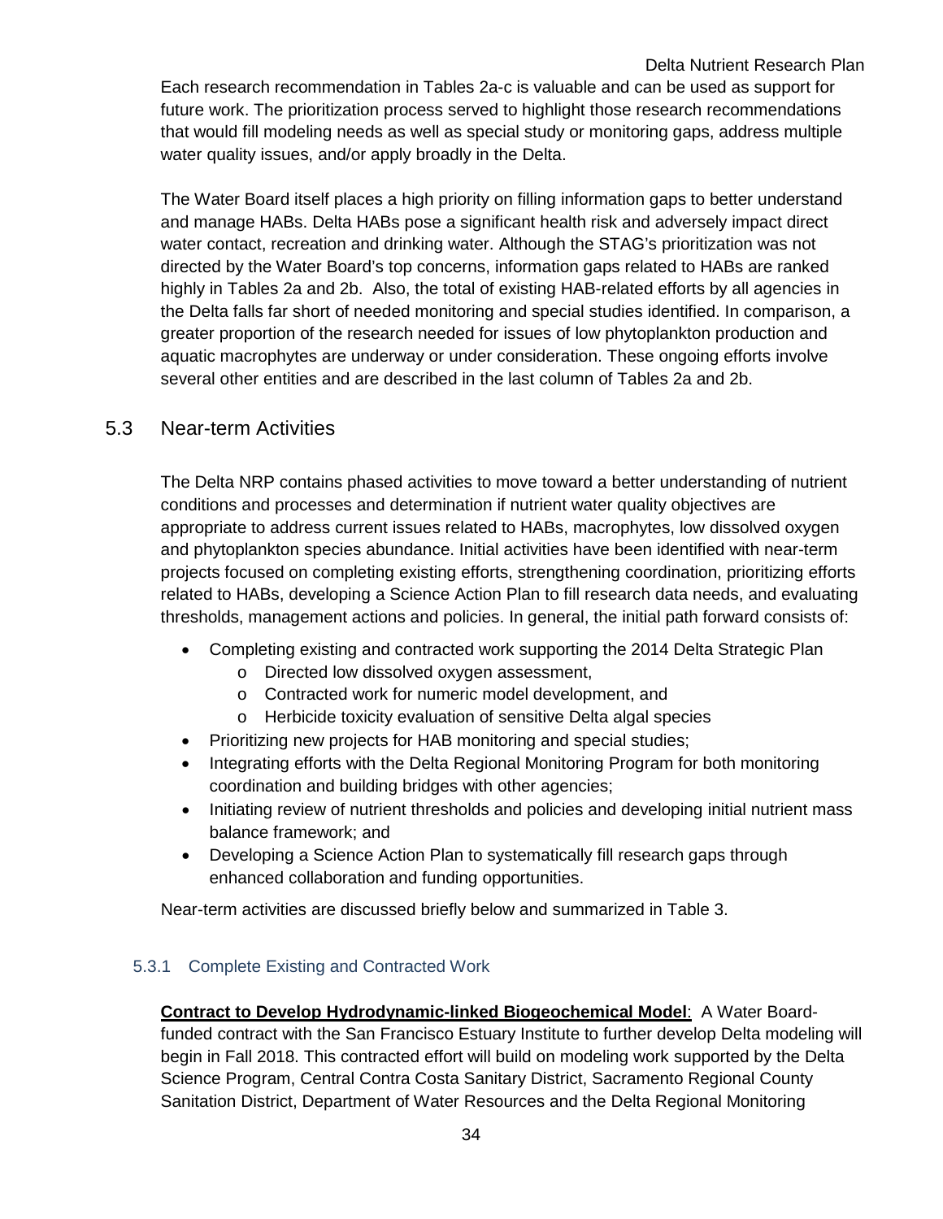Each research recommendation in Tables 2a-c is valuable and can be used as support for future work. The prioritization process served to highlight those research recommendations that would fill modeling needs as well as special study or monitoring gaps, address multiple water quality issues, and/or apply broadly in the Delta.

The Water Board itself places a high priority on filling information gaps to better understand and manage HABs. Delta HABs pose a significant health risk and adversely impact direct water contact, recreation and drinking water. Although the STAG's prioritization was not directed by the Water Board's top concerns, information gaps related to HABs are ranked highly in Tables 2a and 2b. Also, the total of existing HAB-related efforts by all agencies in the Delta falls far short of needed monitoring and special studies identified. In comparison, a greater proportion of the research needed for issues of low phytoplankton production and aquatic macrophytes are underway or under consideration. These ongoing efforts involve several other entities and are described in the last column of Tables 2a and 2b.

## 5.3 Near-term Activities

The Delta NRP contains phased activities to move toward a better understanding of nutrient conditions and processes and determination if nutrient water quality objectives are appropriate to address current issues related to HABs, macrophytes, low dissolved oxygen and phytoplankton species abundance. Initial activities have been identified with near-term projects focused on completing existing efforts, strengthening coordination, prioritizing efforts related to HABs, developing a Science Action Plan to fill research data needs, and evaluating thresholds, management actions and policies. In general, the initial path forward consists of:

- Completing existing and contracted work supporting the 2014 Delta Strategic Plan
  - Directed low dissolved oxygen assessment,
  - Contracted work for numeric model development, and
  - Herbicide toxicity evaluation of sensitive Delta algal species
- Prioritizing new projects for HAB monitoring and special studies;
- Integrating efforts with the Delta Regional Monitoring Program for both monitoring coordination and building bridges with other agencies;
- Initiating review of nutrient thresholds and policies and developing initial nutrient mass balance framework; and
- Developing a Science Action Plan to systematically fill research gaps through enhanced collaboration and funding opportunities.

Near-term activities are discussed briefly below and summarized in Table 3.

### 5.3.1 Complete Existing and Contracted Work

**Contract to Develop Hydrodynamic-linked Biogeochemical Model**: A Water Board-funded contract with the San Francisco Estuary Institute to further develop Delta modeling will begin in Fall 2018. This contracted effort will build on modeling work supported by the Delta Science Program, Central Contra Costa Sanitary District, Sacramento Regional County Sanitation District, Department of Water Resources and the Delta Regional Monitoring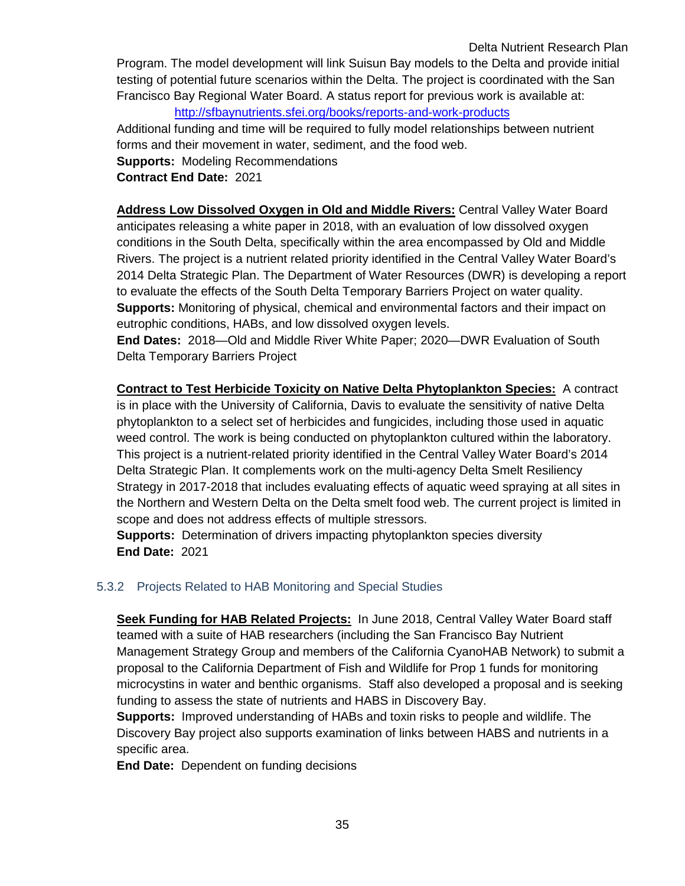Program. The model development will link Suisun Bay models to the Delta and provide initial testing of potential future scenarios within the Delta. The project is coordinated with the San Francisco Bay Regional Water Board. A status report for previous work is available at:

http://sfbaynutrients.sfei.org/books/reports-and-work-products

Additional funding and time will be required to fully model relationships between nutrient forms and their movement in water, sediment, and the food web.

**Supports:** Modeling Recommendations

**Contract End Date:** 2021

**Address Low Dissolved Oxygen in Old and Middle Rivers:** Central Valley Water Board anticipates releasing a white paper in 2018, with an evaluation of low dissolved oxygen conditions in the South Delta, specifically within the area encompassed by Old and Middle Rivers. The project is a nutrient related priority identified in the Central Valley Water Board's 2014 Delta Strategic Plan. The Department of Water Resources (DWR) is developing a report to evaluate the effects of the South Delta Temporary Barriers Project on water quality.

**Supports:** Monitoring of physical, chemical and environmental factors and their impact on eutrophic conditions, HABs, and low dissolved oxygen levels.

**End Dates:** 2018—Old and Middle River White Paper; 2020—DWR Evaluation of South Delta Temporary Barriers Project

**Contract to Test Herbicide Toxicity on Native Delta Phytoplankton Species:** A contract is in place with the University of California, Davis to evaluate the sensitivity of native Delta phytoplankton to a select set of herbicides and fungicides, including those used in aquatic weed control. The work is being conducted on phytoplankton cultured within the laboratory. This project is a nutrient-related priority identified in the Central Valley Water Board's 2014 Delta Strategic Plan. It complements work on the multi-agency Delta Smelt Resiliency Strategy in 2017-2018 that includes evaluating effects of aquatic weed spraying at all sites in the Northern and Western Delta on the Delta smelt food web. The current project is limited in scope and does not address effects of multiple stressors.

**Supports:** Determination of drivers impacting phytoplankton species diversity

**End Date:** 2021

### 5.3.2 Projects Related to HAB Monitoring and Special Studies

**Seek Funding for HAB Related Projects:** In June 2018, Central Valley Water Board staff teamed with a suite of HAB researchers (including the San Francisco Bay Nutrient Management Strategy Group and members of the California CyanoHAB Network) to submit a proposal to the California Department of Fish and Wildlife for Prop 1 funds for monitoring microcystins in water and benthic organisms. Staff also developed a proposal and is seeking funding to assess the state of nutrients and HABS in Discovery Bay.

**Supports:** Improved understanding of HABs and toxin risks to people and wildlife. The Discovery Bay project also supports examination of links between HABS and nutrients in a specific area.

**End Date:** Dependent on funding decisions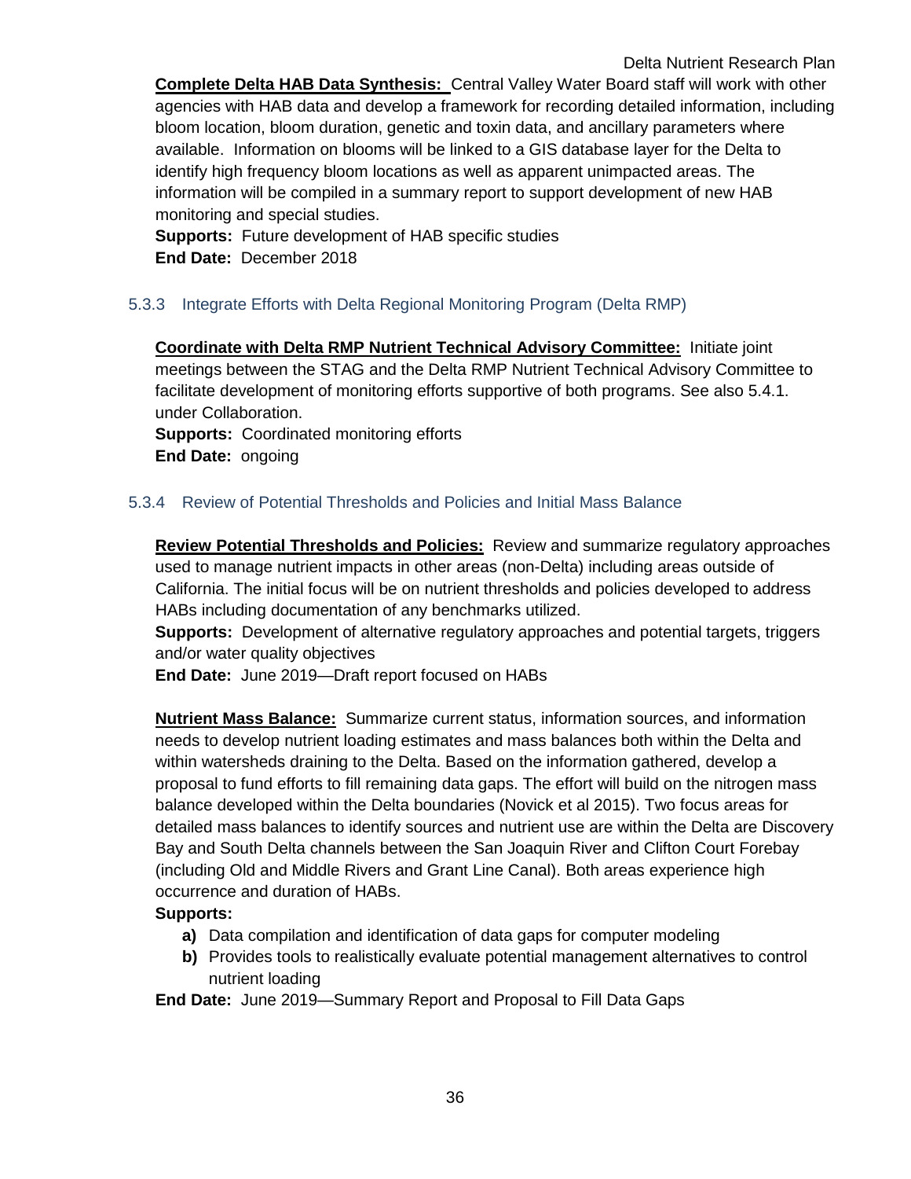**Complete Delta HAB Data Synthesis:** Central Valley Water Board staff will work with other agencies with HAB data and develop a framework for recording detailed information, including bloom location, bloom duration, genetic and toxin data, and ancillary parameters where available. Information on blooms will be linked to a GIS database layer for the Delta to identify high frequency bloom locations as well as apparent unimpacted areas. The information will be compiled in a summary report to support development of new HAB monitoring and special studies.

**Supports:** Future development of HAB specific studies

**End Date:** December 2018

### 5.3.3 Integrate Efforts with Delta Regional Monitoring Program (Delta RMP)

**Coordinate with Delta RMP Nutrient Technical Advisory Committee:** Initiate joint meetings between the STAG and the Delta RMP Nutrient Technical Advisory Committee to facilitate development of monitoring efforts supportive of both programs. See also 5.4.1. under Collaboration.

**Supports:** Coordinated monitoring efforts

**End Date:** ongoing

### 5.3.4 Review of Potential Thresholds and Policies and Initial Mass Balance

**Review Potential Thresholds and Policies:** Review and summarize regulatory approaches used to manage nutrient impacts in other areas (non-Delta) including areas outside of California. The initial focus will be on nutrient thresholds and policies developed to address HABs including documentation of any benchmarks utilized.

**Supports:** Development of alternative regulatory approaches and potential targets, triggers and/or water quality objectives

**End Date:** June 2019—Draft report focused on HABs

**Nutrient Mass Balance:** Summarize current status, information sources, and information needs to develop nutrient loading estimates and mass balances both within the Delta and within watersheds draining to the Delta. Based on the information gathered, develop a proposal to fund efforts to fill remaining data gaps. The effort will build on the nitrogen mass balance developed within the Delta boundaries (Novick et al 2015). Two focus areas for detailed mass balances to identify sources and nutrient use are within the Delta are Discovery Bay and South Delta channels between the San Joaquin River and Clifton Court Forebay (including Old and Middle Rivers and Grant Line Canal). Both areas experience high occurrence and duration of HABs.

**Supports:**

- **a)** Data compilation and identification of data gaps for computer modeling
- **b)** Provides tools to realistically evaluate potential management alternatives to control nutrient loading

**End Date:** June 2019—Summary Report and Proposal to Fill Data Gaps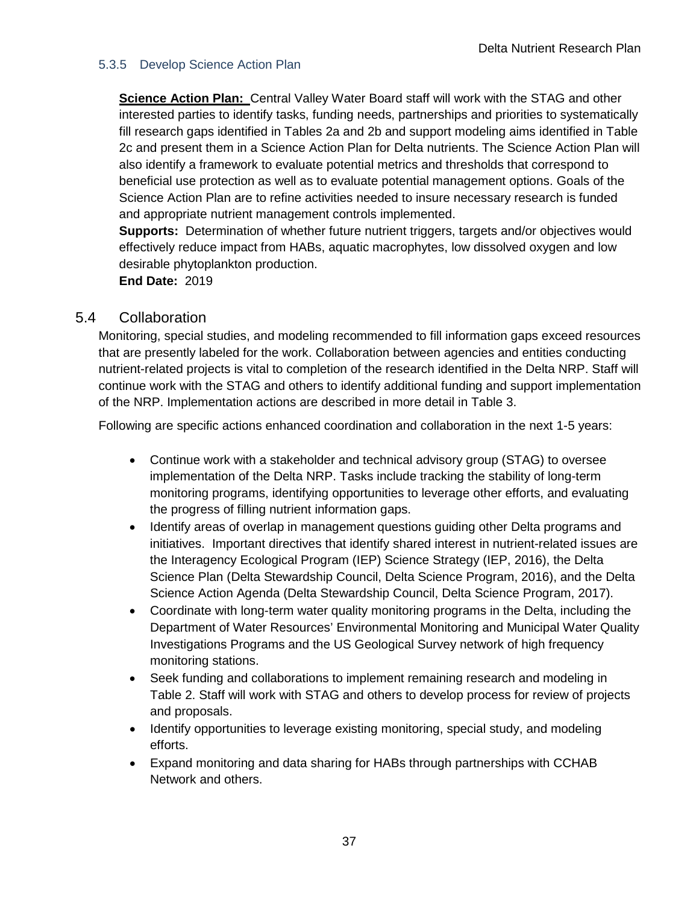### 5.3.5 Develop Science Action Plan

**Science Action Plan:** Central Valley Water Board staff will work with the STAG and other interested parties to identify tasks, funding needs, partnerships and priorities to systematically fill research gaps identified in Tables 2a and 2b and support modeling aims identified in Table 2c and present them in a Science Action Plan for Delta nutrients. The Science Action Plan will also identify a framework to evaluate potential metrics and thresholds that correspond to beneficial use protection as well as to evaluate potential management options. Goals of the Science Action Plan are to refine activities needed to insure necessary research is funded and appropriate nutrient management controls implemented.

**Supports:** Determination of whether future nutrient triggers, targets and/or objectives would effectively reduce impact from HABs, aquatic macrophytes, low dissolved oxygen and low desirable phytoplankton production.

**End Date:** 2019

## 5.4 Collaboration

Monitoring, special studies, and modeling recommended to fill information gaps exceed resources that are presently labeled for the work. Collaboration between agencies and entities conducting nutrient-related projects is vital to completion of the research identified in the Delta NRP. Staff will continue work with the STAG and others to identify additional funding and support implementation of the NRP. Implementation actions are described in more detail in Table 3.

Following are specific actions enhanced coordination and collaboration in the next 1-5 years:

- Continue work with a stakeholder and technical advisory group (STAG) to oversee implementation of the Delta NRP. Tasks include tracking the stability of long-term monitoring programs, identifying opportunities to leverage other efforts, and evaluating the progress of filling nutrient information gaps.
- Identify areas of overlap in management questions guiding other Delta programs and initiatives. Important directives that identify shared interest in nutrient-related issues are the Interagency Ecological Program (IEP) Science Strategy (IEP, 2016), the Delta Science Plan (Delta Stewardship Council, Delta Science Program, 2016), and the Delta Science Action Agenda (Delta Stewardship Council, Delta Science Program, 2017).
- Coordinate with long-term water quality monitoring programs in the Delta, including the Department of Water Resources' Environmental Monitoring and Municipal Water Quality Investigations Programs and the US Geological Survey network of high frequency monitoring stations.
- Seek funding and collaborations to implement remaining research and modeling in Table 2. Staff will work with STAG and others to develop process for review of projects and proposals.
- Identify opportunities to leverage existing monitoring, special study, and modeling efforts.
- Expand monitoring and data sharing for HABs through partnerships with CCHAB Network and others.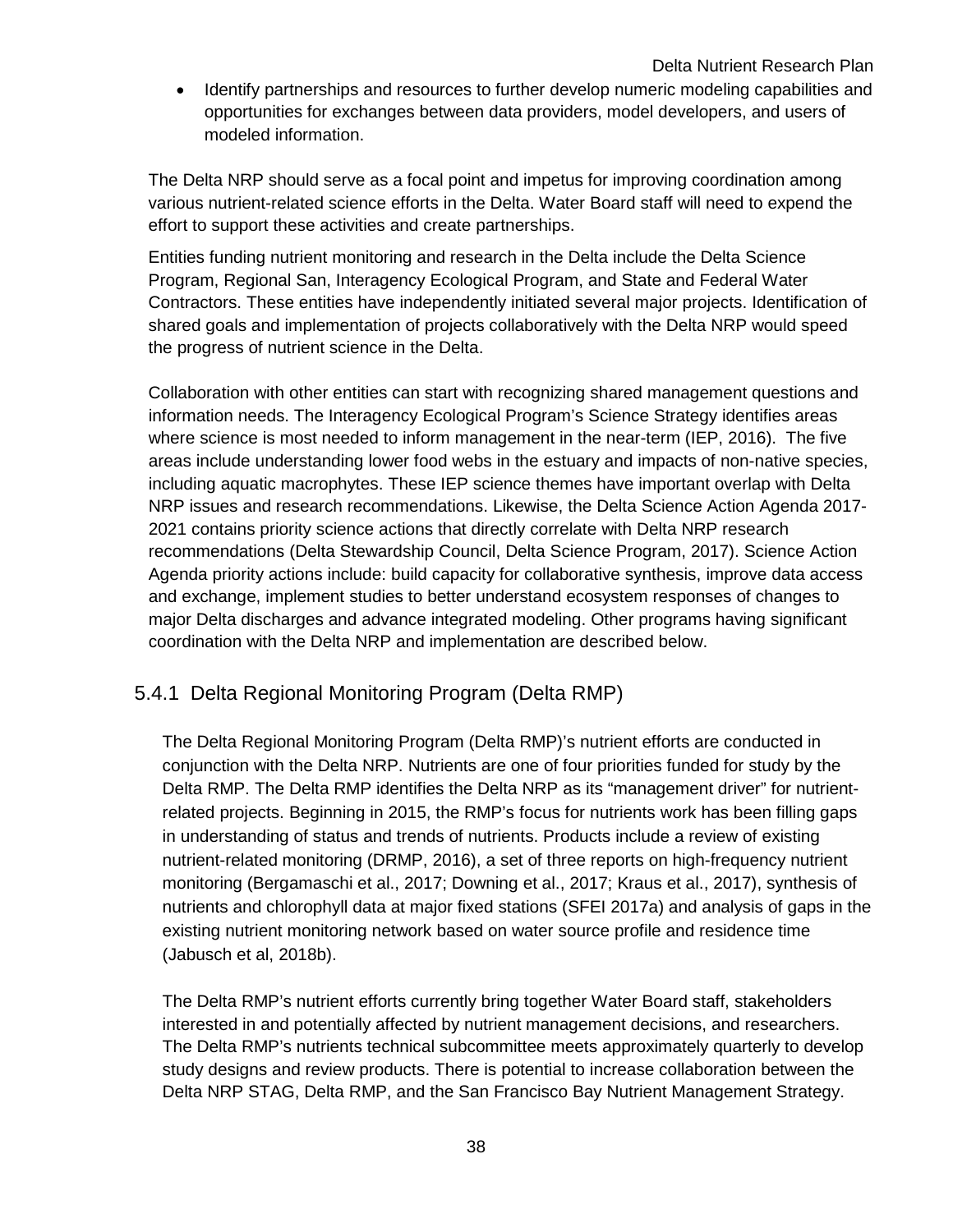- Identify partnerships and resources to further develop numeric modeling capabilities and opportunities for exchanges between data providers, model developers, and users of modeled information.

The Delta NRP should serve as a focal point and impetus for improving coordination among various nutrient-related science efforts in the Delta. Water Board staff will need to expend the effort to support these activities and create partnerships.

Entities funding nutrient monitoring and research in the Delta include the Delta Science Program, Regional San, Interagency Ecological Program, and State and Federal Water Contractors. These entities have independently initiated several major projects. Identification of shared goals and implementation of projects collaboratively with the Delta NRP would speed the progress of nutrient science in the Delta.

Collaboration with other entities can start with recognizing shared management questions and information needs. The Interagency Ecological Program's Science Strategy identifies areas where science is most needed to inform management in the near-term (IEP, 2016). The five areas include understanding lower food webs in the estuary and impacts of non-native species, including aquatic macrophytes. These IEP science themes have important overlap with Delta NRP issues and research recommendations. Likewise, the Delta Science Action Agenda 2017-2021 contains priority science actions that directly correlate with Delta NRP research recommendations (Delta Stewardship Council, Delta Science Program, 2017). Science Action Agenda priority actions include: build capacity for collaborative synthesis, improve data access and exchange, implement studies to better understand ecosystem responses of changes to major Delta discharges and advance integrated modeling. Other programs having significant coordination with the Delta NRP and implementation are described below.

### 5.4.1 Delta Regional Monitoring Program (Delta RMP)

The Delta Regional Monitoring Program (Delta RMP)'s nutrient efforts are conducted in conjunction with the Delta NRP. Nutrients are one of four priorities funded for study by the Delta RMP. The Delta RMP identifies the Delta NRP as its "management driver" for nutrient-related projects. Beginning in 2015, the RMP's focus for nutrients work has been filling gaps in understanding of status and trends of nutrients. Products include a review of existing nutrient-related monitoring (DRMP, 2016), a set of three reports on high-frequency nutrient monitoring (Bergamaschi et al., 2017; Downing et al., 2017; Kraus et al., 2017), synthesis of nutrients and chlorophyll data at major fixed stations (SFEI 2017a) and analysis of gaps in the existing nutrient monitoring network based on water source profile and residence time (Jabusch et al, 2018b).

The Delta RMP's nutrient efforts currently bring together Water Board staff, stakeholders interested in and potentially affected by nutrient management decisions, and researchers. The Delta RMP's nutrients technical subcommittee meets approximately quarterly to develop study designs and review products. There is potential to increase collaboration between the Delta NRP STAG, Delta RMP, and the San Francisco Bay Nutrient Management Strategy.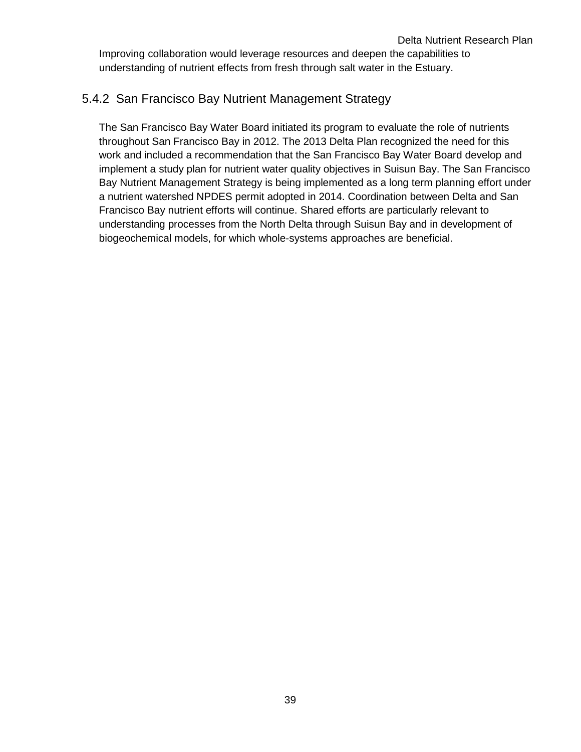Improving collaboration would leverage resources and deepen the capabilities to understanding of nutrient effects from fresh through salt water in the Estuary.

### 5.4.2 San Francisco Bay Nutrient Management Strategy

The San Francisco Bay Water Board initiated its program to evaluate the role of nutrients throughout San Francisco Bay in 2012. The 2013 Delta Plan recognized the need for this work and included a recommendation that the San Francisco Bay Water Board develop and implement a study plan for nutrient water quality objectives in Suisun Bay. The San Francisco Bay Nutrient Management Strategy is being implemented as a long term planning effort under a nutrient watershed NPDES permit adopted in 2014. Coordination between Delta and San Francisco Bay nutrient efforts will continue. Shared efforts are particularly relevant to understanding processes from the North Delta through Suisun Bay and in development of biogeochemical models, for which whole-systems approaches are beneficial.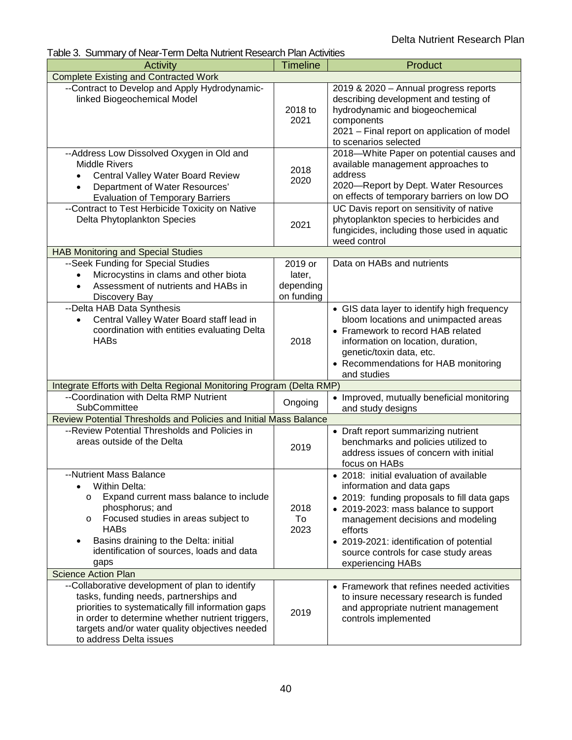Table 3. Summary of Near-Term Delta Nutrient Research Plan Activities

| Activity | Timeline | Product |
|---|---|---|
| **Complete Existing and Contracted Work** | | |
| --Contract to Develop and Apply Hydrodynamic-linked Biogeochemical Model | 2018 to 2021 | 2019 & 2020 – Annual progress reports describing development and testing of hydrodynamic and biogeochemical components<br>2021 – Final report on application of model to scenarios selected |
| --Address Low Dissolved Oxygen in Old and Middle Rivers<br>• Central Valley Water Board Review<br>• Department of Water Resources' Evaluation of Temporary Barriers | 2018<br>2020 | 2018—White Paper on potential causes and available management approaches to address<br>2020—Report by Dept. Water Resources on effects of temporary barriers on low DO |
| --Contract to Test Herbicide Toxicity on Native Delta Phytoplankton Species | 2021 | UC Davis report on sensitivity of native phytoplankton species to herbicides and fungicides, including those used in aquatic weed control |
| **HAB Monitoring and Special Studies** | | |
| --Seek Funding for Special Studies<br>• Microcystins in clams and other biota<br>• Assessment of nutrients and HABs in Discovery Bay | 2019 or later, depending on funding | Data on HABs and nutrients |
| --Delta HAB Data Synthesis<br>• Central Valley Water Board staff lead in coordination with entities evaluating Delta HABs | 2018 | • GIS data layer to identify high frequency bloom locations and unimpacted areas<br>• Framework to record HAB related information on location, duration, genetic/toxin data, etc.<br>• Recommendations for HAB monitoring and studies |
| **Integrate Efforts with Delta Regional Monitoring Program (Delta RMP)** | | |
| --Coordination with Delta RMP Nutrient SubCommittee | Ongoing | • Improved, mutually beneficial monitoring and study designs |
| **Review Potential Thresholds and Policies and Initial Mass Balance** | | |
| --Review Potential Thresholds and Policies in areas outside of the Delta | 2019 | • Draft report summarizing nutrient benchmarks and policies utilized to address issues of concern with initial focus on HABs |
| --Nutrient Mass Balance<br>• Within Delta:<br>  o Expand current mass balance to include phosphorus; and<br>  o Focused studies in areas subject to HABs<br>• Basins draining to the Delta: initial identification of sources, loads and data gaps | 2018 To 2023 | • 2018: initial evaluation of available information and data gaps<br>• 2019: funding proposals to fill data gaps<br>• 2019-2023: mass balance to support management decisions and modeling efforts<br>• 2019-2021: identification of potential source controls for case study areas experiencing HABs |
| **Science Action Plan** | | |
| --Collaborative development of plan to identify tasks, funding needs, partnerships and priorities to systematically fill information gaps in order to determine whether nutrient triggers, targets and/or water quality objectives needed to address Delta issues | 2019 | • Framework that refines needed activities to insure necessary research is funded and appropriate nutrient management controls implemented |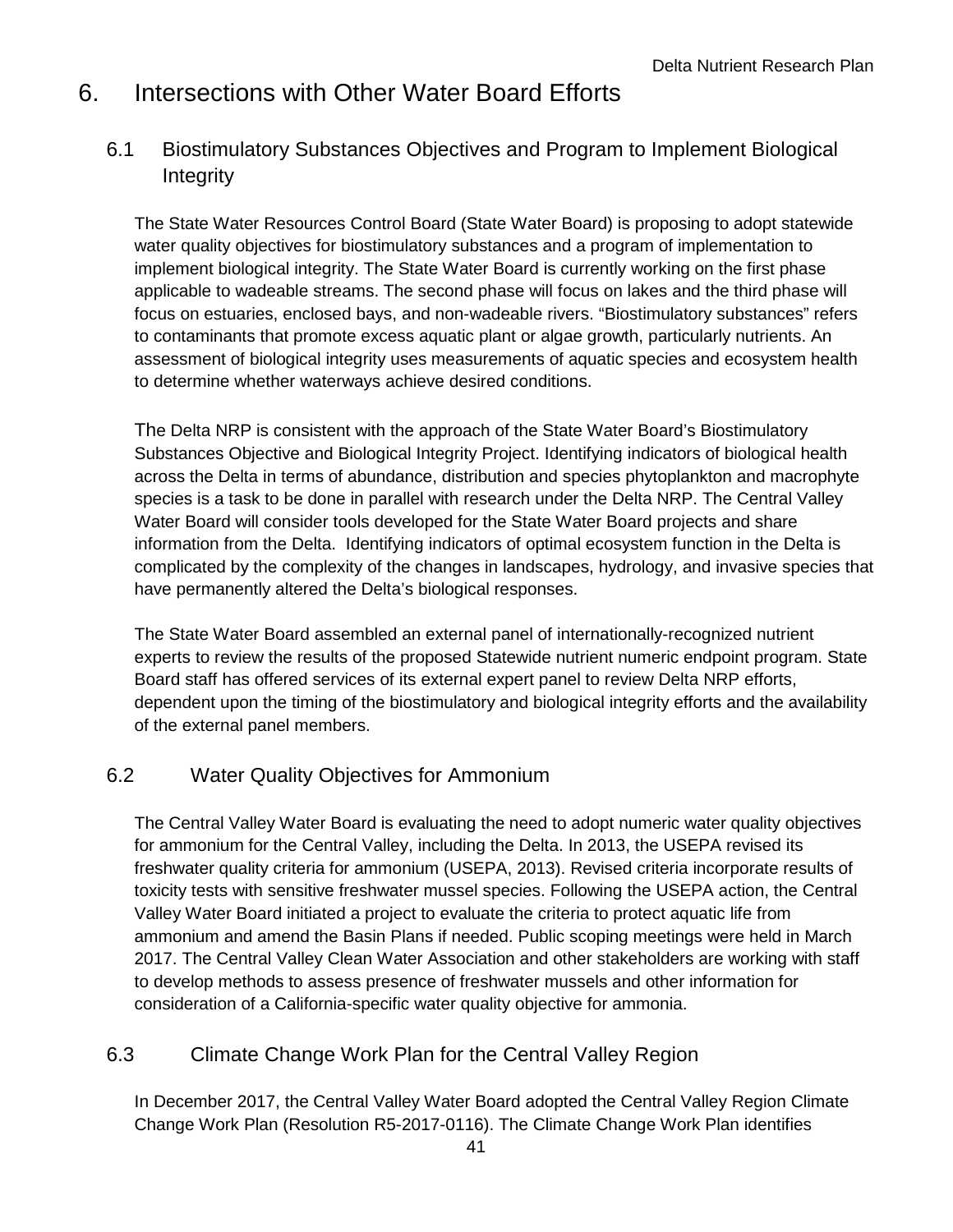# 6. Intersections with Other Water Board Efforts

## 6.1 Biostimulatory Substances Objectives and Program to Implement Biological Integrity

The State Water Resources Control Board (State Water Board) is proposing to adopt statewide water quality objectives for biostimulatory substances and a program of implementation to implement biological integrity. The State Water Board is currently working on the first phase applicable to wadeable streams. The second phase will focus on lakes and the third phase will focus on estuaries, enclosed bays, and non-wadeable rivers. "Biostimulatory substances" refers to contaminants that promote excess aquatic plant or algae growth, particularly nutrients. An assessment of biological integrity uses measurements of aquatic species and ecosystem health to determine whether waterways achieve desired conditions.

The Delta NRP is consistent with the approach of the State Water Board's Biostimulatory Substances Objective and Biological Integrity Project. Identifying indicators of biological health across the Delta in terms of abundance, distribution and species phytoplankton and macrophyte species is a task to be done in parallel with research under the Delta NRP. The Central Valley Water Board will consider tools developed for the State Water Board projects and share information from the Delta. Identifying indicators of optimal ecosystem function in the Delta is complicated by the complexity of the changes in landscapes, hydrology, and invasive species that have permanently altered the Delta's biological responses.

The State Water Board assembled an external panel of internationally-recognized nutrient experts to review the results of the proposed Statewide nutrient numeric endpoint program. State Board staff has offered services of its external expert panel to review Delta NRP efforts, dependent upon the timing of the biostimulatory and biological integrity efforts and the availability of the external panel members.

## 6.2 Water Quality Objectives for Ammonium

The Central Valley Water Board is evaluating the need to adopt numeric water quality objectives for ammonium for the Central Valley, including the Delta. In 2013, the USEPA revised its freshwater quality criteria for ammonium (USEPA, 2013). Revised criteria incorporate results of toxicity tests with sensitive freshwater mussel species. Following the USEPA action, the Central Valley Water Board initiated a project to evaluate the criteria to protect aquatic life from ammonium and amend the Basin Plans if needed. Public scoping meetings were held in March 2017. The Central Valley Clean Water Association and other stakeholders are working with staff to develop methods to assess presence of freshwater mussels and other information for consideration of a California-specific water quality objective for ammonia.

## 6.3 Climate Change Work Plan for the Central Valley Region

In December 2017, the Central Valley Water Board adopted the Central Valley Region Climate Change Work Plan (Resolution R5-2017-0116). The Climate Change Work Plan identifies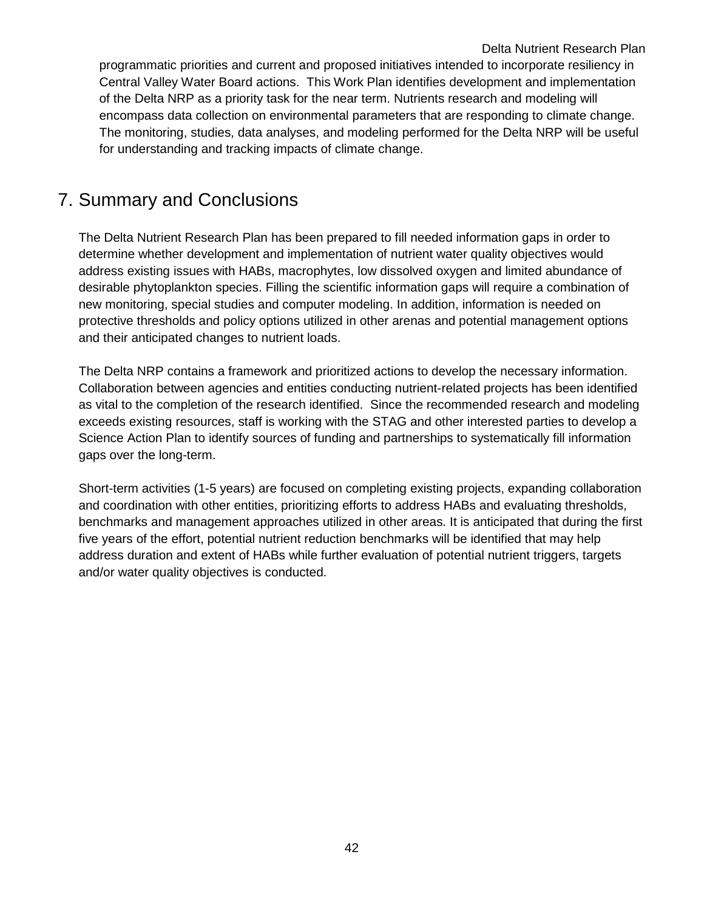programmatic priorities and current and proposed initiatives intended to incorporate resiliency in Central Valley Water Board actions. This Work Plan identifies development and implementation of the Delta NRP as a priority task for the near term. Nutrients research and modeling will encompass data collection on environmental parameters that are responding to climate change. The monitoring, studies, data analyses, and modeling performed for the Delta NRP will be useful for understanding and tracking impacts of climate change.

# 7. Summary and Conclusions

The Delta Nutrient Research Plan has been prepared to fill needed information gaps in order to determine whether development and implementation of nutrient water quality objectives would address existing issues with HABs, macrophytes, low dissolved oxygen and limited abundance of desirable phytoplankton species. Filling the scientific information gaps will require a combination of new monitoring, special studies and computer modeling. In addition, information is needed on protective thresholds and policy options utilized in other arenas and potential management options and their anticipated changes to nutrient loads.

The Delta NRP contains a framework and prioritized actions to develop the necessary information. Collaboration between agencies and entities conducting nutrient-related projects has been identified as vital to the completion of the research identified. Since the recommended research and modeling exceeds existing resources, staff is working with the STAG and other interested parties to develop a Science Action Plan to identify sources of funding and partnerships to systematically fill information gaps over the long-term.

Short-term activities (1-5 years) are focused on completing existing projects, expanding collaboration and coordination with other entities, prioritizing efforts to address HABs and evaluating thresholds, benchmarks and management approaches utilized in other areas. It is anticipated that during the first five years of the effort, potential nutrient reduction benchmarks will be identified that may help address duration and extent of HABs while further evaluation of potential nutrient triggers, targets and/or water quality objectives is conducted.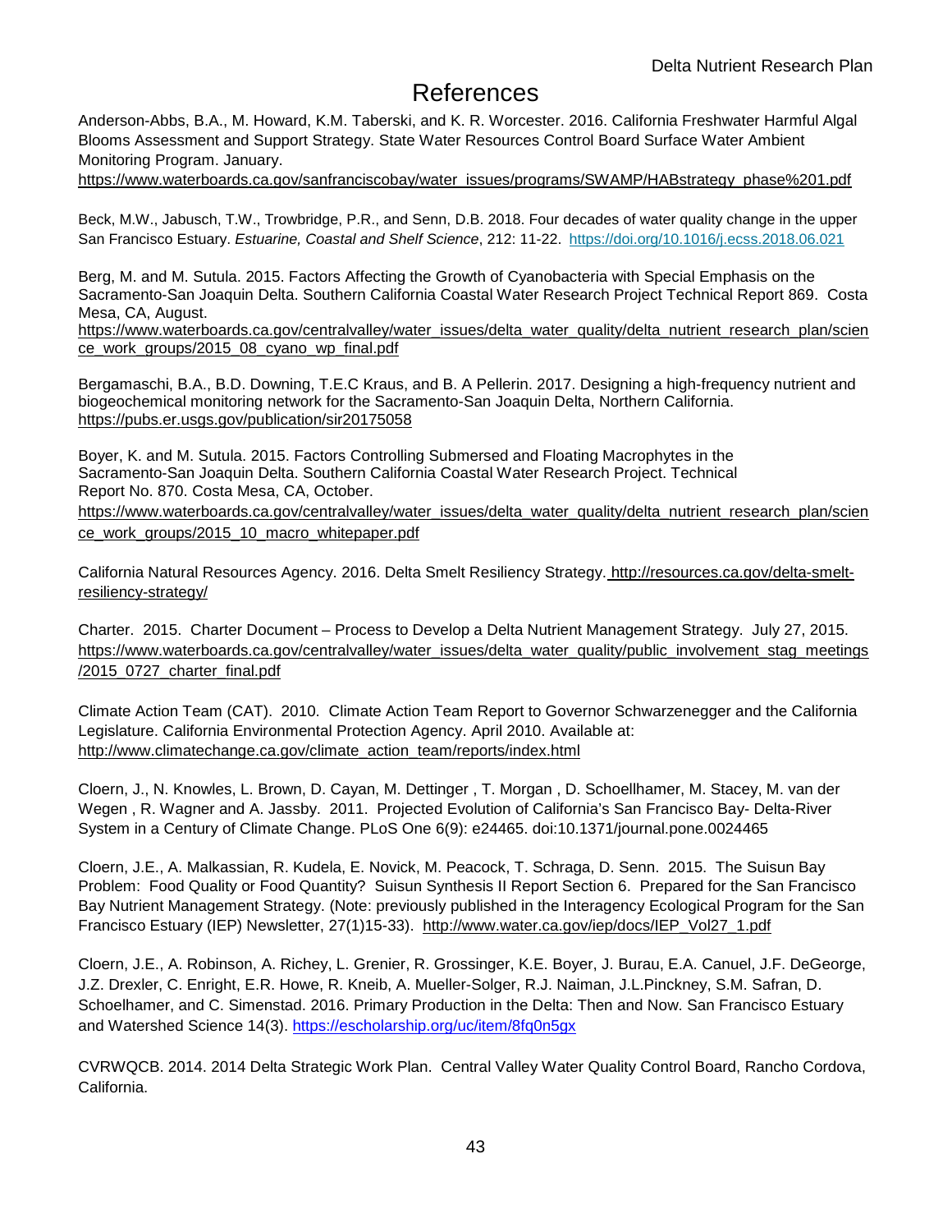# References

Anderson-Abbs, B.A., M. Howard, K.M. Taberski, and K. R. Worcester. 2016. California Freshwater Harmful Algal Blooms Assessment and Support Strategy. State Water Resources Control Board Surface Water Ambient Monitoring Program. January. https://www.waterboards.ca.gov/sanfranciscobay/water_issues/programs/SWAMP/HABstrategy_phase%201.pdf

Beck, M.W., Jabusch, T.W., Trowbridge, P.R., and Senn, D.B. 2018. Four decades of water quality change in the upper San Francisco Estuary. *Estuarine, Coastal and Shelf Science*, 212: 11-22. https://doi.org/10.1016/j.ecss.2018.06.021

Berg, M. and M. Sutula. 2015. Factors Affecting the Growth of Cyanobacteria with Special Emphasis on the Sacramento-San Joaquin Delta. Southern California Coastal Water Research Project Technical Report 869. Costa Mesa, CA, August. https://www.waterboards.ca.gov/centralvalley/water_issues/delta_water_quality/delta_nutrient_research_plan/science_work_groups/2015_08_cyano_wp_final.pdf

Bergamaschi, B.A., B.D. Downing, T.E.C Kraus, and B. A Pellerin. 2017. Designing a high-frequency nutrient and biogeochemical monitoring network for the Sacramento-San Joaquin Delta, Northern California. https://pubs.er.usgs.gov/publication/sir20175058

Boyer, K. and M. Sutula. 2015. Factors Controlling Submersed and Floating Macrophytes in the Sacramento-San Joaquin Delta. Southern California Coastal Water Research Project. Technical Report No. 870. Costa Mesa, CA, October. https://www.waterboards.ca.gov/centralvalley/water_issues/delta_water_quality/delta_nutrient_research_plan/science_work_groups/2015_10_macro_whitepaper.pdf

California Natural Resources Agency. 2016. Delta Smelt Resiliency Strategy. http://resources.ca.gov/delta-smelt-resiliency-strategy/

Charter. 2015. Charter Document – Process to Develop a Delta Nutrient Management Strategy. July 27, 2015. https://www.waterboards.ca.gov/centralvalley/water_issues/delta_water_quality/public_involvement_stag_meetings/2015_0727_charter_final.pdf

Climate Action Team (CAT). 2010. Climate Action Team Report to Governor Schwarzenegger and the California Legislature. California Environmental Protection Agency. April 2010. Available at: http://www.climatechange.ca.gov/climate_action_team/reports/index.html

Cloern, J., N. Knowles, L. Brown, D. Cayan, M. Dettinger , T. Morgan , D. Schoellhamer, M. Stacey, M. van der Wegen , R. Wagner and A. Jassby. 2011. Projected Evolution of California's San Francisco Bay- Delta-River System in a Century of Climate Change. PLoS One 6(9): e24465. doi:10.1371/journal.pone.0024465

Cloern, J.E., A. Malkassian, R. Kudela, E. Novick, M. Peacock, T. Schraga, D. Senn. 2015. The Suisun Bay Problem: Food Quality or Food Quantity? Suisun Synthesis II Report Section 6. Prepared for the San Francisco Bay Nutrient Management Strategy. (Note: previously published in the Interagency Ecological Program for the San Francisco Estuary (IEP) Newsletter, 27(1)15-33). http://www.water.ca.gov/iep/docs/IEP_Vol27_1.pdf

Cloern, J.E., A. Robinson, A. Richey, L. Grenier, R. Grossinger, K.E. Boyer, J. Burau, E.A. Canuel, J.F. DeGeorge, J.Z. Drexler, C. Enright, E.R. Howe, R. Kneib, A. Mueller-Solger, R.J. Naiman, J.L.Pinckney, S.M. Safran, D. Schoelhamer, and C. Simenstad. 2016. Primary Production in the Delta: Then and Now. San Francisco Estuary and Watershed Science 14(3). https://escholarship.org/uc/item/8fq0n5gx

CVRWQCB. 2014. 2014 Delta Strategic Work Plan. Central Valley Water Quality Control Board, Rancho Cordova, California.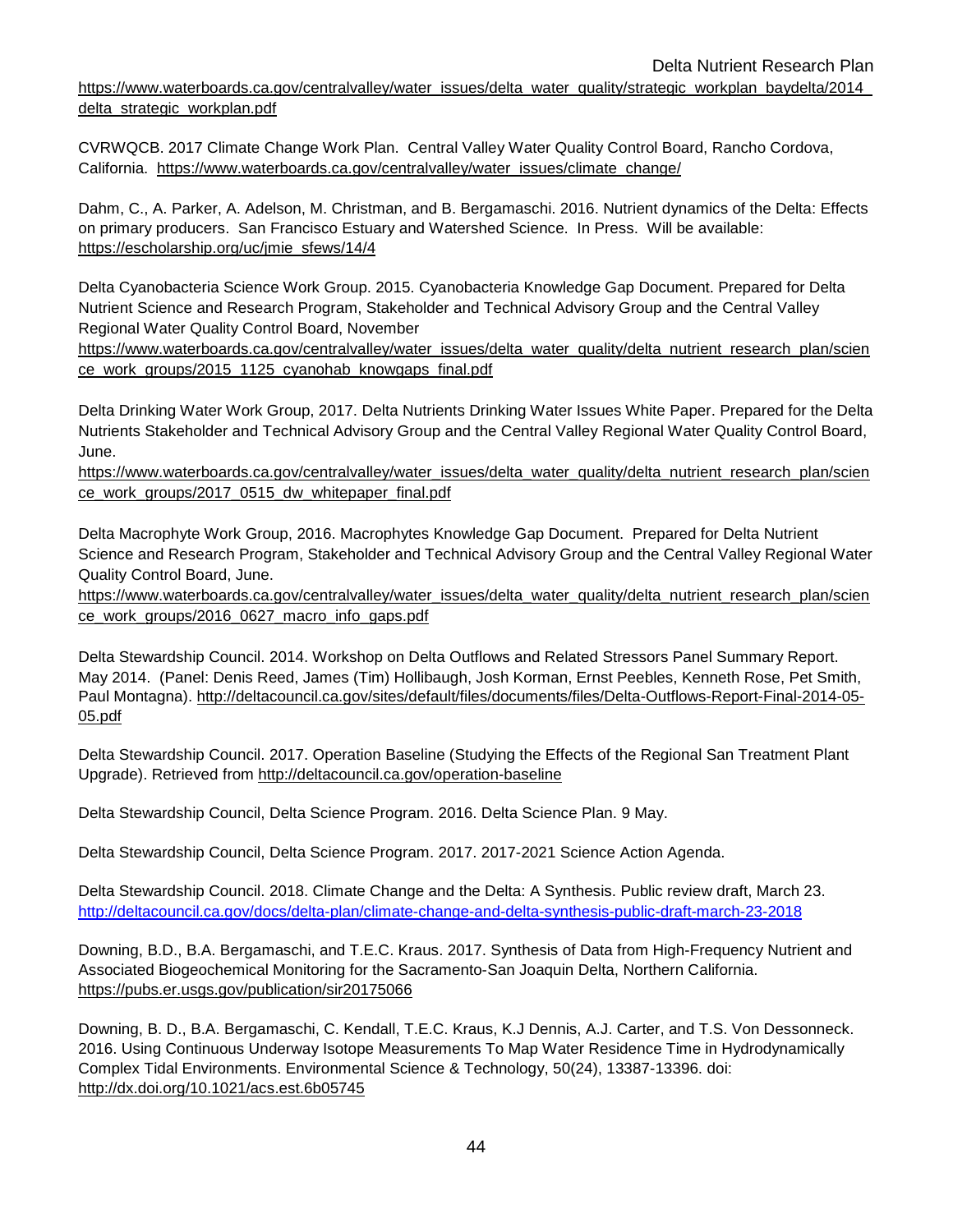https://www.waterboards.ca.gov/centralvalley/water_issues/delta_water_quality/strategic_workplan_baydelta/2014_delta_strategic_workplan.pdf

CVRWQCB. 2017 Climate Change Work Plan. Central Valley Water Quality Control Board, Rancho Cordova, California. https://www.waterboards.ca.gov/centralvalley/water_issues/climate_change/

Dahm, C., A. Parker, A. Adelson, M. Christman, and B. Bergamaschi. 2016. Nutrient dynamics of the Delta: Effects on primary producers. San Francisco Estuary and Watershed Science. In Press. Will be available: https://escholarship.org/uc/jmie_sfews/14/4

Delta Cyanobacteria Science Work Group. 2015. Cyanobacteria Knowledge Gap Document. Prepared for Delta Nutrient Science and Research Program, Stakeholder and Technical Advisory Group and the Central Valley Regional Water Quality Control Board, November https://www.waterboards.ca.gov/centralvalley/water_issues/delta_water_quality/delta_nutrient_research_plan/science_work_groups/2015_1125_cyanohab_knowgaps_final.pdf

Delta Drinking Water Work Group, 2017. Delta Nutrients Drinking Water Issues White Paper. Prepared for the Delta Nutrients Stakeholder and Technical Advisory Group and the Central Valley Regional Water Quality Control Board, June.
https://www.waterboards.ca.gov/centralvalley/water_issues/delta_water_quality/delta_nutrient_research_plan/science_work_groups/2017_0515_dw_whitepaper_final.pdf

Delta Macrophyte Work Group, 2016. Macrophytes Knowledge Gap Document. Prepared for Delta Nutrient Science and Research Program, Stakeholder and Technical Advisory Group and the Central Valley Regional Water Quality Control Board, June.
https://www.waterboards.ca.gov/centralvalley/water_issues/delta_water_quality/delta_nutrient_research_plan/science_work_groups/2016_0627_macro_info_gaps.pdf

Delta Stewardship Council. 2014. Workshop on Delta Outflows and Related Stressors Panel Summary Report. May 2014. (Panel: Denis Reed, James (Tim) Hollibaugh, Josh Korman, Ernst Peebles, Kenneth Rose, Pet Smith, Paul Montagna). http://deltacouncil.ca.gov/sites/default/files/documents/files/Delta-Outflows-Report-Final-2014-05-05.pdf

Delta Stewardship Council. 2017. Operation Baseline (Studying the Effects of the Regional San Treatment Plant Upgrade). Retrieved from http://deltacouncil.ca.gov/operation-baseline

Delta Stewardship Council, Delta Science Program. 2016. Delta Science Plan. 9 May.

Delta Stewardship Council, Delta Science Program. 2017. 2017-2021 Science Action Agenda.

Delta Stewardship Council. 2018. Climate Change and the Delta: A Synthesis. Public review draft, March 23. http://deltacouncil.ca.gov/docs/delta-plan/climate-change-and-delta-synthesis-public-draft-march-23-2018

Downing, B.D., B.A. Bergamaschi, and T.E.C. Kraus. 2017. Synthesis of Data from High-Frequency Nutrient and Associated Biogeochemical Monitoring for the Sacramento-San Joaquin Delta, Northern California. https://pubs.er.usgs.gov/publication/sir20175066

Downing, B. D., B.A. Bergamaschi, C. Kendall, T.E.C. Kraus, K.J Dennis, A.J. Carter, and T.S. Von Dessonneck. 2016. Using Continuous Underway Isotope Measurements To Map Water Residence Time in Hydrodynamically Complex Tidal Environments. Environmental Science & Technology, 50(24), 13387-13396. doi: http://dx.doi.org/10.1021/acs.est.6b05745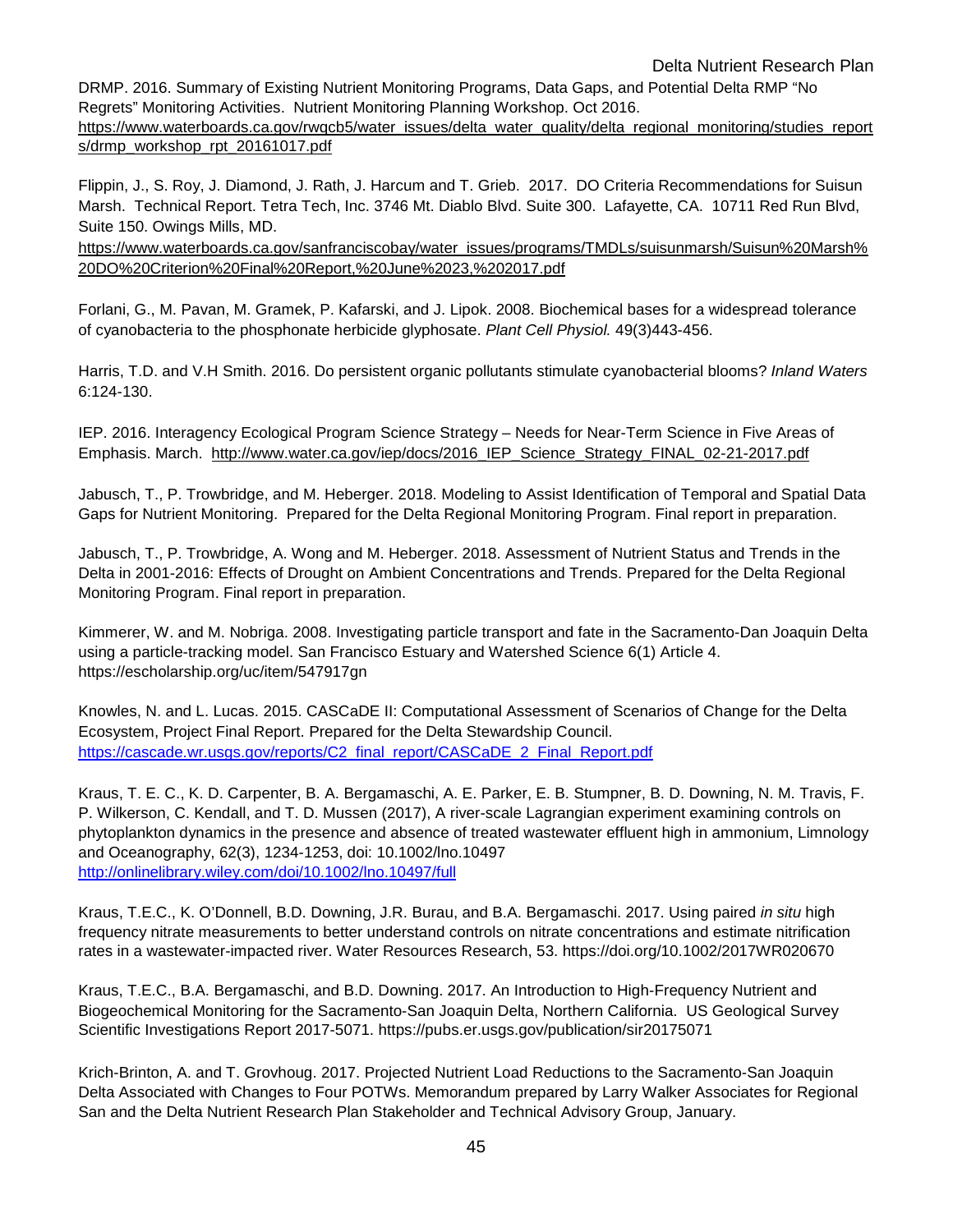DRMP. 2016. Summary of Existing Nutrient Monitoring Programs, Data Gaps, and Potential Delta RMP "No Regrets" Monitoring Activities. Nutrient Monitoring Planning Workshop. Oct 2016. https://www.waterboards.ca.gov/rwqcb5/water_issues/delta_water_quality/delta_regional_monitoring/studies_reports/drmp_workshop_rpt_20161017.pdf

Flippin, J., S. Roy, J. Diamond, J. Rath, J. Harcum and T. Grieb. 2017. DO Criteria Recommendations for Suisun Marsh. Technical Report. Tetra Tech, Inc. 3746 Mt. Diablo Blvd. Suite 300. Lafayette, CA. 10711 Red Run Blvd, Suite 150. Owings Mills, MD. https://www.waterboards.ca.gov/sanfranciscobay/water_issues/programs/TMDLs/suisunmarsh/Suisun%20Marsh%20DO%20Criterion%20Final%20Report,%20June%2023,%202017.pdf

Forlani, G., M. Pavan, M. Gramek, P. Kafarski, and J. Lipok. 2008. Biochemical bases for a widespread tolerance of cyanobacteria to the phosphonate herbicide glyphosate. *Plant Cell Physiol.* 49(3)443-456.

Harris, T.D. and V.H Smith. 2016. Do persistent organic pollutants stimulate cyanobacterial blooms? *Inland Waters* 6:124-130.

IEP. 2016. Interagency Ecological Program Science Strategy – Needs for Near-Term Science in Five Areas of Emphasis. March. http://www.water.ca.gov/iep/docs/2016_IEP_Science_Strategy_FINAL_02-21-2017.pdf

Jabusch, T., P. Trowbridge, and M. Heberger. 2018. Modeling to Assist Identification of Temporal and Spatial Data Gaps for Nutrient Monitoring. Prepared for the Delta Regional Monitoring Program. Final report in preparation.

Jabusch, T., P. Trowbridge, A. Wong and M. Heberger. 2018. Assessment of Nutrient Status and Trends in the Delta in 2001-2016: Effects of Drought on Ambient Concentrations and Trends. Prepared for the Delta Regional Monitoring Program. Final report in preparation.

Kimmerer, W. and M. Nobriga. 2008. Investigating particle transport and fate in the Sacramento-Dan Joaquin Delta using a particle-tracking model. San Francisco Estuary and Watershed Science 6(1) Article 4. https://escholarship.org/uc/item/547917gn

Knowles, N. and L. Lucas. 2015. CASCaDE II: Computational Assessment of Scenarios of Change for the Delta Ecosystem, Project Final Report. Prepared for the Delta Stewardship Council. https://cascade.wr.usgs.gov/reports/C2_final_report/CASCaDE_2_Final_Report.pdf

Kraus, T. E. C., K. D. Carpenter, B. A. Bergamaschi, A. E. Parker, E. B. Stumpner, B. D. Downing, N. M. Travis, F. P. Wilkerson, C. Kendall, and T. D. Mussen (2017), A river-scale Lagrangian experiment examining controls on phytoplankton dynamics in the presence and absence of treated wastewater effluent high in ammonium, Limnology and Oceanography, 62(3), 1234-1253, doi: 10.1002/lno.10497 http://onlinelibrary.wiley.com/doi/10.1002/lno.10497/full

Kraus, T.E.C., K. O'Donnell, B.D. Downing, J.R. Burau, and B.A. Bergamaschi. 2017. Using paired *in situ* high frequency nitrate measurements to better understand controls on nitrate concentrations and estimate nitrification rates in a wastewater-impacted river. Water Resources Research, 53. https://doi.org/10.1002/2017WR020670

Kraus, T.E.C., B.A. Bergamaschi, and B.D. Downing. 2017. An Introduction to High-Frequency Nutrient and Biogeochemical Monitoring for the Sacramento-San Joaquin Delta, Northern California. US Geological Survey Scientific Investigations Report 2017-5071. https://pubs.er.usgs.gov/publication/sir20175071

Krich-Brinton, A. and T. Grovhoug. 2017. Projected Nutrient Load Reductions to the Sacramento-San Joaquin Delta Associated with Changes to Four POTWs. Memorandum prepared by Larry Walker Associates for Regional San and the Delta Nutrient Research Plan Stakeholder and Technical Advisory Group, January.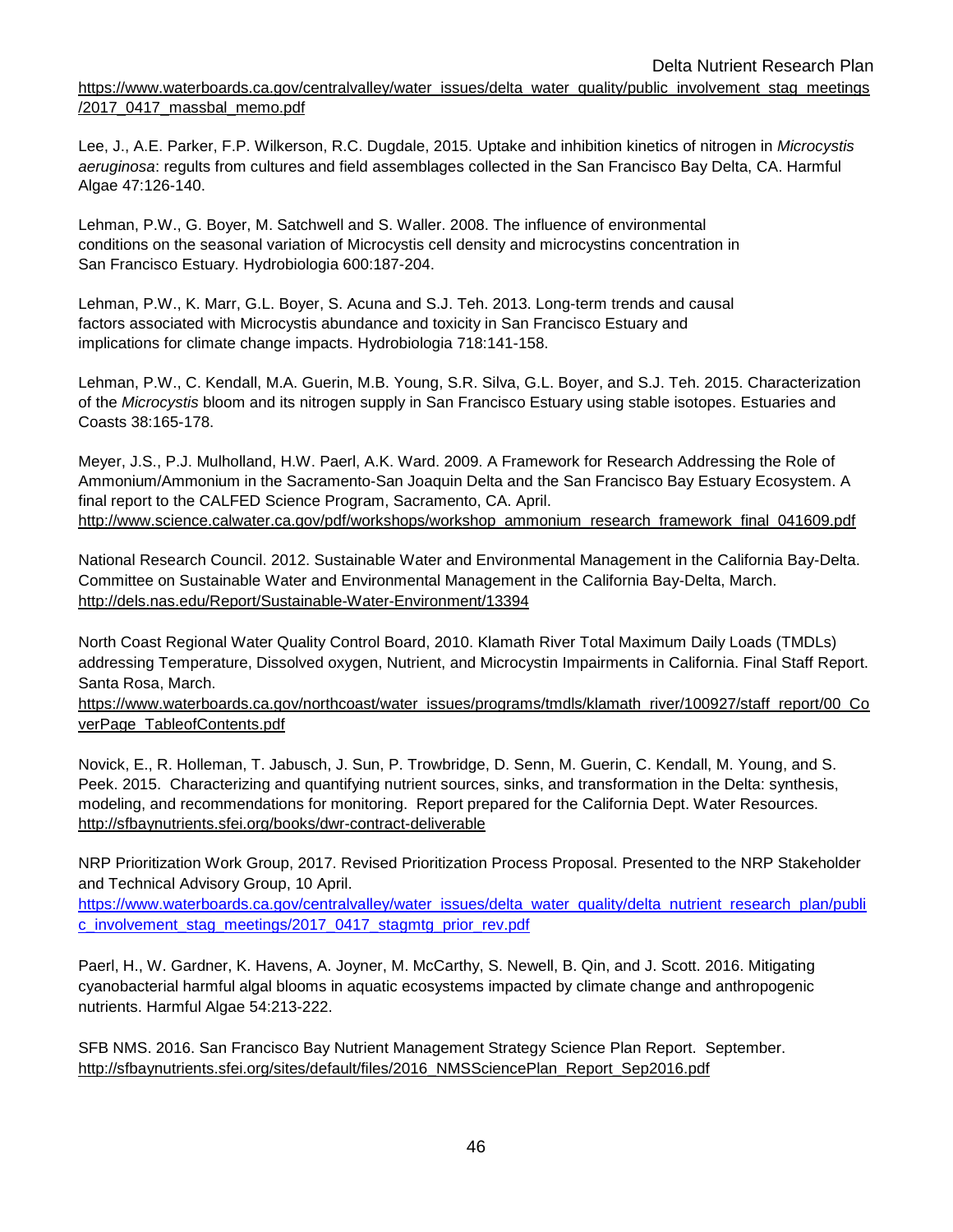https://www.waterboards.ca.gov/centralvalley/water_issues/delta_water_quality/public_involvement_stag_meetings/2017_0417_massbal_memo.pdf

Lee, J., A.E. Parker, F.P. Wilkerson, R.C. Dugdale, 2015. Uptake and inhibition kinetics of nitrogen in *Microcystis aeruginosa*: regults from cultures and field assemblages collected in the San Francisco Bay Delta, CA. Harmful Algae 47:126-140.

Lehman, P.W., G. Boyer, M. Satchwell and S. Waller. 2008. The influence of environmental conditions on the seasonal variation of Microcystis cell density and microcystins concentration in San Francisco Estuary. Hydrobiologia 600:187-204.

Lehman, P.W., K. Marr, G.L. Boyer, S. Acuna and S.J. Teh. 2013. Long-term trends and causal factors associated with Microcystis abundance and toxicity in San Francisco Estuary and implications for climate change impacts. Hydrobiologia 718:141-158.

Lehman, P.W., C. Kendall, M.A. Guerin, M.B. Young, S.R. Silva, G.L. Boyer, and S.J. Teh. 2015. Characterization of the *Microcystis* bloom and its nitrogen supply in San Francisco Estuary using stable isotopes. Estuaries and Coasts 38:165-178.

Meyer, J.S., P.J. Mulholland, H.W. Paerl, A.K. Ward. 2009. A Framework for Research Addressing the Role of Ammonium/Ammonium in the Sacramento-San Joaquin Delta and the San Francisco Bay Estuary Ecosystem. A final report to the CALFED Science Program, Sacramento, CA. April. http://www.science.calwater.ca.gov/pdf/workshops/workshop_ammonium_research_framework_final_041609.pdf

National Research Council. 2012. Sustainable Water and Environmental Management in the California Bay-Delta. Committee on Sustainable Water and Environmental Management in the California Bay-Delta, March. http://dels.nas.edu/Report/Sustainable-Water-Environment/13394

North Coast Regional Water Quality Control Board, 2010. Klamath River Total Maximum Daily Loads (TMDLs) addressing Temperature, Dissolved oxygen, Nutrient, and Microcystin Impairments in California. Final Staff Report. Santa Rosa, March.
https://www.waterboards.ca.gov/northcoast/water_issues/programs/tmdls/klamath_river/100927/staff_report/00_CoverPage_TableofContents.pdf

Novick, E., R. Holleman, T. Jabusch, J. Sun, P. Trowbridge, D. Senn, M. Guerin, C. Kendall, M. Young, and S. Peek. 2015. Characterizing and quantifying nutrient sources, sinks, and transformation in the Delta: synthesis, modeling, and recommendations for monitoring. Report prepared for the California Dept. Water Resources. http://sfbaynutrients.sfei.org/books/dwr-contract-deliverable

NRP Prioritization Work Group, 2017. Revised Prioritization Process Proposal. Presented to the NRP Stakeholder and Technical Advisory Group, 10 April.
https://www.waterboards.ca.gov/centralvalley/water_issues/delta_water_quality/delta_nutrient_research_plan/public_involvement_stag_meetings/2017_0417_stagmtg_prior_rev.pdf

Paerl, H., W. Gardner, K. Havens, A. Joyner, M. McCarthy, S. Newell, B. Qin, and J. Scott. 2016. Mitigating cyanobacterial harmful algal blooms in aquatic ecosystems impacted by climate change and anthropogenic nutrients. Harmful Algae 54:213-222.

SFB NMS. 2016. San Francisco Bay Nutrient Management Strategy Science Plan Report. September. http://sfbaynutrients.sfei.org/sites/default/files/2016_NMSSciencePlan_Report_Sep2016.pdf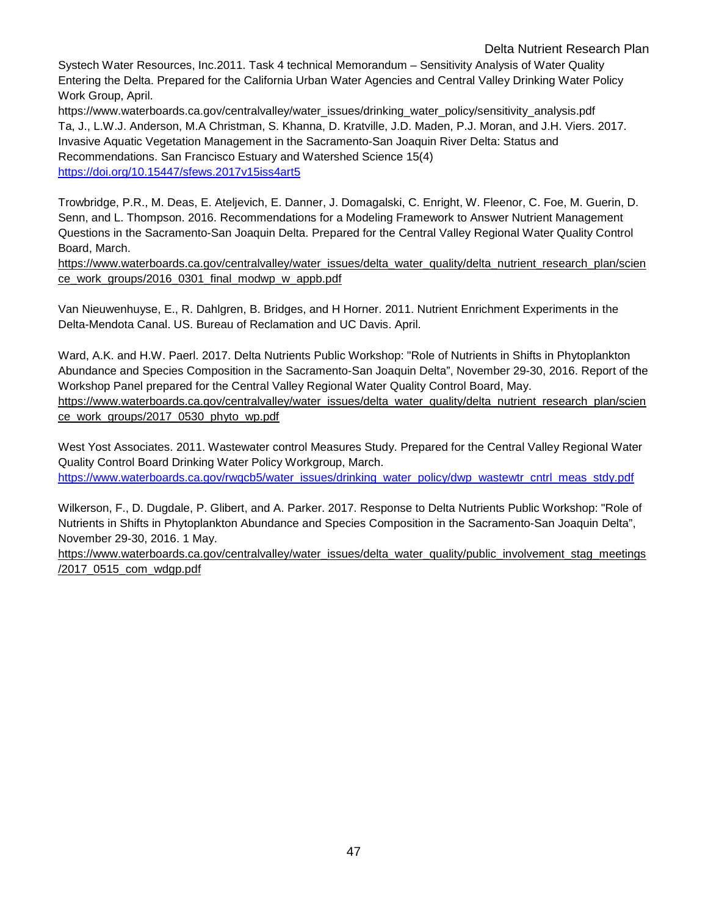Systech Water Resources, Inc.2011. Task 4 technical Memorandum – Sensitivity Analysis of Water Quality Entering the Delta. Prepared for the California Urban Water Agencies and Central Valley Drinking Water Policy Work Group, April. https://www.waterboards.ca.gov/centralvalley/water_issues/drinking_water_policy/sensitivity_analysis.pdf

Ta, J., L.W.J. Anderson, M.A Christman, S. Khanna, D. Kratville, J.D. Maden, P.J. Moran, and J.H. Viers. 2017. Invasive Aquatic Vegetation Management in the Sacramento-San Joaquin River Delta: Status and Recommendations. San Francisco Estuary and Watershed Science 15(4) https://doi.org/10.15447/sfews.2017v15iss4art5

Trowbridge, P.R., M. Deas, E. Ateljevich, E. Danner, J. Domagalski, C. Enright, W. Fleenor, C. Foe, M. Guerin, D. Senn, and L. Thompson. 2016. Recommendations for a Modeling Framework to Answer Nutrient Management Questions in the Sacramento-San Joaquin Delta. Prepared for the Central Valley Regional Water Quality Control Board, March. https://www.waterboards.ca.gov/centralvalley/water_issues/delta_water_quality/delta_nutrient_research_plan/science_work_groups/2016_0301_final_modwp_w_appb.pdf

Van Nieuwenhuyse, E., R. Dahlgren, B. Bridges, and H Horner. 2011. Nutrient Enrichment Experiments in the Delta-Mendota Canal. US. Bureau of Reclamation and UC Davis. April.

Ward, A.K. and H.W. Paerl. 2017. Delta Nutrients Public Workshop: "Role of Nutrients in Shifts in Phytoplankton Abundance and Species Composition in the Sacramento-San Joaquin Delta", November 29-30, 2016. Report of the Workshop Panel prepared for the Central Valley Regional Water Quality Control Board, May. https://www.waterboards.ca.gov/centralvalley/water_issues/delta_water_quality/delta_nutrient_research_plan/science_work_groups/2017_0530_phyto_wp.pdf

West Yost Associates. 2011. Wastewater control Measures Study. Prepared for the Central Valley Regional Water Quality Control Board Drinking Water Policy Workgroup, March. https://www.waterboards.ca.gov/rwqcb5/water_issues/drinking_water_policy/dwp_wastewtr_cntrl_meas_stdy.pdf

Wilkerson, F., D. Dugdale, P. Glibert, and A. Parker. 2017. Response to Delta Nutrients Public Workshop: "Role of Nutrients in Shifts in Phytoplankton Abundance and Species Composition in the Sacramento-San Joaquin Delta", November 29-30, 2016. 1 May. https://www.waterboards.ca.gov/centralvalley/water_issues/delta_water_quality/public_involvement_stag_meetings/2017_0515_com_wdgp.pdf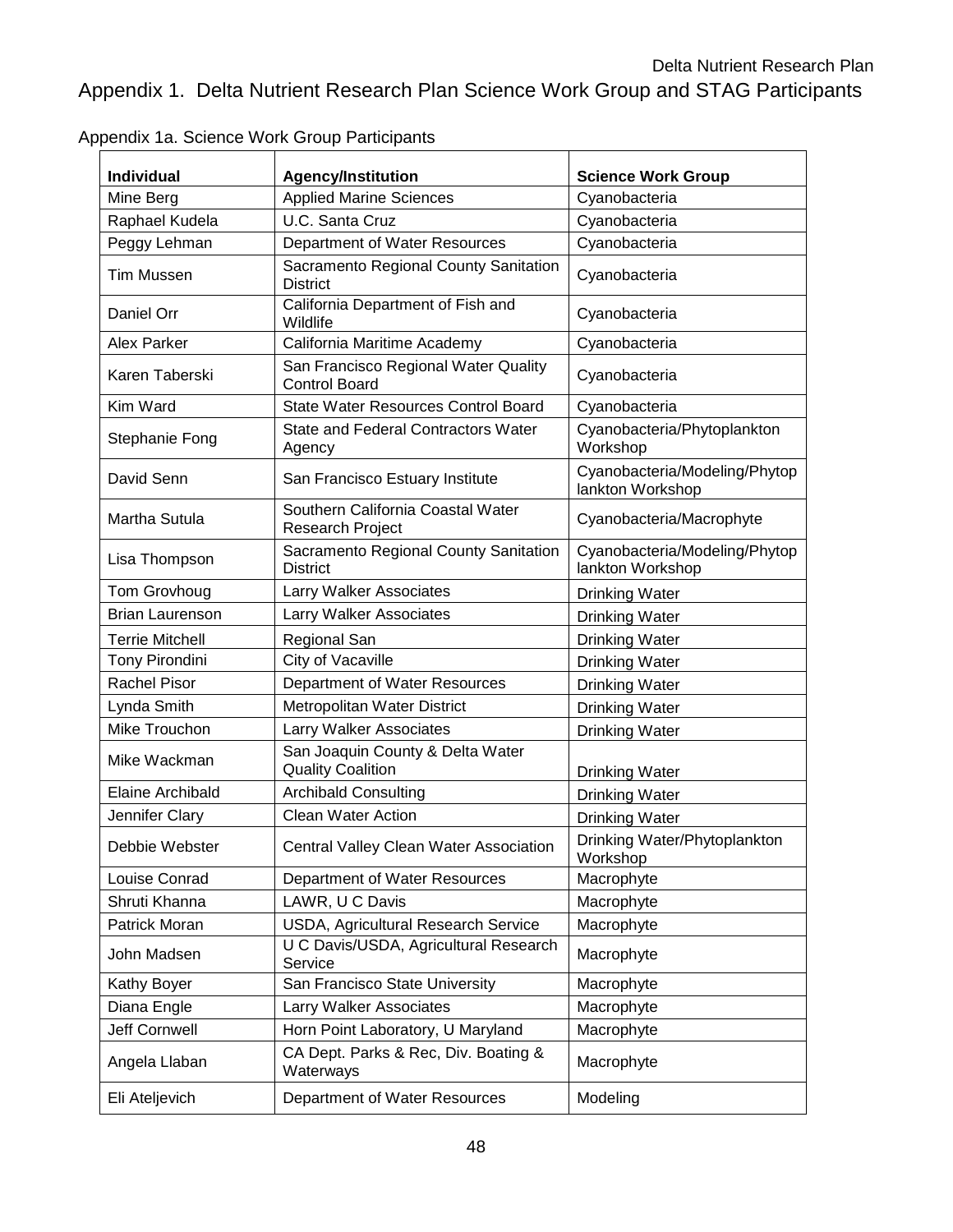# Appendix 1. Delta Nutrient Research Plan Science Work Group and STAG Participants

Appendix 1a. Science Work Group Participants

| Individual | Agency/Institution | Science Work Group |
|---|---|---|
| Mine Berg | Applied Marine Sciences | Cyanobacteria |
| Raphael Kudela | U.C. Santa Cruz | Cyanobacteria |
| Peggy Lehman | Department of Water Resources | Cyanobacteria |
| Tim Mussen | Sacramento Regional County Sanitation District | Cyanobacteria |
| Daniel Orr | California Department of Fish and Wildlife | Cyanobacteria |
| Alex Parker | California Maritime Academy | Cyanobacteria |
| Karen Taberski | San Francisco Regional Water Quality Control Board | Cyanobacteria |
| Kim Ward | State Water Resources Control Board | Cyanobacteria |
| Stephanie Fong | State and Federal Contractors Water Agency | Cyanobacteria/Phytoplankton Workshop |
| David Senn | San Francisco Estuary Institute | Cyanobacteria/Modeling/Phytoplankton Workshop |
| Martha Sutula | Southern California Coastal Water Research Project | Cyanobacteria/Macrophyte |
| Lisa Thompson | Sacramento Regional County Sanitation District | Cyanobacteria/Modeling/Phytoplankton Workshop |
| Tom Grovhoug | Larry Walker Associates | Drinking Water |
| Brian Laurenson | Larry Walker Associates | Drinking Water |
| Terrie Mitchell | Regional San | Drinking Water |
| Tony Pirondini | City of Vacaville | Drinking Water |
| Rachel Pisor | Department of Water Resources | Drinking Water |
| Lynda Smith | Metropolitan Water District | Drinking Water |
| Mike Trouchon | Larry Walker Associates | Drinking Water |
| Mike Wackman | San Joaquin County & Delta Water Quality Coalition | Drinking Water |
| Elaine Archibald | Archibald Consulting | Drinking Water |
| Jennifer Clary | Clean Water Action | Drinking Water |
| Debbie Webster | Central Valley Clean Water Association | Drinking Water/Phytoplankton Workshop |
| Louise Conrad | Department of Water Resources | Macrophyte |
| Shruti Khanna | LAWR, U C Davis | Macrophyte |
| Patrick Moran | USDA, Agricultural Research Service | Macrophyte |
| John Madsen | U C Davis/USDA, Agricultural Research Service | Macrophyte |
| Kathy Boyer | San Francisco State University | Macrophyte |
| Diana Engle | Larry Walker Associates | Macrophyte |
| Jeff Cornwell | Horn Point Laboratory, U Maryland | Macrophyte |
| Angela Llaban | CA Dept. Parks & Rec, Div. Boating & Waterways | Macrophyte |
| Eli Ateljevich | Department of Water Resources | Modeling |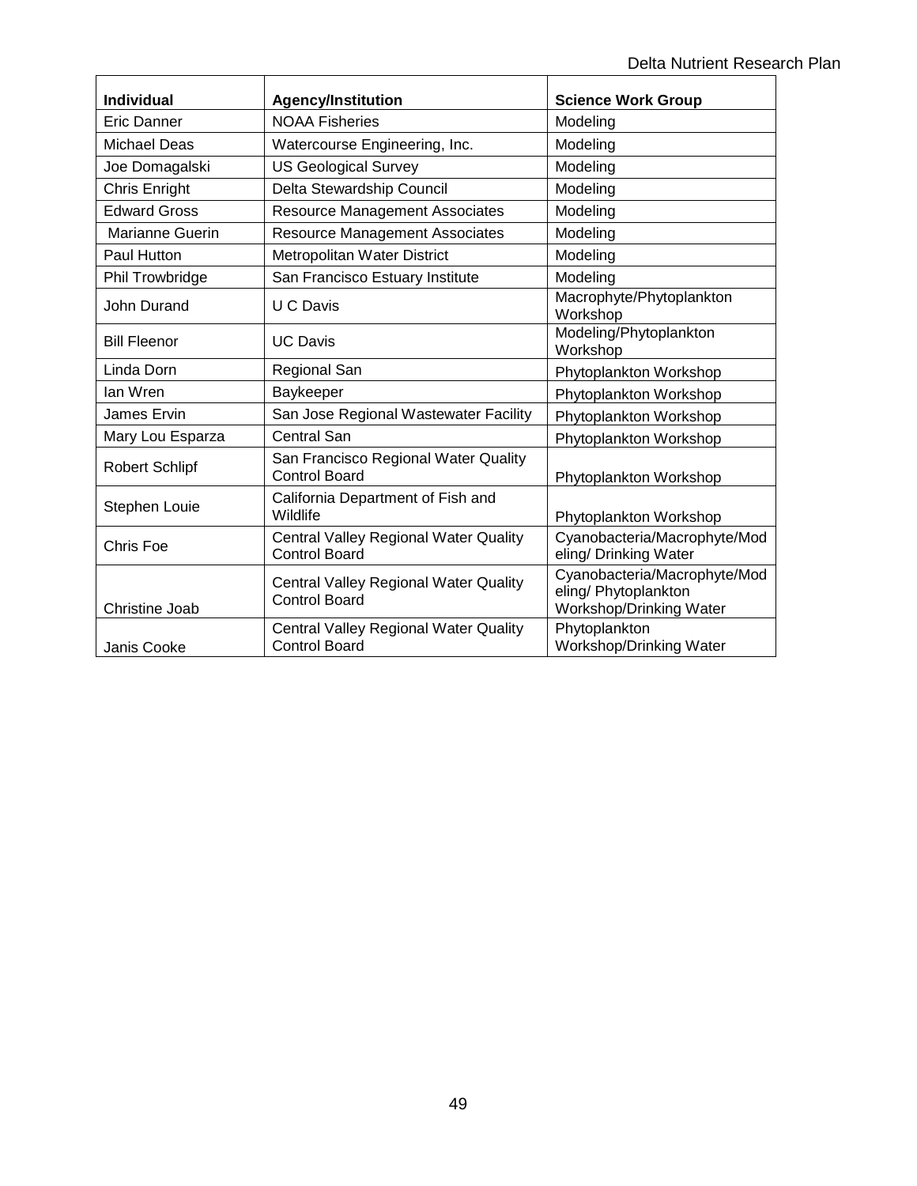| Individual | Agency/Institution | Science Work Group |
| --- | --- | --- |
| Eric Danner | NOAA Fisheries | Modeling |
| Michael Deas | Watercourse Engineering, Inc. | Modeling |
| Joe Domagalski | US Geological Survey | Modeling |
| Chris Enright | Delta Stewardship Council | Modeling |
| Edward Gross | Resource Management Associates | Modeling |
| Marianne Guerin | Resource Management Associates | Modeling |
| Paul Hutton | Metropolitan Water District | Modeling |
| Phil Trowbridge | San Francisco Estuary Institute | Modeling |
| John Durand | U C Davis | Macrophyte/Phytoplankton Workshop |
| Bill Fleenor | UC Davis | Modeling/Phytoplankton Workshop |
| Linda Dorn | Regional San | Phytoplankton Workshop |
| Ian Wren | Baykeeper | Phytoplankton Workshop |
| James Ervin | San Jose Regional Wastewater Facility | Phytoplankton Workshop |
| Mary Lou Esparza | Central San | Phytoplankton Workshop |
| Robert Schlipf | San Francisco Regional Water Quality Control Board | Phytoplankton Workshop |
| Stephen Louie | California Department of Fish and Wildlife | Phytoplankton Workshop |
| Chris Foe | Central Valley Regional Water Quality Control Board | Cyanobacteria/Macrophyte/Modeling/ Drinking Water |
| Christine Joab | Central Valley Regional Water Quality Control Board | Cyanobacteria/Macrophyte/Modeling/ Phytoplankton Workshop/Drinking Water |
| Janis Cooke | Central Valley Regional Water Quality Control Board | Phytoplankton Workshop/Drinking Water |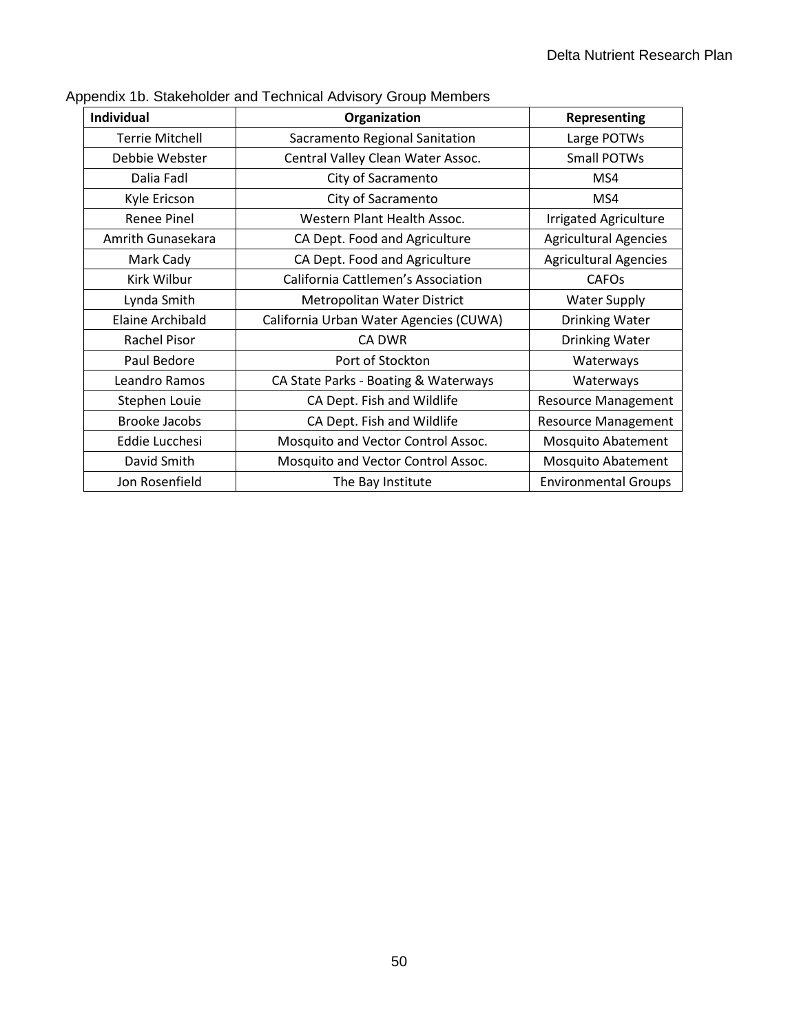Appendix 1b. Stakeholder and Technical Advisory Group Members

| Individual | Organization | Representing |
|---|---|---|
| Terrie Mitchell | Sacramento Regional Sanitation | Large POTWs |
| Debbie Webster | Central Valley Clean Water Assoc. | Small POTWs |
| Dalia Fadl | City of Sacramento | MS4 |
| Kyle Ericson | City of Sacramento | MS4 |
| Renee Pinel | Western Plant Health Assoc. | Irrigated Agriculture |
| Amrith Gunasekara | CA Dept. Food and Agriculture | Agricultural Agencies |
| Mark Cady | CA Dept. Food and Agriculture | Agricultural Agencies |
| Kirk Wilbur | California Cattlemen's Association | CAFOs |
| Lynda Smith | Metropolitan Water District | Water Supply |
| Elaine Archibald | California Urban Water Agencies (CUWA) | Drinking Water |
| Rachel Pisor | CA DWR | Drinking Water |
| Paul Bedore | Port of Stockton | Waterways |
| Leandro Ramos | CA State Parks - Boating & Waterways | Waterways |
| Stephen Louie | CA Dept. Fish and Wildlife | Resource Management |
| Brooke Jacobs | CA Dept. Fish and Wildlife | Resource Management |
| Eddie Lucchesi | Mosquito and Vector Control Assoc. | Mosquito Abatement |
| David Smith | Mosquito and Vector Control Assoc. | Mosquito Abatement |
| Jon Rosenfield | The Bay Institute | Environmental Groups |